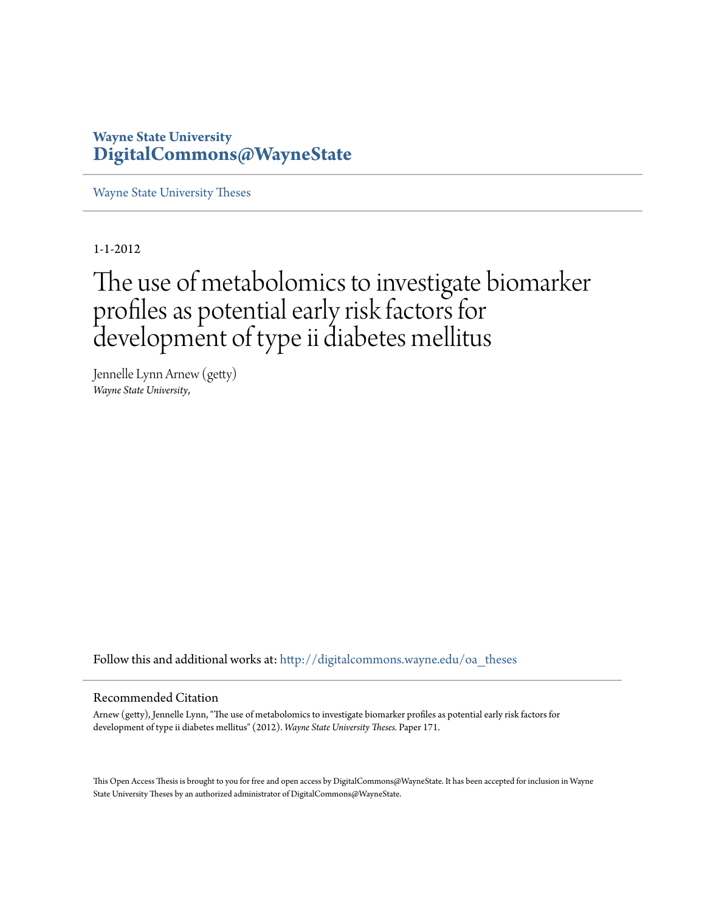**Wayne State University**
**DigitalCommons@WayneState**

Wayne State University Theses

1-1-2012

# The use of metabolomics to investigate biomarker profiles as potential early risk factors for development of type ii diabetes mellitus

Jennelle Lynn Arnew (getty)
*Wayne State University,*

Follow this and additional works at: http://digitalcommons.wayne.edu/oa_theses

## Recommended Citation

Arnew (getty), Jennelle Lynn, "The use of metabolomics to investigate biomarker profiles as potential early risk factors for development of type ii diabetes mellitus" (2012). *Wayne State University Theses.* Paper 171.

This Open Access Thesis is brought to you for free and open access by DigitalCommons@WayneState. It has been accepted for inclusion in Wayne State University Theses by an authorized administrator of DigitalCommons@WayneState.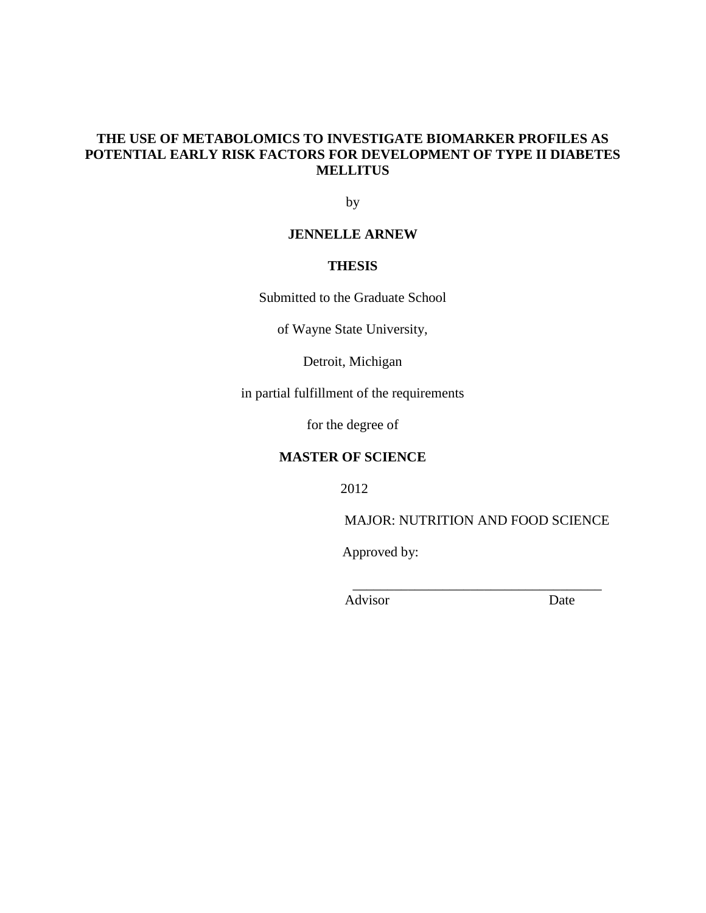# THE USE OF METABOLOMICS TO INVESTIGATE BIOMARKER PROFILES AS POTENTIAL EARLY RISK FACTORS FOR DEVELOPMENT OF TYPE II DIABETES MELLITUS

by

**JENNELLE ARNEW**

**THESIS**

Submitted to the Graduate School

of Wayne State University,

Detroit, Michigan

in partial fulfillment of the requirements

for the degree of

**MASTER OF SCIENCE**

2012

MAJOR: NUTRITION AND FOOD SCIENCE

Approved by:

\_\_\_\_\_\_\_\_\_\_\_\_\_\_\_\_\_\_\_\_\_\_\_\_\_\_\_\_\_\_\_\_\_\_\_\_

Advisor Date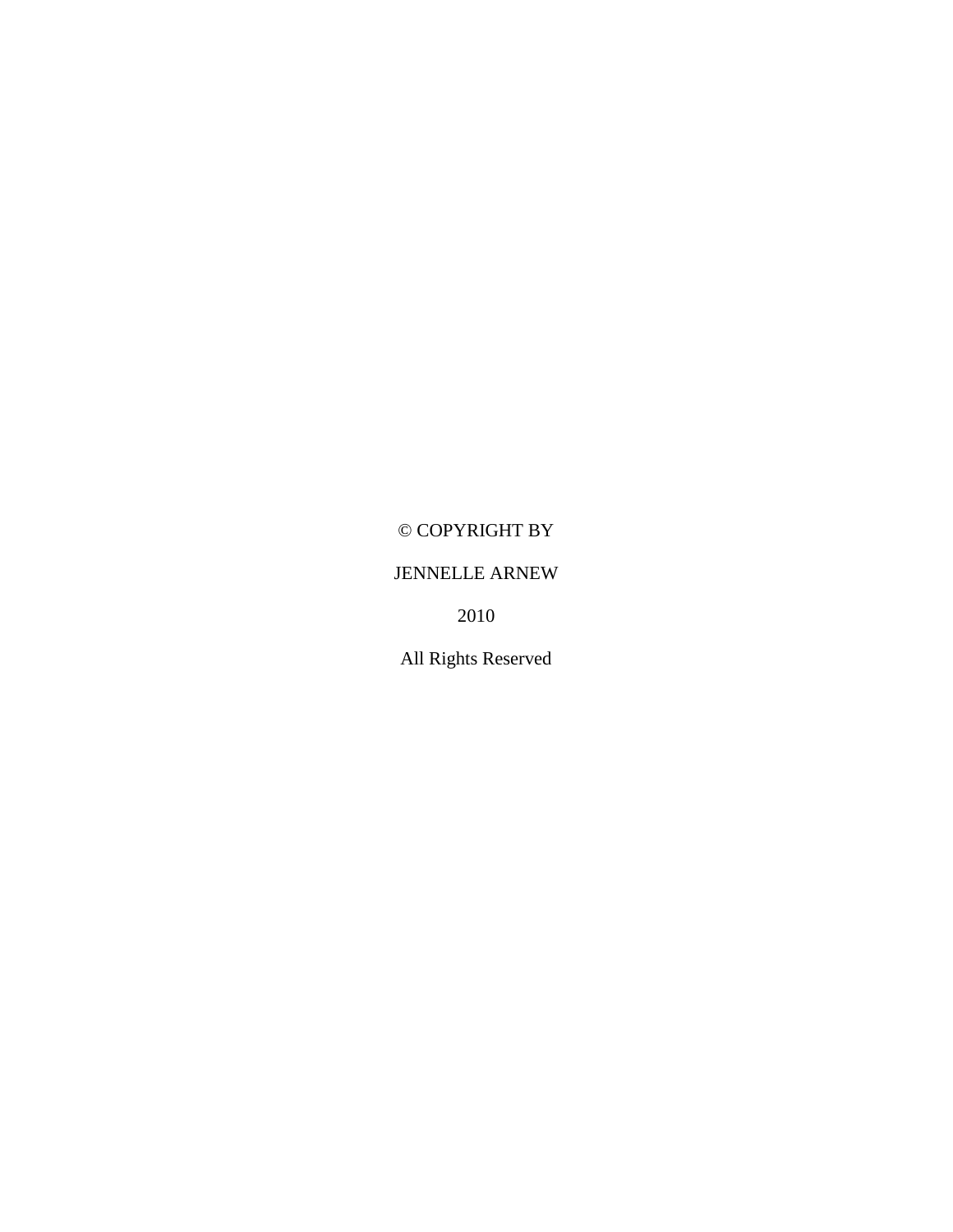© COPYRIGHT BY

JENNELLE ARNEW

2010

All Rights Reserved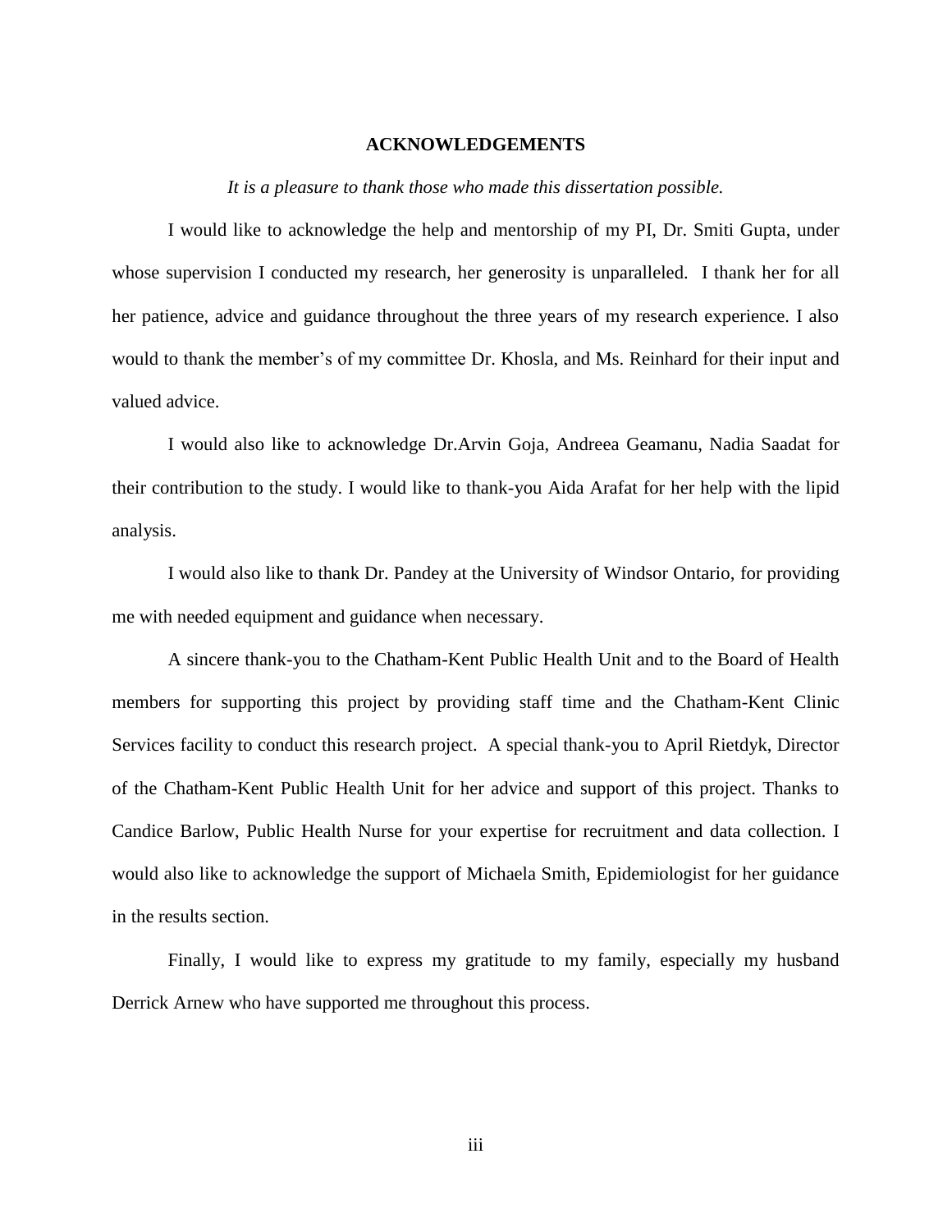# ACKNOWLEDGEMENTS

*It is a pleasure to thank those who made this dissertation possible.*

I would like to acknowledge the help and mentorship of my PI, Dr. Smiti Gupta, under whose supervision I conducted my research, her generosity is unparalleled. I thank her for all her patience, advice and guidance throughout the three years of my research experience. I also would to thank the member's of my committee Dr. Khosla, and Ms. Reinhard for their input and valued advice.

I would also like to acknowledge Dr.Arvin Goja, Andreea Geamanu, Nadia Saadat for their contribution to the study. I would like to thank-you Aida Arafat for her help with the lipid analysis.

I would also like to thank Dr. Pandey at the University of Windsor Ontario, for providing me with needed equipment and guidance when necessary.

A sincere thank-you to the Chatham-Kent Public Health Unit and to the Board of Health members for supporting this project by providing staff time and the Chatham-Kent Clinic Services facility to conduct this research project. A special thank-you to April Rietdyk, Director of the Chatham-Kent Public Health Unit for her advice and support of this project. Thanks to Candice Barlow, Public Health Nurse for your expertise for recruitment and data collection. I would also like to acknowledge the support of Michaela Smith, Epidemiologist for her guidance in the results section.

Finally, I would like to express my gratitude to my family, especially my husband Derrick Arnew who have supported me throughout this process.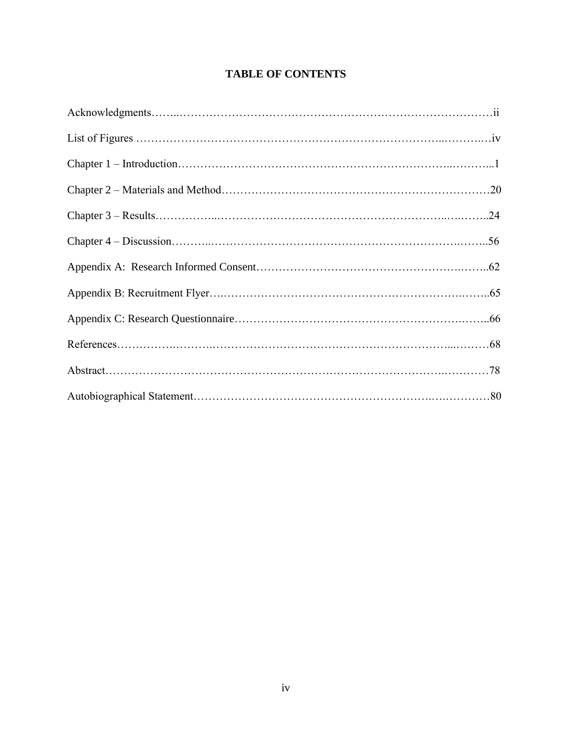# TABLE OF CONTENTS

Acknowledgments……..……………………………………………………………………………ii

List of Figures ………………………………………………………………………..……….…iv

Chapter 1 – Introduction……………………………………………………………..………...1

Chapter 2 – Materials and Method………………………………………………………………20

Chapter 3 – Results……………..……………………………………………………..…..……..24

Chapter 4 – Discussion………..………………………………………………………….……..56

Appendix A: Research Informed Consent…………………………………………………….……..62

Appendix B: Recruitment Flyer….………………………………………………………….……..65

Appendix C: Research Questionnaire……………………………………………………….……..66

References……………….……….…………………………………………………………....………68

Abstract………………………………………………………………………………….…………78

Autobiographical Statement………………………………………………………….….…………80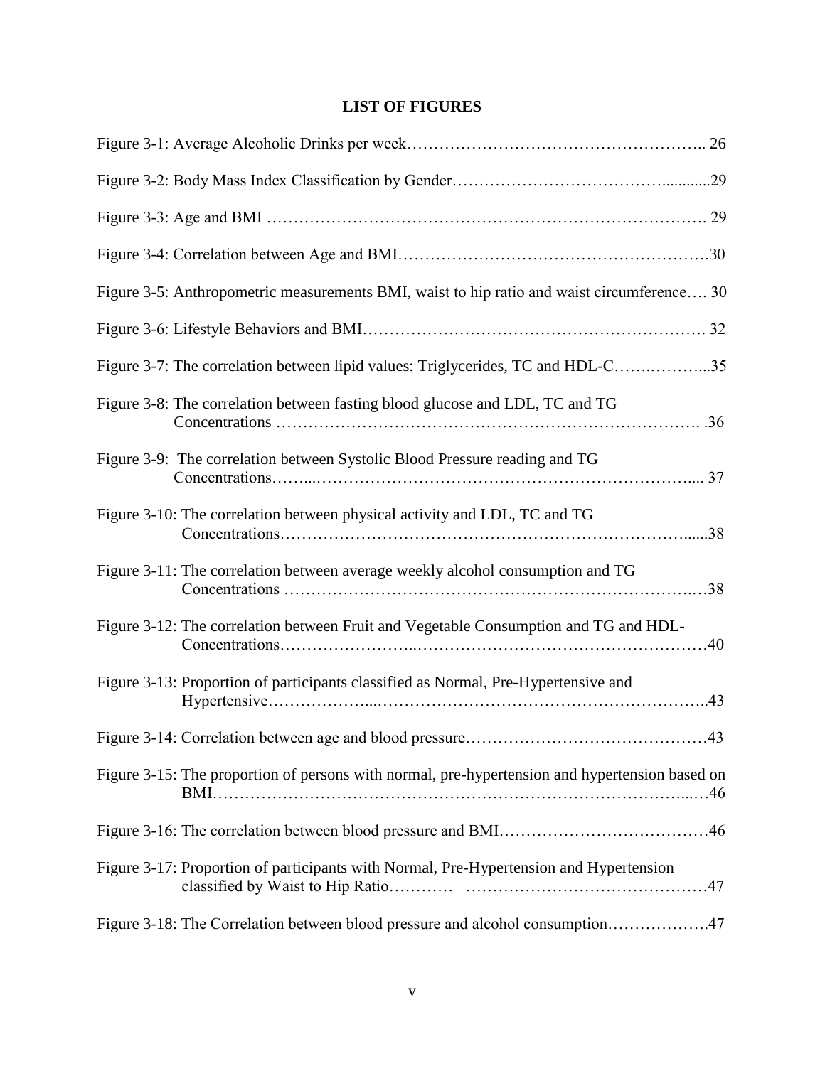# LIST OF FIGURES

Figure 3-1: Average Alcoholic Drinks per week………………………………………………. 26

Figure 3-2: Body Mass Index Classification by Gender…………………………………...........29

Figure 3-3: Age and BMI ………………………………………………………………………. 29

Figure 3-4: Correlation between Age and BMI……………………………………………….30

Figure 3-5: Anthropometric measurements BMI, waist to hip ratio and waist circumference…. 30

Figure 3-6: Lifestyle Behaviors and BMI……………………………………………………. 32

Figure 3-7: The correlation between lipid values: Triglycerides, TC and HDL-C…….……...35

Figure 3-8: The correlation between fasting blood glucose and LDL, TC and TG Concentrations ………………………………………………………………… .36

Figure 3-9: The correlation between Systolic Blood Pressure reading and TG Concentrations……...………………………………………………………….... 37

Figure 3-10: The correlation between physical activity and LDL, TC and TG Concentrations………………………………………………………………......38

Figure 3-11: The correlation between average weekly alcohol consumption and TG Concentrations ……………………………………………………………….…38

Figure 3-12: The correlation between Fruit and Vegetable Consumption and TG and HDL-Concentrations……………………..………………………………………….…40

Figure 3-13: Proportion of participants classified as Normal, Pre-Hypertensive and Hypertensive………………...…………………………………………………..43

Figure 3-14: Correlation between age and blood pressure……………………………………43

Figure 3-15: The proportion of persons with normal, pre-hypertension and hypertension based on BMI……………………………………………………………………………...…46

Figure 3-16: The correlation between blood pressure and BMI………………………………46

Figure 3-17: Proportion of participants with Normal, Pre-Hypertension and Hypertension classified by Waist to Hip Ratio………… ……………………………………47

Figure 3-18: The Correlation between blood pressure and alcohol consumption……………….47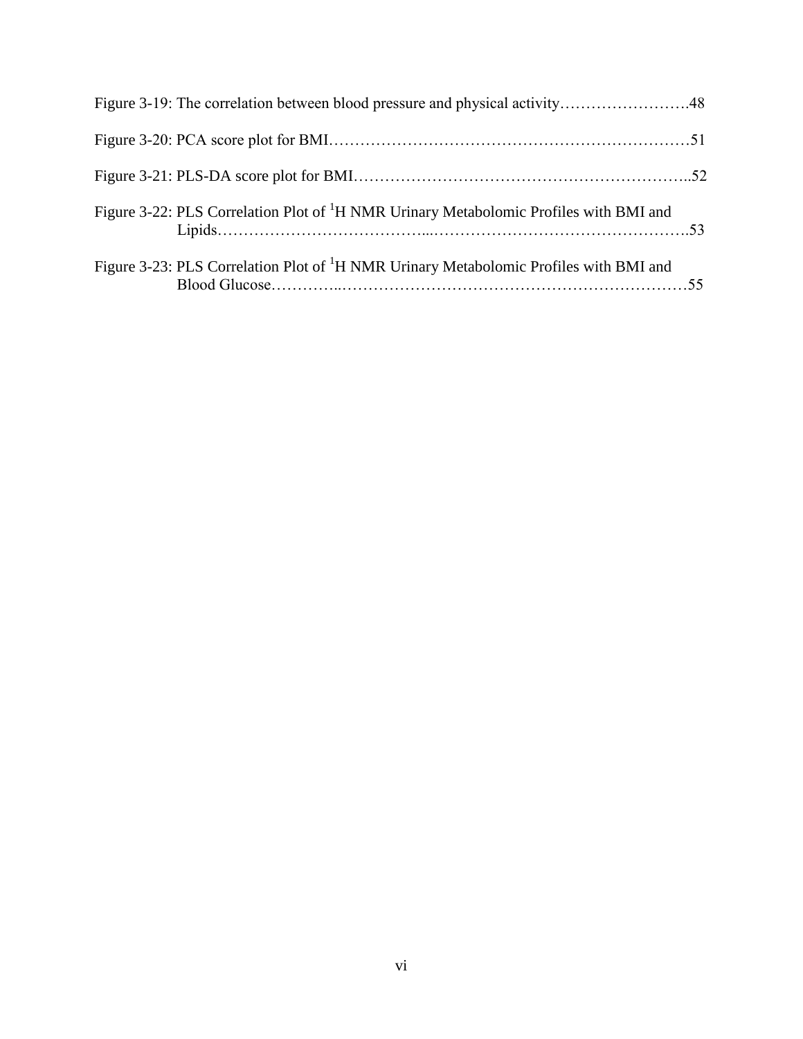Figure 3-19: The correlation between blood pressure and physical activity……………………..48

Figure 3-20: PCA score plot for BMI……………………………………………………………51

Figure 3-21: PLS-DA score plot for BMI………………………………………………………..52

Figure 3-22: PLS Correlation Plot of $^{1}H$ NMR Urinary Metabolomic Profiles with BMI and Lipids………………………………...…………………………………………..53

Figure 3-23: PLS Correlation Plot of $^{1}H$ NMR Urinary Metabolomic Profiles with BMI and Blood Glucose…………..……………………………………………………………55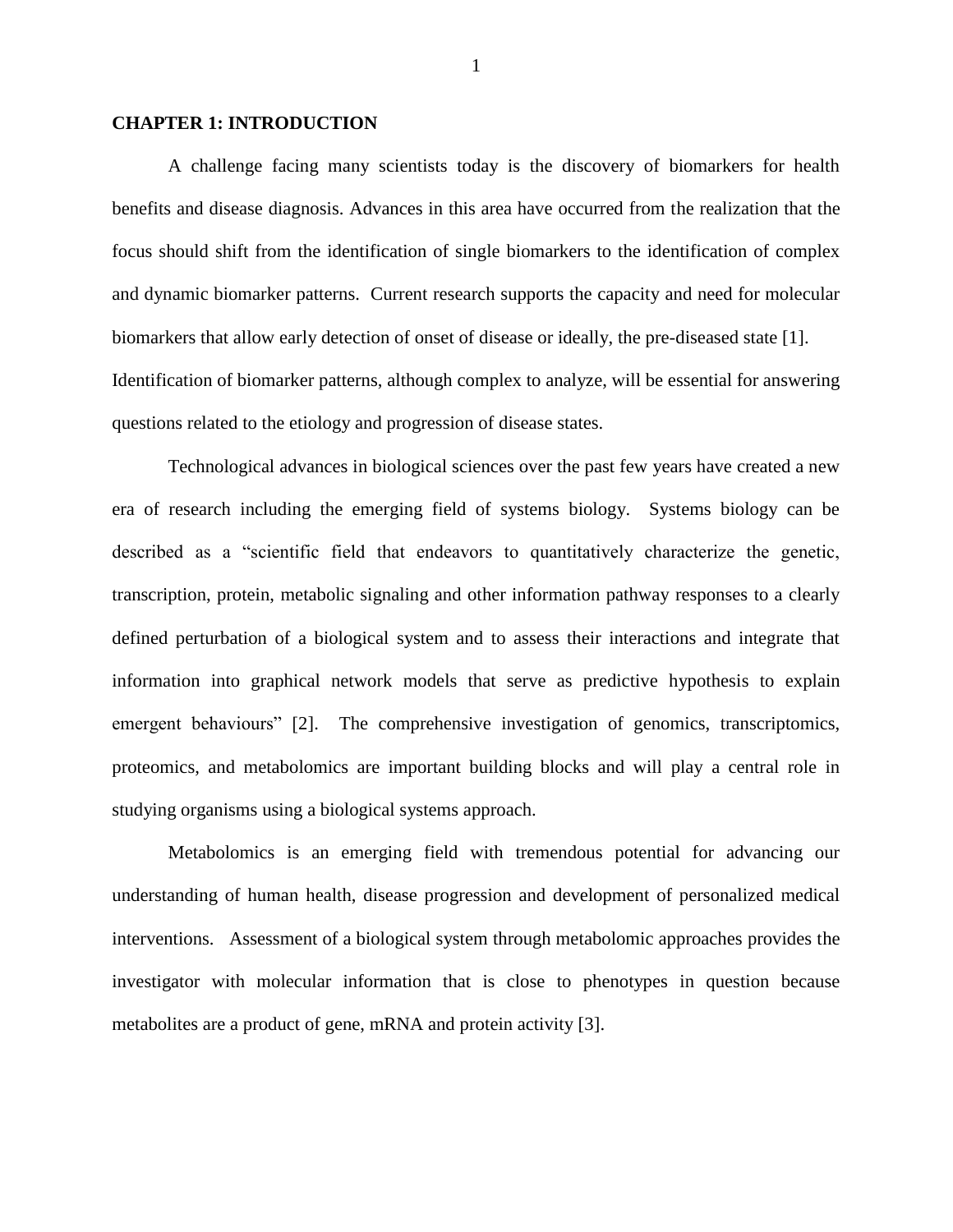# CHAPTER 1: INTRODUCTION

A challenge facing many scientists today is the discovery of biomarkers for health benefits and disease diagnosis. Advances in this area have occurred from the realization that the focus should shift from the identification of single biomarkers to the identification of complex and dynamic biomarker patterns. Current research supports the capacity and need for molecular biomarkers that allow early detection of onset of disease or ideally, the pre-diseased state [1]. Identification of biomarker patterns, although complex to analyze, will be essential for answering questions related to the etiology and progression of disease states.

Technological advances in biological sciences over the past few years have created a new era of research including the emerging field of systems biology. Systems biology can be described as a "scientific field that endeavors to quantitatively characterize the genetic, transcription, protein, metabolic signaling and other information pathway responses to a clearly defined perturbation of a biological system and to assess their interactions and integrate that information into graphical network models that serve as predictive hypothesis to explain emergent behaviours" [2]. The comprehensive investigation of genomics, transcriptomics, proteomics, and metabolomics are important building blocks and will play a central role in studying organisms using a biological systems approach.

Metabolomics is an emerging field with tremendous potential for advancing our understanding of human health, disease progression and development of personalized medical interventions. Assessment of a biological system through metabolomic approaches provides the investigator with molecular information that is close to phenotypes in question because metabolites are a product of gene, mRNA and protein activity [3].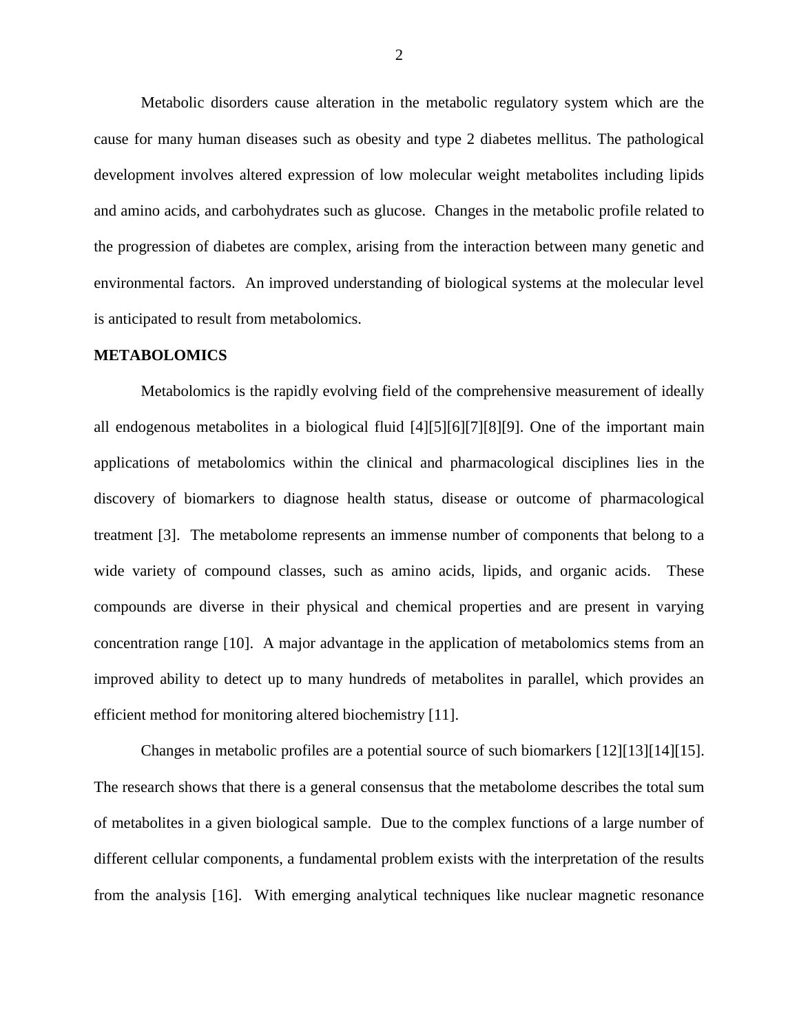Metabolic disorders cause alteration in the metabolic regulatory system which are the cause for many human diseases such as obesity and type 2 diabetes mellitus. The pathological development involves altered expression of low molecular weight metabolites including lipids and amino acids, and carbohydrates such as glucose. Changes in the metabolic profile related to the progression of diabetes are complex, arising from the interaction between many genetic and environmental factors. An improved understanding of biological systems at the molecular level is anticipated to result from metabolomics.

## METABOLOMICS

Metabolomics is the rapidly evolving field of the comprehensive measurement of ideally all endogenous metabolites in a biological fluid [4][5][6][7][8][9]. One of the important main applications of metabolomics within the clinical and pharmacological disciplines lies in the discovery of biomarkers to diagnose health status, disease or outcome of pharmacological treatment [3]. The metabolome represents an immense number of components that belong to a wide variety of compound classes, such as amino acids, lipids, and organic acids. These compounds are diverse in their physical and chemical properties and are present in varying concentration range [10]. A major advantage in the application of metabolomics stems from an improved ability to detect up to many hundreds of metabolites in parallel, which provides an efficient method for monitoring altered biochemistry [11].

Changes in metabolic profiles are a potential source of such biomarkers [12][13][14][15]. The research shows that there is a general consensus that the metabolome describes the total sum of metabolites in a given biological sample. Due to the complex functions of a large number of different cellular components, a fundamental problem exists with the interpretation of the results from the analysis [16]. With emerging analytical techniques like nuclear magnetic resonance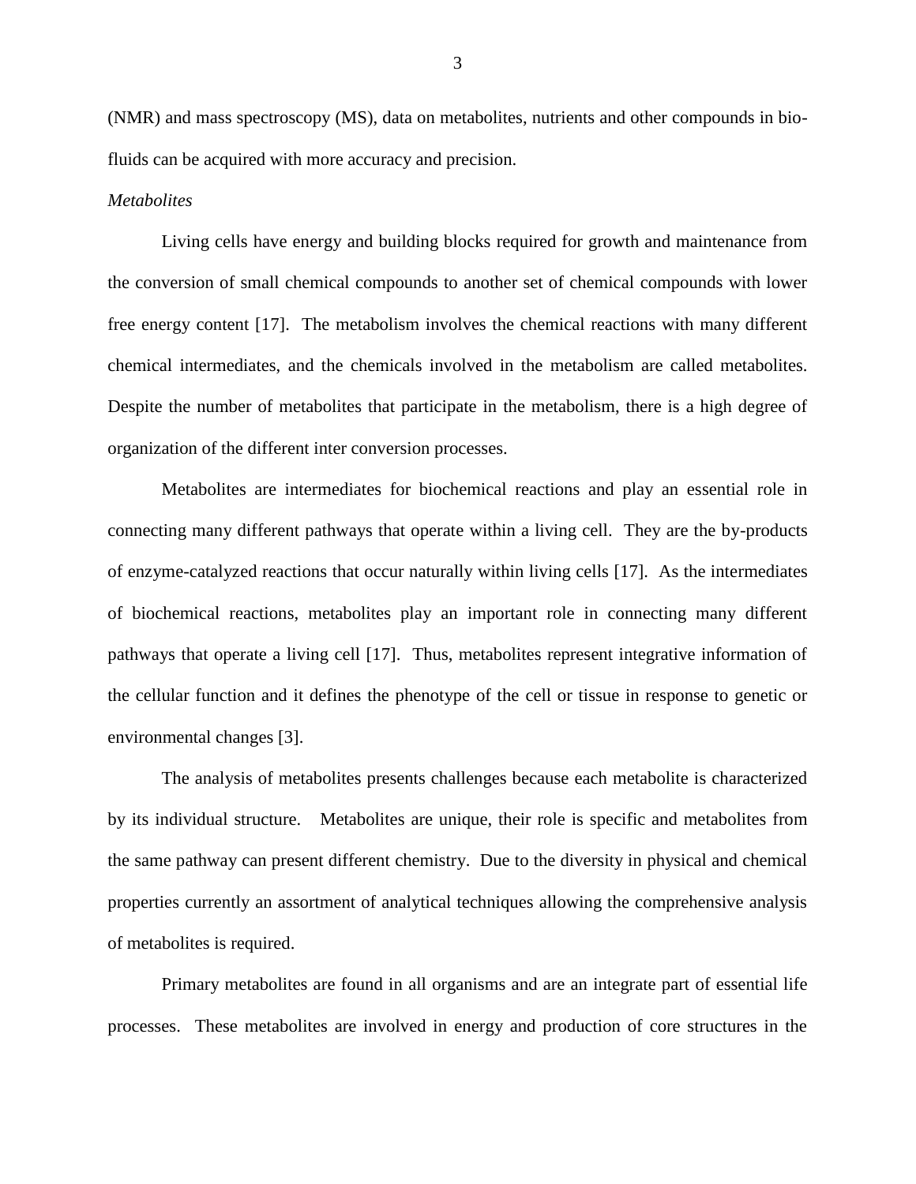(NMR) and mass spectroscopy (MS), data on metabolites, nutrients and other compounds in bio-fluids can be acquired with more accuracy and precision.

*Metabolites*

Living cells have energy and building blocks required for growth and maintenance from the conversion of small chemical compounds to another set of chemical compounds with lower free energy content [17]. The metabolism involves the chemical reactions with many different chemical intermediates, and the chemicals involved in the metabolism are called metabolites. Despite the number of metabolites that participate in the metabolism, there is a high degree of organization of the different inter conversion processes.

Metabolites are intermediates for biochemical reactions and play an essential role in connecting many different pathways that operate within a living cell. They are the by-products of enzyme-catalyzed reactions that occur naturally within living cells [17]. As the intermediates of biochemical reactions, metabolites play an important role in connecting many different pathways that operate a living cell [17]. Thus, metabolites represent integrative information of the cellular function and it defines the phenotype of the cell or tissue in response to genetic or environmental changes [3].

The analysis of metabolites presents challenges because each metabolite is characterized by its individual structure. Metabolites are unique, their role is specific and metabolites from the same pathway can present different chemistry. Due to the diversity in physical and chemical properties currently an assortment of analytical techniques allowing the comprehensive analysis of metabolites is required.

Primary metabolites are found in all organisms and are an integrate part of essential life processes. These metabolites are involved in energy and production of core structures in the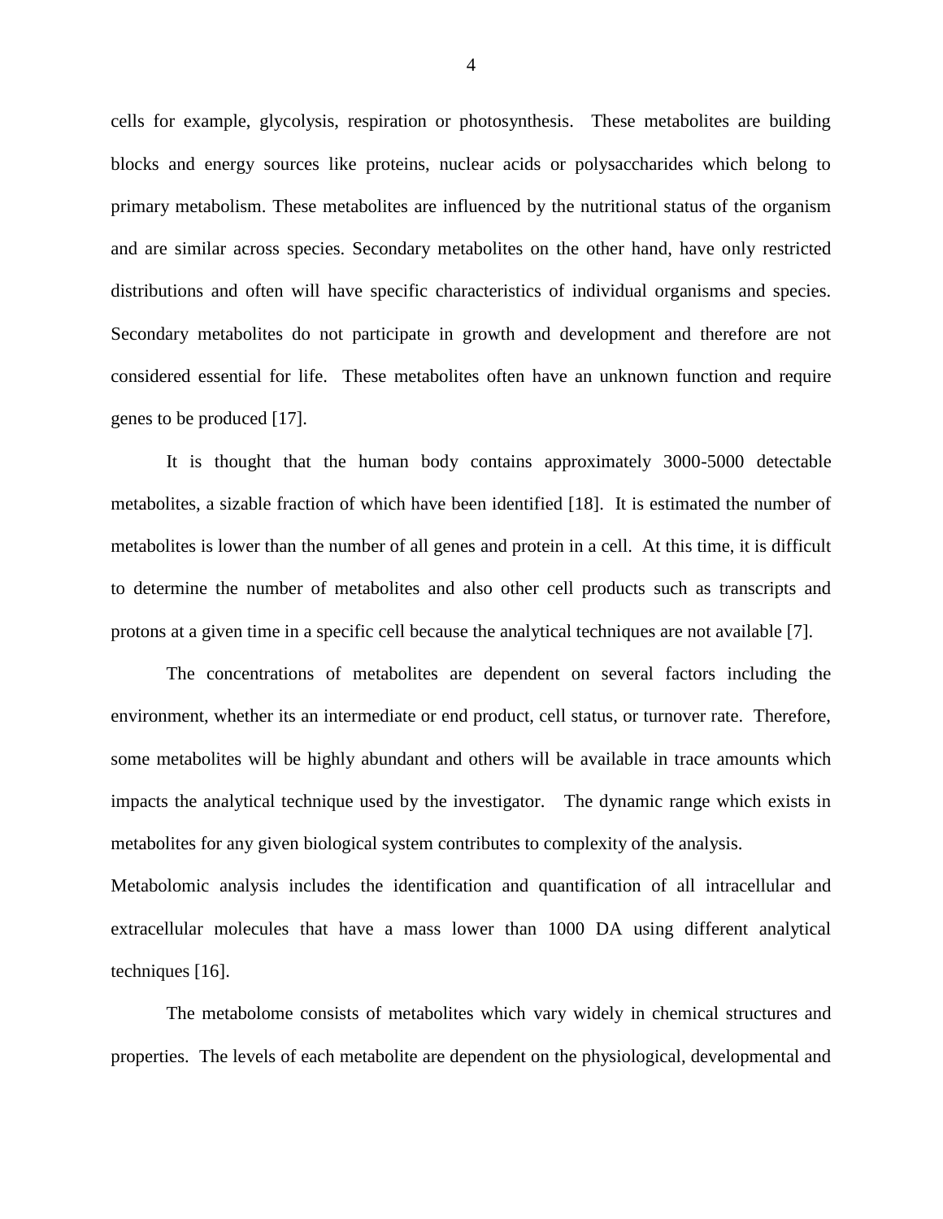cells for example, glycolysis, respiration or photosynthesis. These metabolites are building blocks and energy sources like proteins, nuclear acids or polysaccharides which belong to primary metabolism. These metabolites are influenced by the nutritional status of the organism and are similar across species. Secondary metabolites on the other hand, have only restricted distributions and often will have specific characteristics of individual organisms and species. Secondary metabolites do not participate in growth and development and therefore are not considered essential for life. These metabolites often have an unknown function and require genes to be produced [17].

It is thought that the human body contains approximately 3000-5000 detectable metabolites, a sizable fraction of which have been identified [18]. It is estimated the number of metabolites is lower than the number of all genes and protein in a cell. At this time, it is difficult to determine the number of metabolites and also other cell products such as transcripts and protons at a given time in a specific cell because the analytical techniques are not available [7].

The concentrations of metabolites are dependent on several factors including the environment, whether its an intermediate or end product, cell status, or turnover rate. Therefore, some metabolites will be highly abundant and others will be available in trace amounts which impacts the analytical technique used by the investigator. The dynamic range which exists in metabolites for any given biological system contributes to complexity of the analysis.
Metabolomic analysis includes the identification and quantification of all intracellular and extracellular molecules that have a mass lower than 1000 DA using different analytical techniques [16].

The metabolome consists of metabolites which vary widely in chemical structures and properties. The levels of each metabolite are dependent on the physiological, developmental and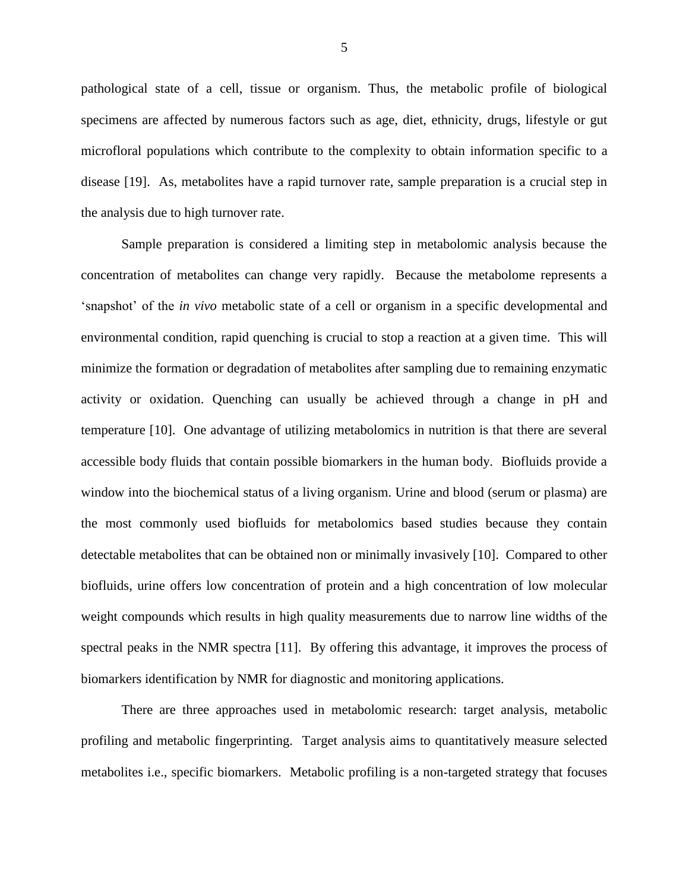pathological state of a cell, tissue or organism. Thus, the metabolic profile of biological specimens are affected by numerous factors such as age, diet, ethnicity, drugs, lifestyle or gut microfloral populations which contribute to the complexity to obtain information specific to a disease [19]. As, metabolites have a rapid turnover rate, sample preparation is a crucial step in the analysis due to high turnover rate.

Sample preparation is considered a limiting step in metabolomic analysis because the concentration of metabolites can change very rapidly. Because the metabolome represents a 'snapshot' of the *in vivo* metabolic state of a cell or organism in a specific developmental and environmental condition, rapid quenching is crucial to stop a reaction at a given time. This will minimize the formation or degradation of metabolites after sampling due to remaining enzymatic activity or oxidation. Quenching can usually be achieved through a change in pH and temperature [10]. One advantage of utilizing metabolomics in nutrition is that there are several accessible body fluids that contain possible biomarkers in the human body. Biofluids provide a window into the biochemical status of a living organism. Urine and blood (serum or plasma) are the most commonly used biofluids for metabolomics based studies because they contain detectable metabolites that can be obtained non or minimally invasively [10]. Compared to other biofluids, urine offers low concentration of protein and a high concentration of low molecular weight compounds which results in high quality measurements due to narrow line widths of the spectral peaks in the NMR spectra [11]. By offering this advantage, it improves the process of biomarkers identification by NMR for diagnostic and monitoring applications.

There are three approaches used in metabolomic research: target analysis, metabolic profiling and metabolic fingerprinting. Target analysis aims to quantitatively measure selected metabolites i.e., specific biomarkers. Metabolic profiling is a non-targeted strategy that focuses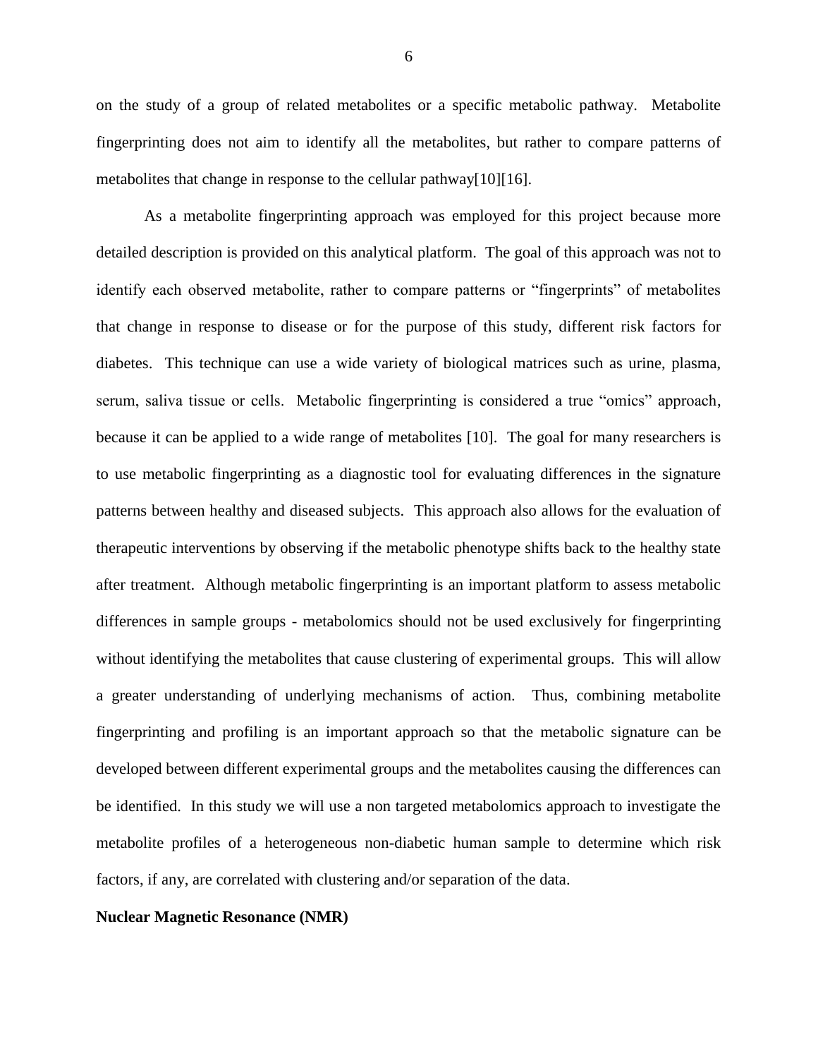on the study of a group of related metabolites or a specific metabolic pathway. Metabolite fingerprinting does not aim to identify all the metabolites, but rather to compare patterns of metabolites that change in response to the cellular pathway[10][16].

As a metabolite fingerprinting approach was employed for this project because more detailed description is provided on this analytical platform. The goal of this approach was not to identify each observed metabolite, rather to compare patterns or "fingerprints" of metabolites that change in response to disease or for the purpose of this study, different risk factors for diabetes. This technique can use a wide variety of biological matrices such as urine, plasma, serum, saliva tissue or cells. Metabolic fingerprinting is considered a true "omics" approach, because it can be applied to a wide range of metabolites [10]. The goal for many researchers is to use metabolic fingerprinting as a diagnostic tool for evaluating differences in the signature patterns between healthy and diseased subjects. This approach also allows for the evaluation of therapeutic interventions by observing if the metabolic phenotype shifts back to the healthy state after treatment. Although metabolic fingerprinting is an important platform to assess metabolic differences in sample groups - metabolomics should not be used exclusively for fingerprinting without identifying the metabolites that cause clustering of experimental groups. This will allow a greater understanding of underlying mechanisms of action. Thus, combining metabolite fingerprinting and profiling is an important approach so that the metabolic signature can be developed between different experimental groups and the metabolites causing the differences can be identified. In this study we will use a non targeted metabolomics approach to investigate the metabolite profiles of a heterogeneous non-diabetic human sample to determine which risk factors, if any, are correlated with clustering and/or separation of the data.

**Nuclear Magnetic Resonance (NMR)**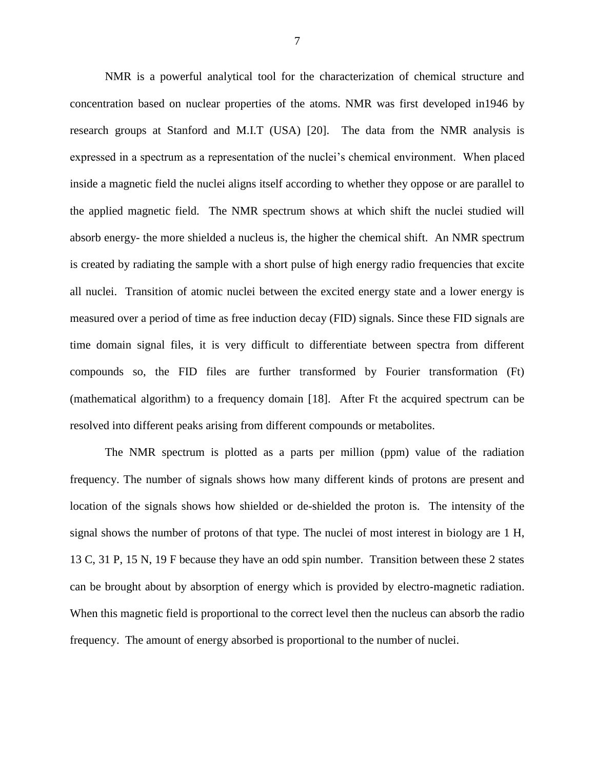NMR is a powerful analytical tool for the characterization of chemical structure and concentration based on nuclear properties of the atoms. NMR was first developed in1946 by research groups at Stanford and M.I.T (USA) [20]. The data from the NMR analysis is expressed in a spectrum as a representation of the nuclei's chemical environment. When placed inside a magnetic field the nuclei aligns itself according to whether they oppose or are parallel to the applied magnetic field. The NMR spectrum shows at which shift the nuclei studied will absorb energy- the more shielded a nucleus is, the higher the chemical shift. An NMR spectrum is created by radiating the sample with a short pulse of high energy radio frequencies that excite all nuclei. Transition of atomic nuclei between the excited energy state and a lower energy is measured over a period of time as free induction decay (FID) signals. Since these FID signals are time domain signal files, it is very difficult to differentiate between spectra from different compounds so, the FID files are further transformed by Fourier transformation (Ft) (mathematical algorithm) to a frequency domain [18]. After Ft the acquired spectrum can be resolved into different peaks arising from different compounds or metabolites.

The NMR spectrum is plotted as a parts per million (ppm) value of the radiation frequency. The number of signals shows how many different kinds of protons are present and location of the signals shows how shielded or de-shielded the proton is. The intensity of the signal shows the number of protons of that type. The nuclei of most interest in biology are 1 H, 13 C, 31 P, 15 N, 19 F because they have an odd spin number. Transition between these 2 states can be brought about by absorption of energy which is provided by electro-magnetic radiation. When this magnetic field is proportional to the correct level then the nucleus can absorb the radio frequency. The amount of energy absorbed is proportional to the number of nuclei.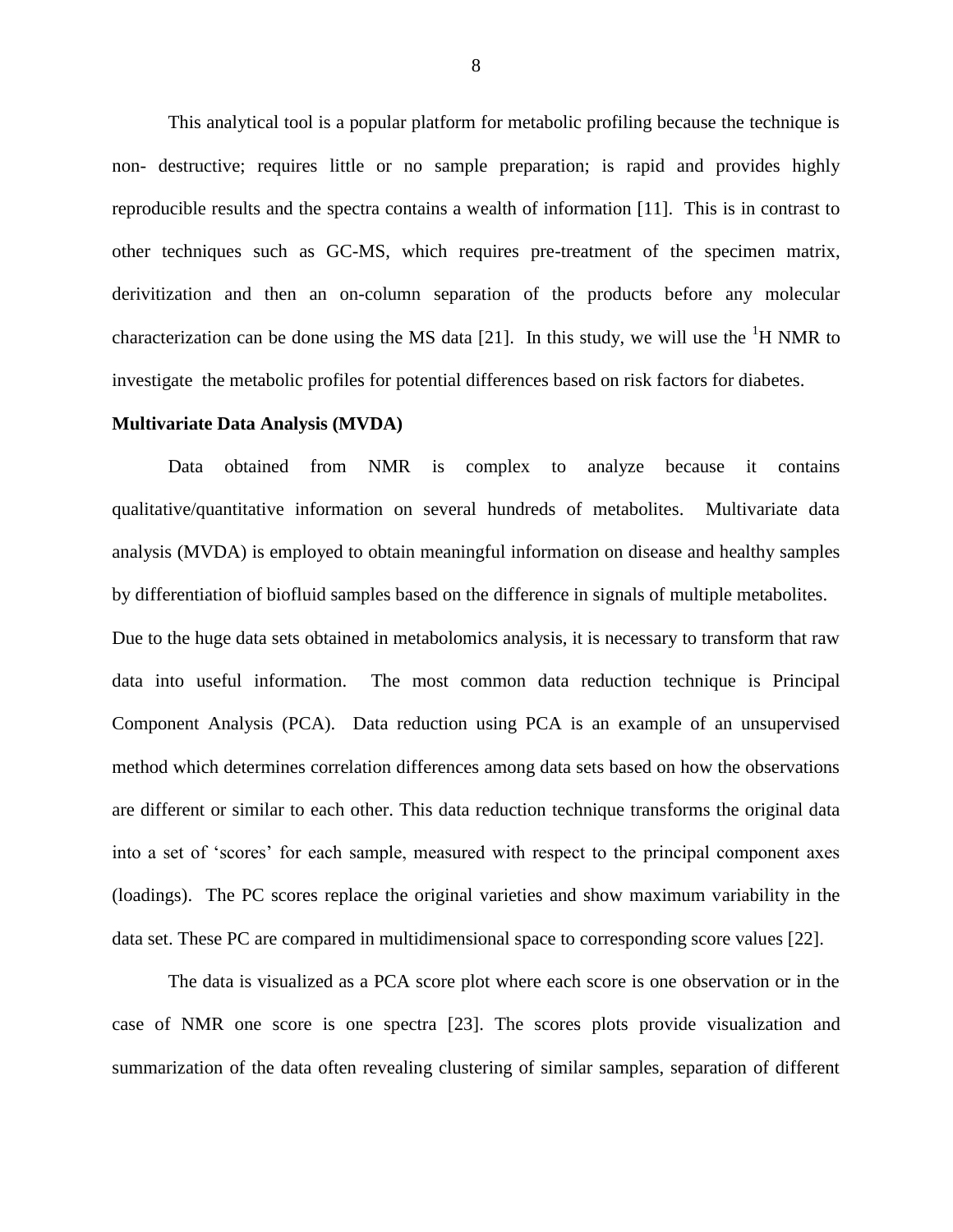This analytical tool is a popular platform for metabolic profiling because the technique is non- destructive; requires little or no sample preparation; is rapid and provides highly reproducible results and the spectra contains a wealth of information [11]. This is in contrast to other techniques such as GC-MS, which requires pre-treatment of the specimen matrix, derivitization and then an on-column separation of the products before any molecular characterization can be done using the MS data [21]. In this study, we will use the $^1$H NMR to investigate the metabolic profiles for potential differences based on risk factors for diabetes.

**Multivariate Data Analysis (MVDA)**

Data obtained from NMR is complex to analyze because it contains qualitative/quantitative information on several hundreds of metabolites. Multivariate data analysis (MVDA) is employed to obtain meaningful information on disease and healthy samples by differentiation of biofluid samples based on the difference in signals of multiple metabolites. Due to the huge data sets obtained in metabolomics analysis, it is necessary to transform that raw data into useful information. The most common data reduction technique is Principal Component Analysis (PCA). Data reduction using PCA is an example of an unsupervised method which determines correlation differences among data sets based on how the observations are different or similar to each other. This data reduction technique transforms the original data into a set of 'scores' for each sample, measured with respect to the principal component axes (loadings). The PC scores replace the original varieties and show maximum variability in the data set. These PC are compared in multidimensional space to corresponding score values [22].

The data is visualized as a PCA score plot where each score is one observation or in the case of NMR one score is one spectra [23]. The scores plots provide visualization and summarization of the data often revealing clustering of similar samples, separation of different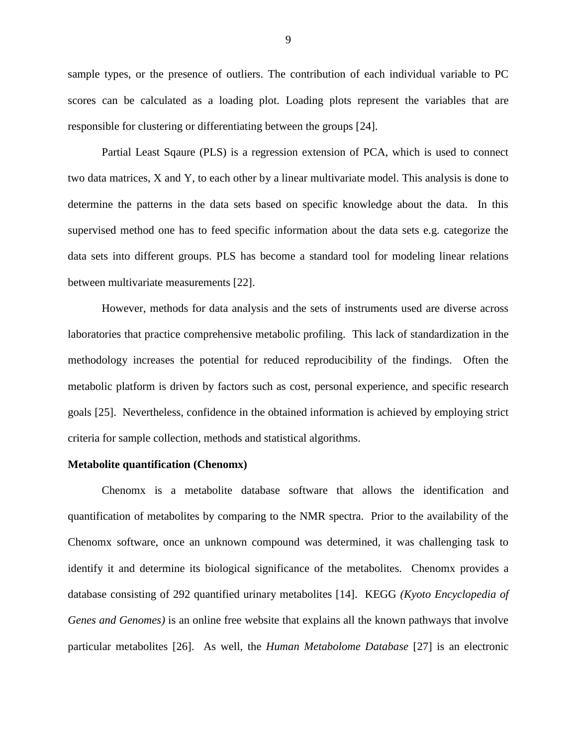sample types, or the presence of outliers. The contribution of each individual variable to PC scores can be calculated as a loading plot. Loading plots represent the variables that are responsible for clustering or differentiating between the groups [24].

Partial Least Sqaure (PLS) is a regression extension of PCA, which is used to connect two data matrices, X and Y, to each other by a linear multivariate model. This analysis is done to determine the patterns in the data sets based on specific knowledge about the data. In this supervised method one has to feed specific information about the data sets e.g. categorize the data sets into different groups. PLS has become a standard tool for modeling linear relations between multivariate measurements [22].

However, methods for data analysis and the sets of instruments used are diverse across laboratories that practice comprehensive metabolic profiling. This lack of standardization in the methodology increases the potential for reduced reproducibility of the findings. Often the metabolic platform is driven by factors such as cost, personal experience, and specific research goals [25]. Nevertheless, confidence in the obtained information is achieved by employing strict criteria for sample collection, methods and statistical algorithms.

**Metabolite quantification (Chenomx)**

Chenomx is a metabolite database software that allows the identification and quantification of metabolites by comparing to the NMR spectra. Prior to the availability of the Chenomx software, once an unknown compound was determined, it was challenging task to identify it and determine its biological significance of the metabolites. Chenomx provides a database consisting of 292 quantified urinary metabolites [14]. KEGG *(Kyoto Encyclopedia of Genes and Genomes)* is an online free website that explains all the known pathways that involve particular metabolites [26]. As well, the *Human Metabolome Database* [27] is an electronic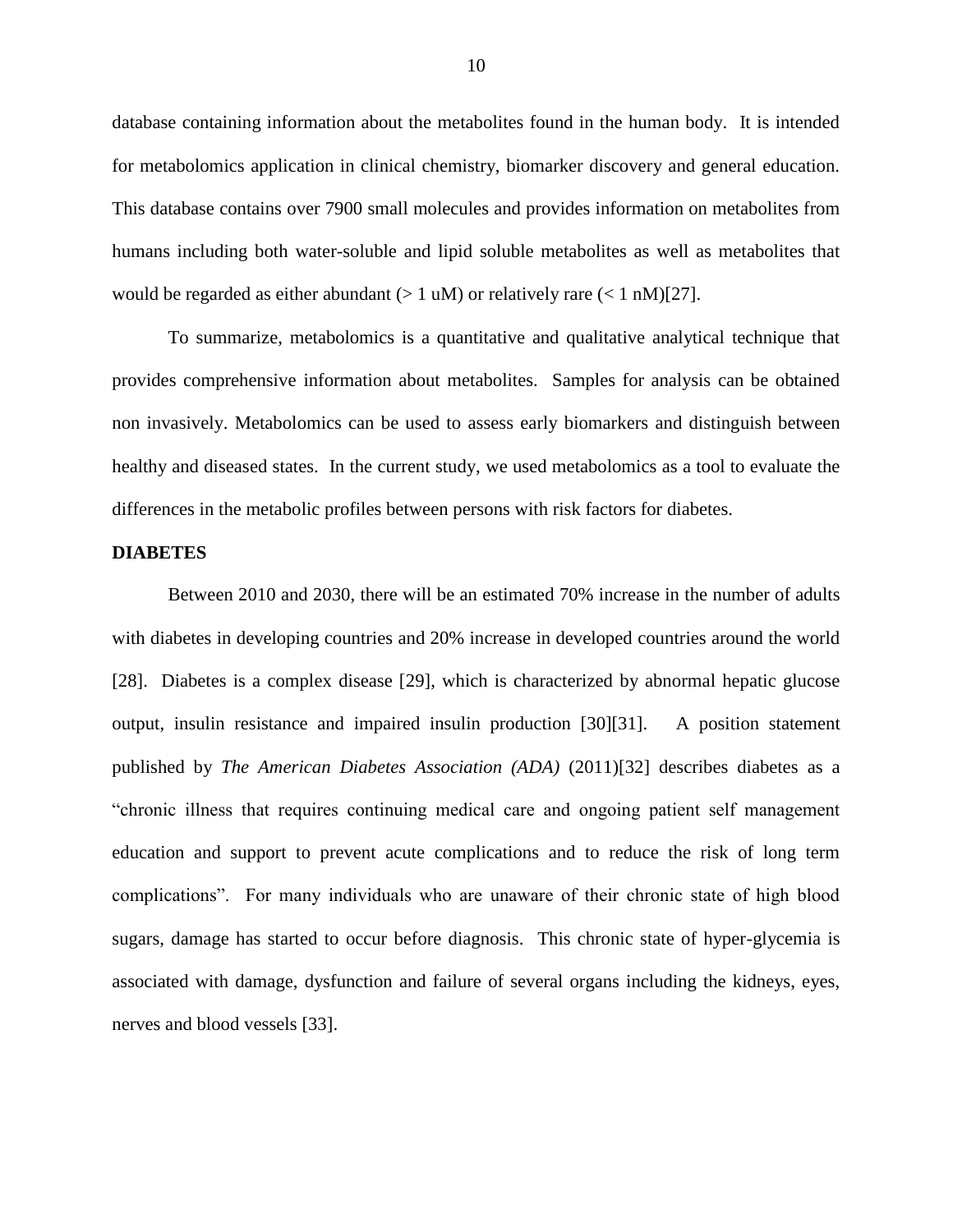database containing information about the metabolites found in the human body. It is intended for metabolomics application in clinical chemistry, biomarker discovery and general education. This database contains over 7900 small molecules and provides information on metabolites from humans including both water-soluble and lipid soluble metabolites as well as metabolites that would be regarded as either abundant (> 1 uM) or relatively rare (< 1 nM)[27].

To summarize, metabolomics is a quantitative and qualitative analytical technique that provides comprehensive information about metabolites. Samples for analysis can be obtained non invasively. Metabolomics can be used to assess early biomarkers and distinguish between healthy and diseased states. In the current study, we used metabolomics as a tool to evaluate the differences in the metabolic profiles between persons with risk factors for diabetes.

## DIABETES

Between 2010 and 2030, there will be an estimated 70% increase in the number of adults with diabetes in developing countries and 20% increase in developed countries around the world [28]. Diabetes is a complex disease [29], which is characterized by abnormal hepatic glucose output, insulin resistance and impaired insulin production [30][31]. A position statement published by *The American Diabetes Association (ADA)* (2011)[32] describes diabetes as a "chronic illness that requires continuing medical care and ongoing patient self management education and support to prevent acute complications and to reduce the risk of long term complications". For many individuals who are unaware of their chronic state of high blood sugars, damage has started to occur before diagnosis. This chronic state of hyper-glycemia is associated with damage, dysfunction and failure of several organs including the kidneys, eyes, nerves and blood vessels [33].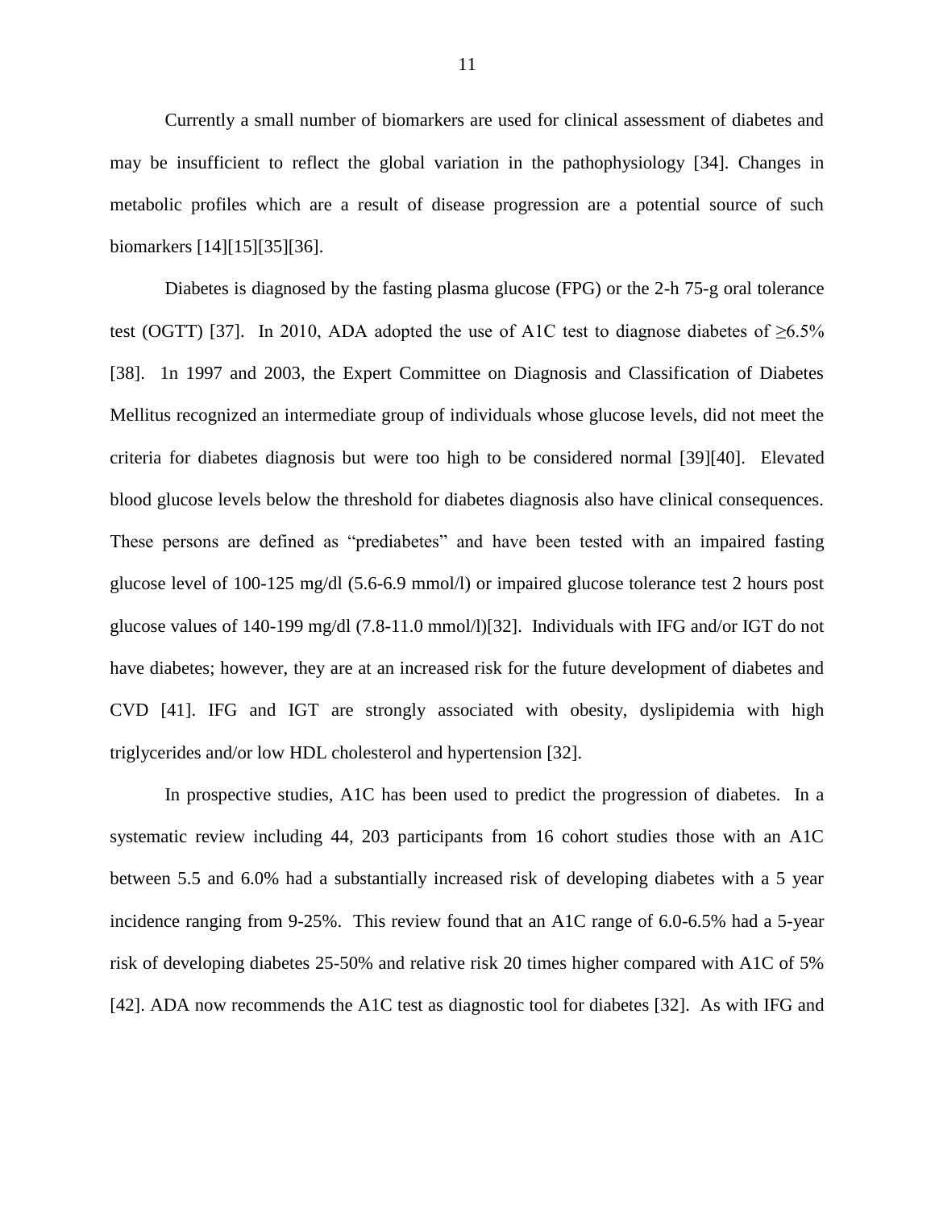Currently a small number of biomarkers are used for clinical assessment of diabetes and may be insufficient to reflect the global variation in the pathophysiology [34]. Changes in metabolic profiles which are a result of disease progression are a potential source of such biomarkers [14][15][35][36].

Diabetes is diagnosed by the fasting plasma glucose (FPG) or the 2-h 75-g oral tolerance test (OGTT) [37]. In 2010, ADA adopted the use of A1C test to diagnose diabetes of ≥6.5% [38]. 1n 1997 and 2003, the Expert Committee on Diagnosis and Classification of Diabetes Mellitus recognized an intermediate group of individuals whose glucose levels, did not meet the criteria for diabetes diagnosis but were too high to be considered normal [39][40]. Elevated blood glucose levels below the threshold for diabetes diagnosis also have clinical consequences. These persons are defined as "prediabetes" and have been tested with an impaired fasting glucose level of 100-125 mg/dl (5.6-6.9 mmol/l) or impaired glucose tolerance test 2 hours post glucose values of 140-199 mg/dl (7.8-11.0 mmol/l)[32]. Individuals with IFG and/or IGT do not have diabetes; however, they are at an increased risk for the future development of diabetes and CVD [41]. IFG and IGT are strongly associated with obesity, dyslipidemia with high triglycerides and/or low HDL cholesterol and hypertension [32].

In prospective studies, A1C has been used to predict the progression of diabetes. In a systematic review including 44, 203 participants from 16 cohort studies those with an A1C between 5.5 and 6.0% had a substantially increased risk of developing diabetes with a 5 year incidence ranging from 9-25%. This review found that an A1C range of 6.0-6.5% had a 5-year risk of developing diabetes 25-50% and relative risk 20 times higher compared with A1C of 5% [42]. ADA now recommends the A1C test as diagnostic tool for diabetes [32]. As with IFG and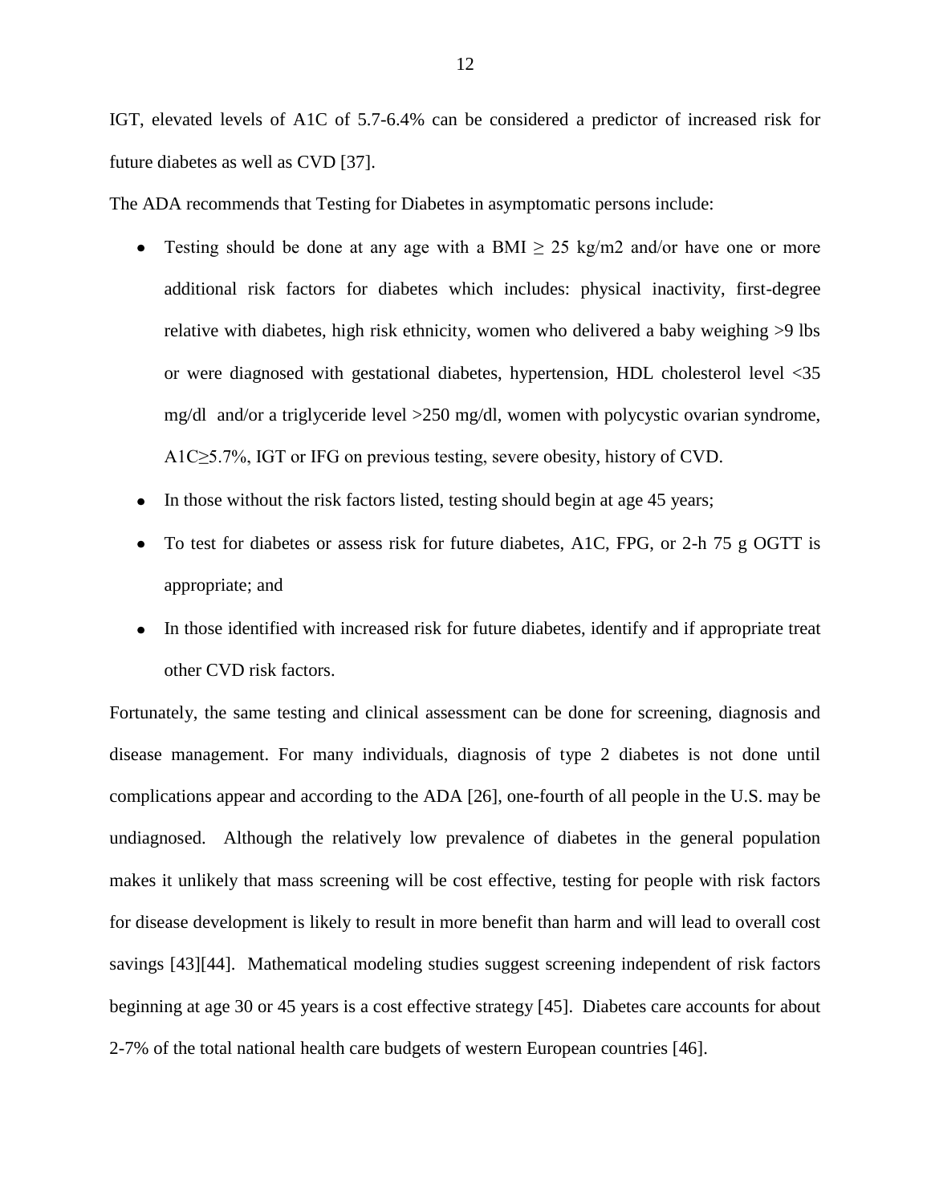IGT, elevated levels of A1C of 5.7-6.4% can be considered a predictor of increased risk for future diabetes as well as CVD [37].

The ADA recommends that Testing for Diabetes in asymptomatic persons include:

- Testing should be done at any age with a BMI $\geq$ 25 kg/m2 and/or have one or more additional risk factors for diabetes which includes: physical inactivity, first-degree relative with diabetes, high risk ethnicity, women who delivered a baby weighing >9 lbs or were diagnosed with gestational diabetes, hypertension, HDL cholesterol level <35 mg/dl and/or a triglyceride level >250 mg/dl, women with polycystic ovarian syndrome, A1C$\geq$5.7%, IGT or IFG on previous testing, severe obesity, history of CVD.
- In those without the risk factors listed, testing should begin at age 45 years;
- To test for diabetes or assess risk for future diabetes, A1C, FPG, or 2-h 75 g OGTT is appropriate; and
- In those identified with increased risk for future diabetes, identify and if appropriate treat other CVD risk factors.

Fortunately, the same testing and clinical assessment can be done for screening, diagnosis and disease management. For many individuals, diagnosis of type 2 diabetes is not done until complications appear and according to the ADA [26], one-fourth of all people in the U.S. may be undiagnosed. Although the relatively low prevalence of diabetes in the general population makes it unlikely that mass screening will be cost effective, testing for people with risk factors for disease development is likely to result in more benefit than harm and will lead to overall cost savings [43][44]. Mathematical modeling studies suggest screening independent of risk factors beginning at age 30 or 45 years is a cost effective strategy [45]. Diabetes care accounts for about 2-7% of the total national health care budgets of western European countries [46].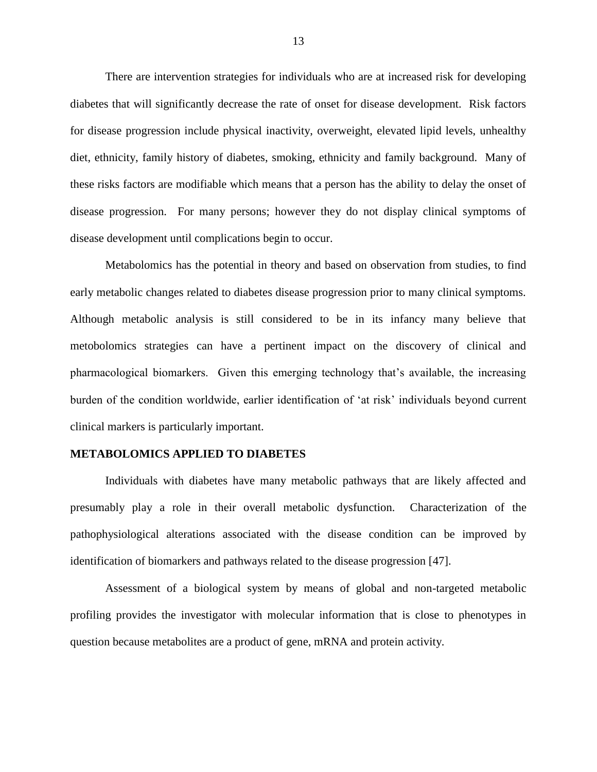There are intervention strategies for individuals who are at increased risk for developing diabetes that will significantly decrease the rate of onset for disease development. Risk factors for disease progression include physical inactivity, overweight, elevated lipid levels, unhealthy diet, ethnicity, family history of diabetes, smoking, ethnicity and family background. Many of these risks factors are modifiable which means that a person has the ability to delay the onset of disease progression. For many persons; however they do not display clinical symptoms of disease development until complications begin to occur.

Metabolomics has the potential in theory and based on observation from studies, to find early metabolic changes related to diabetes disease progression prior to many clinical symptoms. Although metabolic analysis is still considered to be in its infancy many believe that metobolomics strategies can have a pertinent impact on the discovery of clinical and pharmacological biomarkers. Given this emerging technology that's available, the increasing burden of the condition worldwide, earlier identification of 'at risk' individuals beyond current clinical markers is particularly important.

## METABOLOMICS APPLIED TO DIABETES

Individuals with diabetes have many metabolic pathways that are likely affected and presumably play a role in their overall metabolic dysfunction. Characterization of the pathophysiological alterations associated with the disease condition can be improved by identification of biomarkers and pathways related to the disease progression [47].

Assessment of a biological system by means of global and non-targeted metabolic profiling provides the investigator with molecular information that is close to phenotypes in question because metabolites are a product of gene, mRNA and protein activity.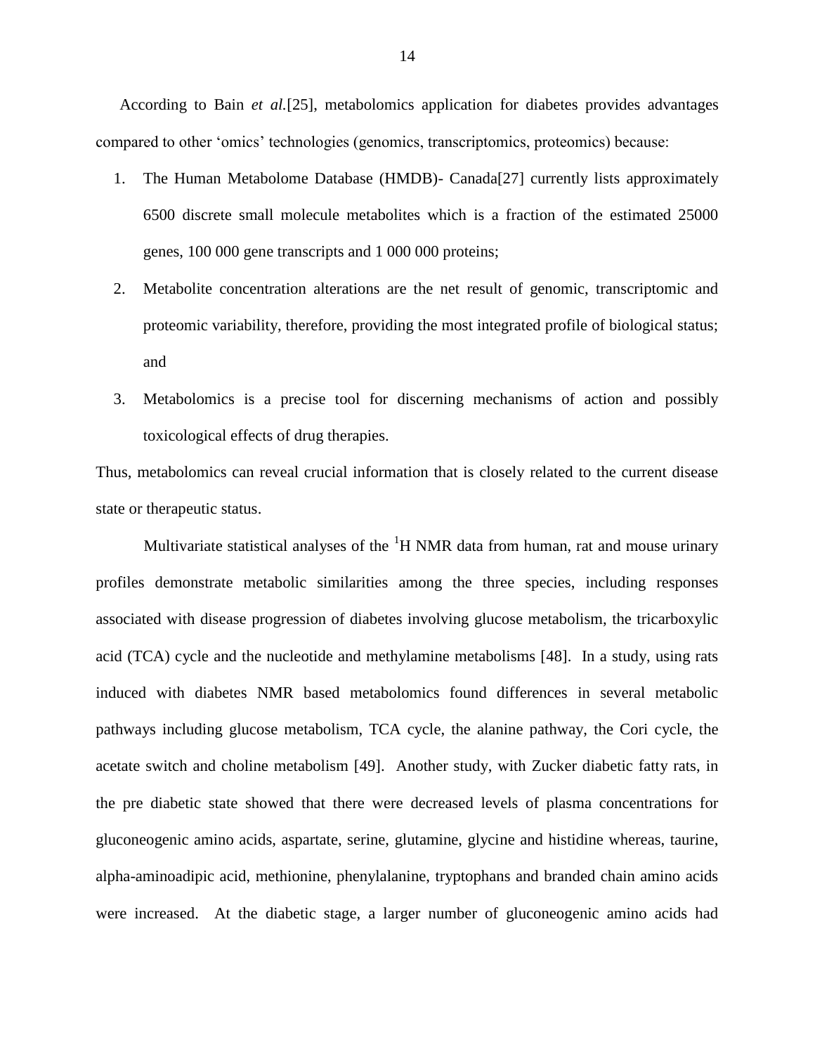According to Bain *et al.*[25], metabolomics application for diabetes provides advantages compared to other 'omics' technologies (genomics, transcriptomics, proteomics) because:

1. The Human Metabolome Database (HMDB)- Canada[27] currently lists approximately 6500 discrete small molecule metabolites which is a fraction of the estimated 25000 genes, 100 000 gene transcripts and 1 000 000 proteins;
2. Metabolite concentration alterations are the net result of genomic, transcriptomic and proteomic variability, therefore, providing the most integrated profile of biological status; and
3. Metabolomics is a precise tool for discerning mechanisms of action and possibly toxicological effects of drug therapies.

Thus, metabolomics can reveal crucial information that is closely related to the current disease state or therapeutic status.

Multivariate statistical analyses of the $^1$H NMR data from human, rat and mouse urinary profiles demonstrate metabolic similarities among the three species, including responses associated with disease progression of diabetes involving glucose metabolism, the tricarboxylic acid (TCA) cycle and the nucleotide and methylamine metabolisms [48]. In a study, using rats induced with diabetes NMR based metabolomics found differences in several metabolic pathways including glucose metabolism, TCA cycle, the alanine pathway, the Cori cycle, the acetate switch and choline metabolism [49]. Another study, with Zucker diabetic fatty rats, in the pre diabetic state showed that there were decreased levels of plasma concentrations for gluconeogenic amino acids, aspartate, serine, glutamine, glycine and histidine whereas, taurine, alpha-aminoadipic acid, methionine, phenylalanine, tryptophans and branded chain amino acids were increased. At the diabetic stage, a larger number of gluconeogenic amino acids had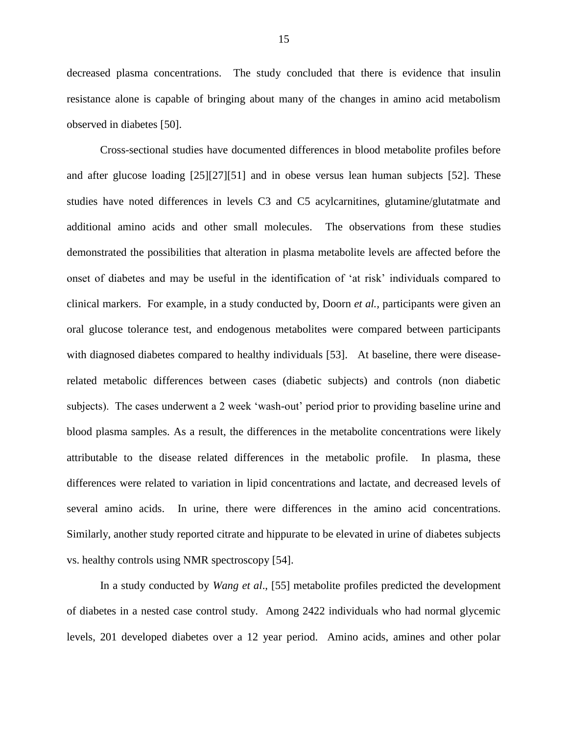decreased plasma concentrations. The study concluded that there is evidence that insulin resistance alone is capable of bringing about many of the changes in amino acid metabolism observed in diabetes [50].

Cross-sectional studies have documented differences in blood metabolite profiles before and after glucose loading [25][27][51] and in obese versus lean human subjects [52]. These studies have noted differences in levels C3 and C5 acylcarnitines, glutamine/glutatmate and additional amino acids and other small molecules. The observations from these studies demonstrated the possibilities that alteration in plasma metabolite levels are affected before the onset of diabetes and may be useful in the identification of 'at risk' individuals compared to clinical markers. For example, in a study conducted by, Doorn *et al.*, participants were given an oral glucose tolerance test, and endogenous metabolites were compared between participants with diagnosed diabetes compared to healthy individuals [53]. At baseline, there were disease-related metabolic differences between cases (diabetic subjects) and controls (non diabetic subjects). The cases underwent a 2 week 'wash-out' period prior to providing baseline urine and blood plasma samples. As a result, the differences in the metabolite concentrations were likely attributable to the disease related differences in the metabolic profile. In plasma, these differences were related to variation in lipid concentrations and lactate, and decreased levels of several amino acids. In urine, there were differences in the amino acid concentrations. Similarly, another study reported citrate and hippurate to be elevated in urine of diabetes subjects vs. healthy controls using NMR spectroscopy [54].

In a study conducted by *Wang et al*., [55] metabolite profiles predicted the development of diabetes in a nested case control study. Among 2422 individuals who had normal glycemic levels, 201 developed diabetes over a 12 year period. Amino acids, amines and other polar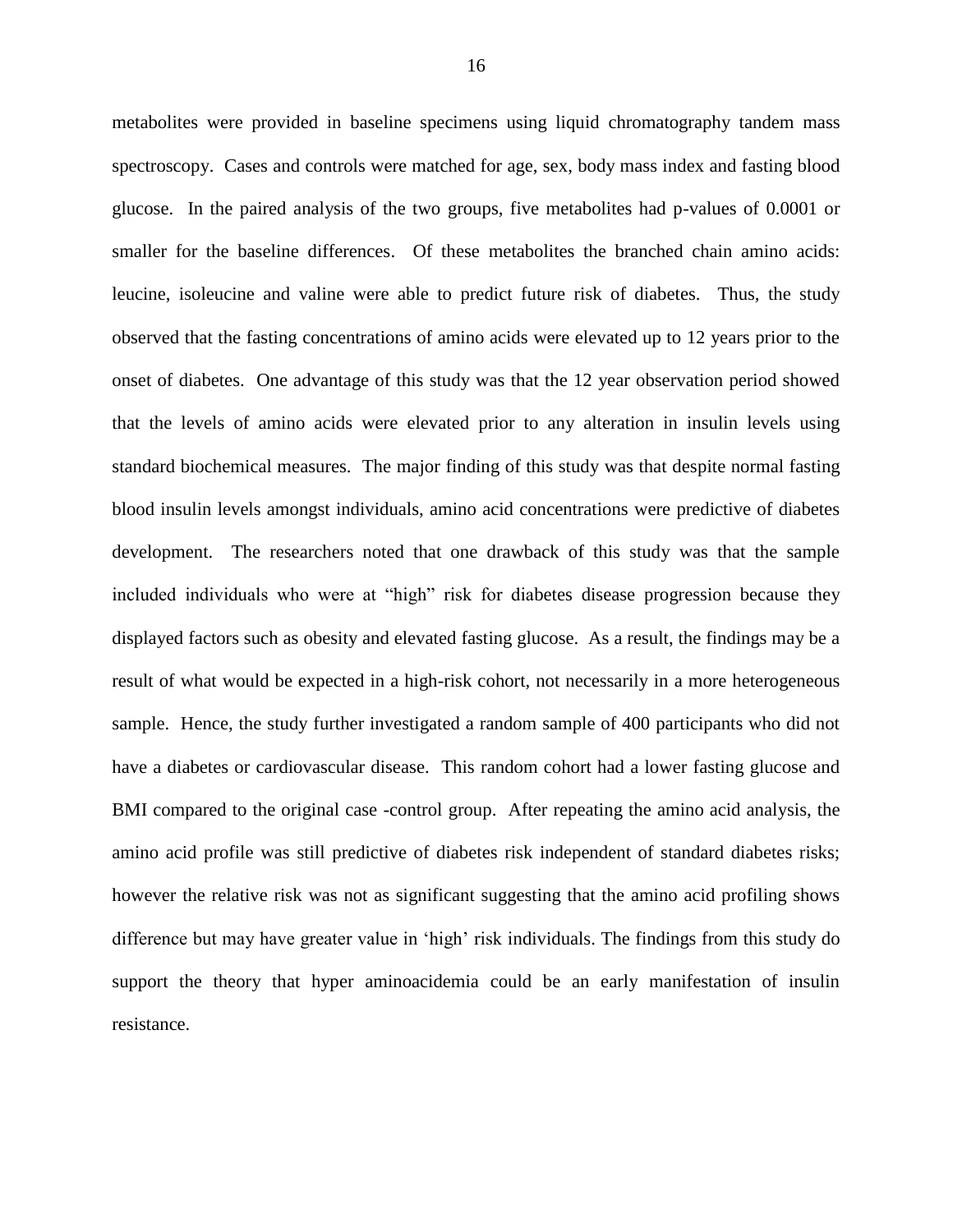metabolites were provided in baseline specimens using liquid chromatography tandem mass spectroscopy. Cases and controls were matched for age, sex, body mass index and fasting blood glucose. In the paired analysis of the two groups, five metabolites had p-values of 0.0001 or smaller for the baseline differences. Of these metabolites the branched chain amino acids: leucine, isoleucine and valine were able to predict future risk of diabetes. Thus, the study observed that the fasting concentrations of amino acids were elevated up to 12 years prior to the onset of diabetes. One advantage of this study was that the 12 year observation period showed that the levels of amino acids were elevated prior to any alteration in insulin levels using standard biochemical measures. The major finding of this study was that despite normal fasting blood insulin levels amongst individuals, amino acid concentrations were predictive of diabetes development. The researchers noted that one drawback of this study was that the sample included individuals who were at "high" risk for diabetes disease progression because they displayed factors such as obesity and elevated fasting glucose. As a result, the findings may be a result of what would be expected in a high-risk cohort, not necessarily in a more heterogeneous sample. Hence, the study further investigated a random sample of 400 participants who did not have a diabetes or cardiovascular disease. This random cohort had a lower fasting glucose and BMI compared to the original case -control group. After repeating the amino acid analysis, the amino acid profile was still predictive of diabetes risk independent of standard diabetes risks; however the relative risk was not as significant suggesting that the amino acid profiling shows difference but may have greater value in 'high' risk individuals. The findings from this study do support the theory that hyper aminoacidemia could be an early manifestation of insulin resistance.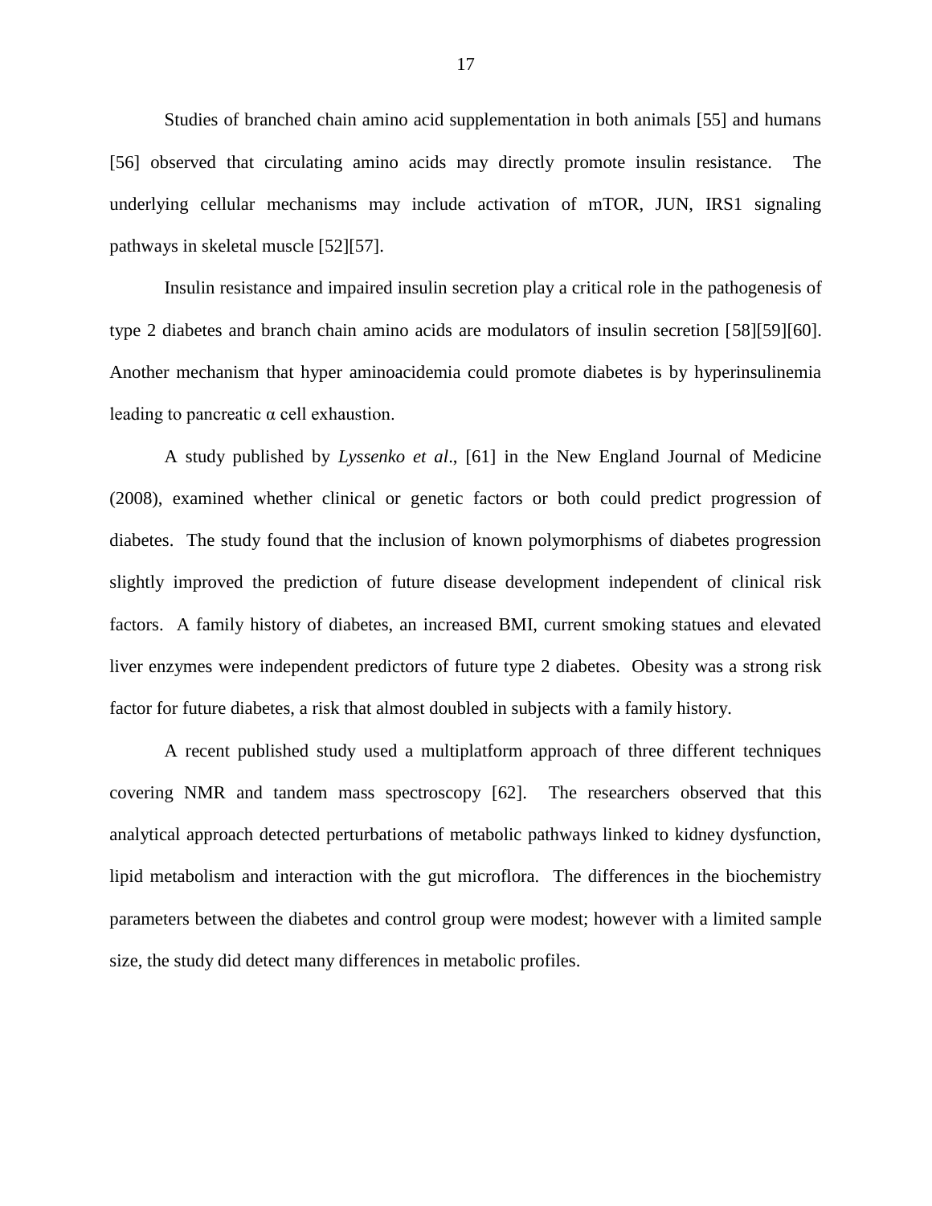Studies of branched chain amino acid supplementation in both animals [55] and humans [56] observed that circulating amino acids may directly promote insulin resistance. The underlying cellular mechanisms may include activation of mTOR, JUN, IRS1 signaling pathways in skeletal muscle [52][57].

Insulin resistance and impaired insulin secretion play a critical role in the pathogenesis of type 2 diabetes and branch chain amino acids are modulators of insulin secretion [58][59][60]. Another mechanism that hyper aminoacidemia could promote diabetes is by hyperinsulinemia leading to pancreatic α cell exhaustion.

A study published by *Lyssenko et al*., [61] in the New England Journal of Medicine (2008), examined whether clinical or genetic factors or both could predict progression of diabetes. The study found that the inclusion of known polymorphisms of diabetes progression slightly improved the prediction of future disease development independent of clinical risk factors. A family history of diabetes, an increased BMI, current smoking statues and elevated liver enzymes were independent predictors of future type 2 diabetes. Obesity was a strong risk factor for future diabetes, a risk that almost doubled in subjects with a family history.

A recent published study used a multiplatform approach of three different techniques covering NMR and tandem mass spectroscopy [62]. The researchers observed that this analytical approach detected perturbations of metabolic pathways linked to kidney dysfunction, lipid metabolism and interaction with the gut microflora. The differences in the biochemistry parameters between the diabetes and control group were modest; however with a limited sample size, the study did detect many differences in metabolic profiles.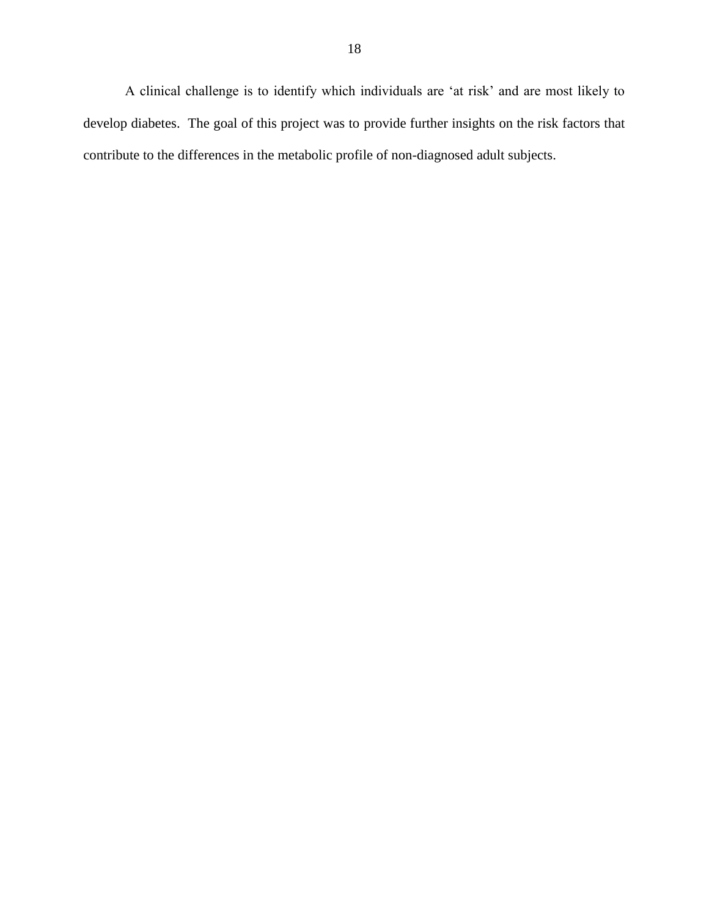A clinical challenge is to identify which individuals are 'at risk' and are most likely to develop diabetes. The goal of this project was to provide further insights on the risk factors that contribute to the differences in the metabolic profile of non-diagnosed adult subjects.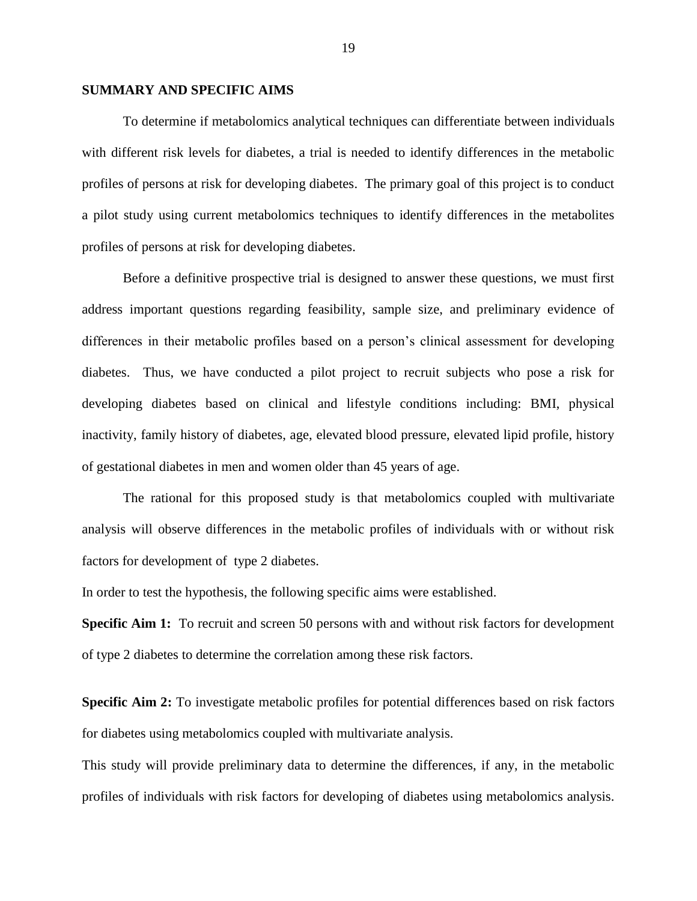## SUMMARY AND SPECIFIC AIMS

To determine if metabolomics analytical techniques can differentiate between individuals with different risk levels for diabetes, a trial is needed to identify differences in the metabolic profiles of persons at risk for developing diabetes. The primary goal of this project is to conduct a pilot study using current metabolomics techniques to identify differences in the metabolites profiles of persons at risk for developing diabetes.

Before a definitive prospective trial is designed to answer these questions, we must first address important questions regarding feasibility, sample size, and preliminary evidence of differences in their metabolic profiles based on a person's clinical assessment for developing diabetes. Thus, we have conducted a pilot project to recruit subjects who pose a risk for developing diabetes based on clinical and lifestyle conditions including: BMI, physical inactivity, family history of diabetes, age, elevated blood pressure, elevated lipid profile, history of gestational diabetes in men and women older than 45 years of age.

The rational for this proposed study is that metabolomics coupled with multivariate analysis will observe differences in the metabolic profiles of individuals with or without risk factors for development of type 2 diabetes.

In order to test the hypothesis, the following specific aims were established.

**Specific Aim 1:** To recruit and screen 50 persons with and without risk factors for development of type 2 diabetes to determine the correlation among these risk factors.

**Specific Aim 2:** To investigate metabolic profiles for potential differences based on risk factors for diabetes using metabolomics coupled with multivariate analysis.

This study will provide preliminary data to determine the differences, if any, in the metabolic profiles of individuals with risk factors for developing of diabetes using metabolomics analysis.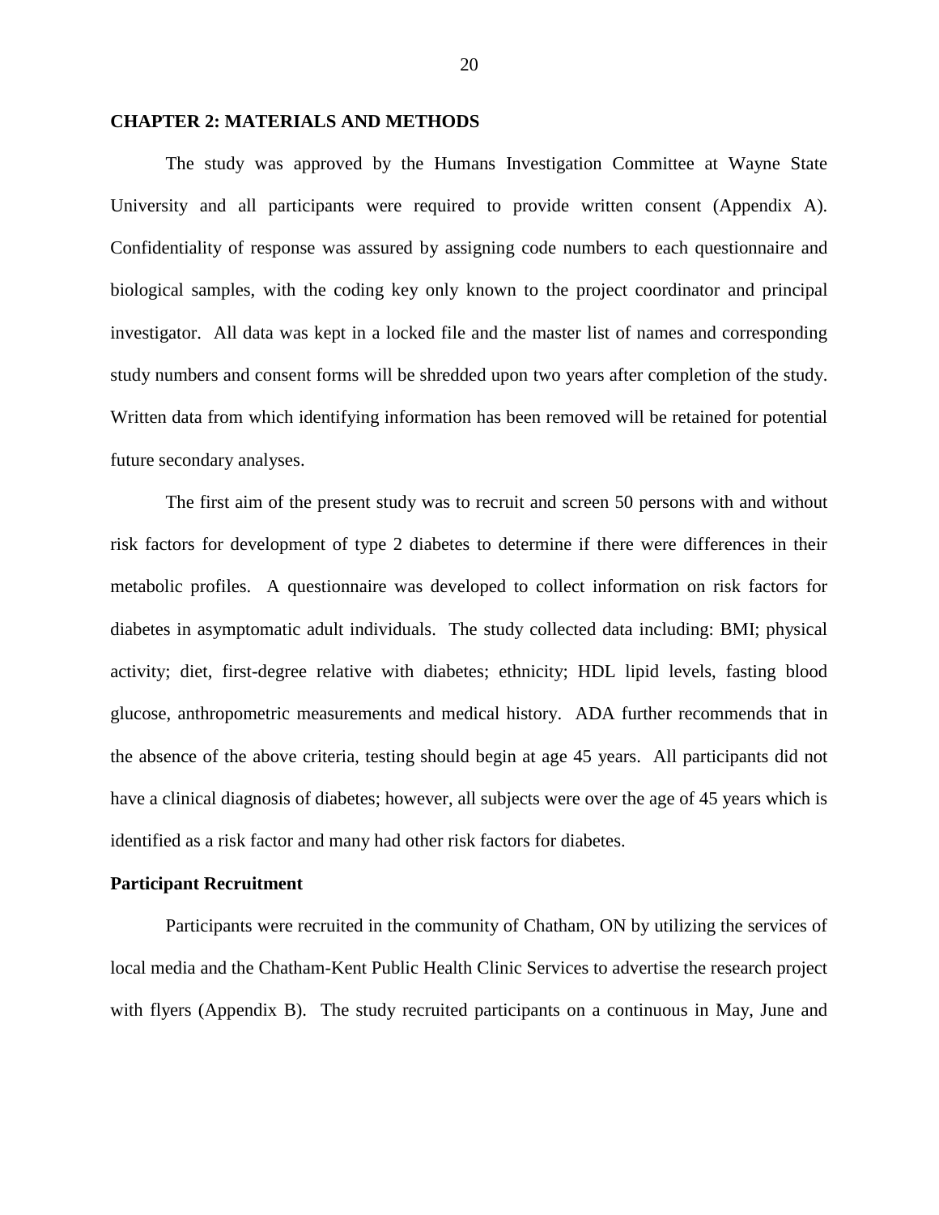# CHAPTER 2: MATERIALS AND METHODS

The study was approved by the Humans Investigation Committee at Wayne State University and all participants were required to provide written consent (Appendix A). Confidentiality of response was assured by assigning code numbers to each questionnaire and biological samples, with the coding key only known to the project coordinator and principal investigator. All data was kept in a locked file and the master list of names and corresponding study numbers and consent forms will be shredded upon two years after completion of the study. Written data from which identifying information has been removed will be retained for potential future secondary analyses.

The first aim of the present study was to recruit and screen 50 persons with and without risk factors for development of type 2 diabetes to determine if there were differences in their metabolic profiles. A questionnaire was developed to collect information on risk factors for diabetes in asymptomatic adult individuals. The study collected data including: BMI; physical activity; diet, first-degree relative with diabetes; ethnicity; HDL lipid levels, fasting blood glucose, anthropometric measurements and medical history. ADA further recommends that in the absence of the above criteria, testing should begin at age 45 years. All participants did not have a clinical diagnosis of diabetes; however, all subjects were over the age of 45 years which is identified as a risk factor and many had other risk factors for diabetes.

## Participant Recruitment

Participants were recruited in the community of Chatham, ON by utilizing the services of local media and the Chatham-Kent Public Health Clinic Services to advertise the research project with flyers (Appendix B). The study recruited participants on a continuous in May, June and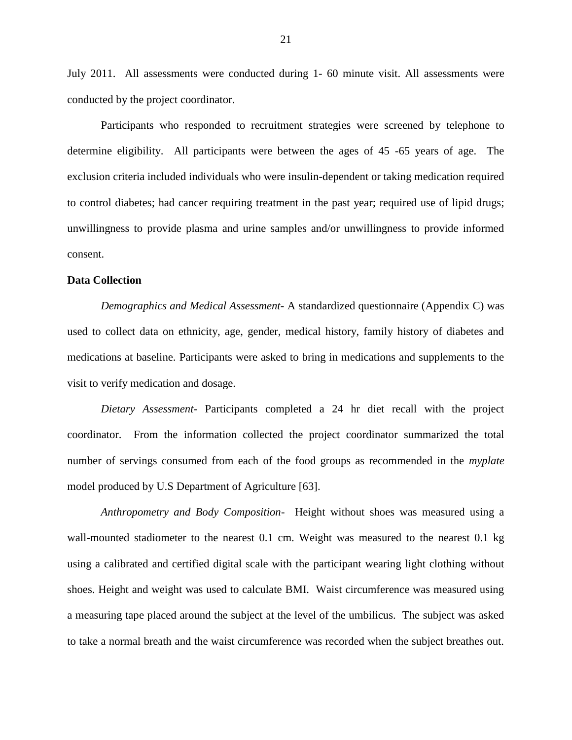July 2011. All assessments were conducted during 1- 60 minute visit. All assessments were conducted by the project coordinator.

Participants who responded to recruitment strategies were screened by telephone to determine eligibility. All participants were between the ages of 45 -65 years of age. The exclusion criteria included individuals who were insulin-dependent or taking medication required to control diabetes; had cancer requiring treatment in the past year; required use of lipid drugs; unwillingness to provide plasma and urine samples and/or unwillingness to provide informed consent.

**Data Collection**

*Demographics and Medical Assessment*- A standardized questionnaire (Appendix C) was used to collect data on ethnicity, age, gender, medical history, family history of diabetes and medications at baseline. Participants were asked to bring in medications and supplements to the visit to verify medication and dosage.

*Dietary Assessment*- Participants completed a 24 hr diet recall with the project coordinator. From the information collected the project coordinator summarized the total number of servings consumed from each of the food groups as recommended in the *myplate* model produced by U.S Department of Agriculture [63].

*Anthropometry and Body Composition*- Height without shoes was measured using a wall-mounted stadiometer to the nearest 0.1 cm. Weight was measured to the nearest 0.1 kg using a calibrated and certified digital scale with the participant wearing light clothing without shoes. Height and weight was used to calculate BMI. Waist circumference was measured using a measuring tape placed around the subject at the level of the umbilicus. The subject was asked to take a normal breath and the waist circumference was recorded when the subject breathes out.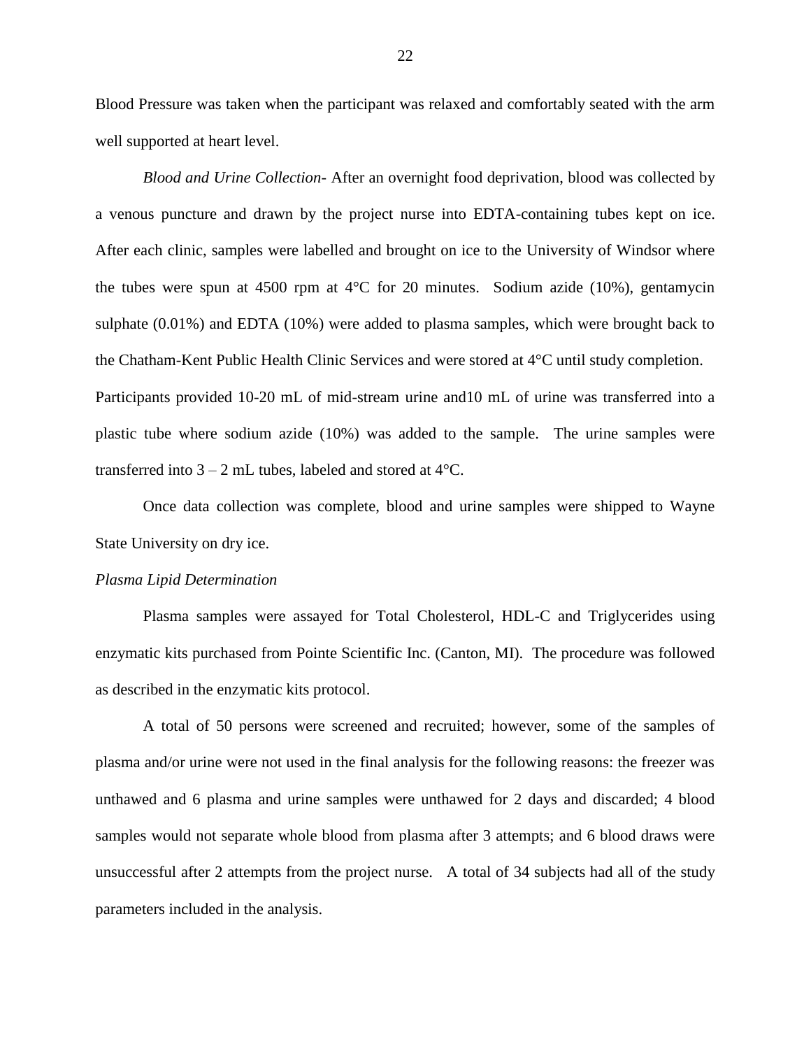Blood Pressure was taken when the participant was relaxed and comfortably seated with the arm well supported at heart level.

*Blood and Urine Collection-* After an overnight food deprivation, blood was collected by a venous puncture and drawn by the project nurse into EDTA-containing tubes kept on ice. After each clinic, samples were labelled and brought on ice to the University of Windsor where the tubes were spun at 4500 rpm at 4°C for 20 minutes. Sodium azide (10%), gentamycin sulphate (0.01%) and EDTA (10%) were added to plasma samples, which were brought back to the Chatham-Kent Public Health Clinic Services and were stored at 4°C until study completion. Participants provided 10-20 mL of mid-stream urine and10 mL of urine was transferred into a plastic tube where sodium azide (10%) was added to the sample. The urine samples were transferred into 3 – 2 mL tubes, labeled and stored at 4°C.

Once data collection was complete, blood and urine samples were shipped to Wayne State University on dry ice.

*Plasma Lipid Determination*

Plasma samples were assayed for Total Cholesterol, HDL-C and Triglycerides using enzymatic kits purchased from Pointe Scientific Inc. (Canton, MI). The procedure was followed as described in the enzymatic kits protocol.

A total of 50 persons were screened and recruited; however, some of the samples of plasma and/or urine were not used in the final analysis for the following reasons: the freezer was unthawed and 6 plasma and urine samples were unthawed for 2 days and discarded; 4 blood samples would not separate whole blood from plasma after 3 attempts; and 6 blood draws were unsuccessful after 2 attempts from the project nurse. A total of 34 subjects had all of the study parameters included in the analysis.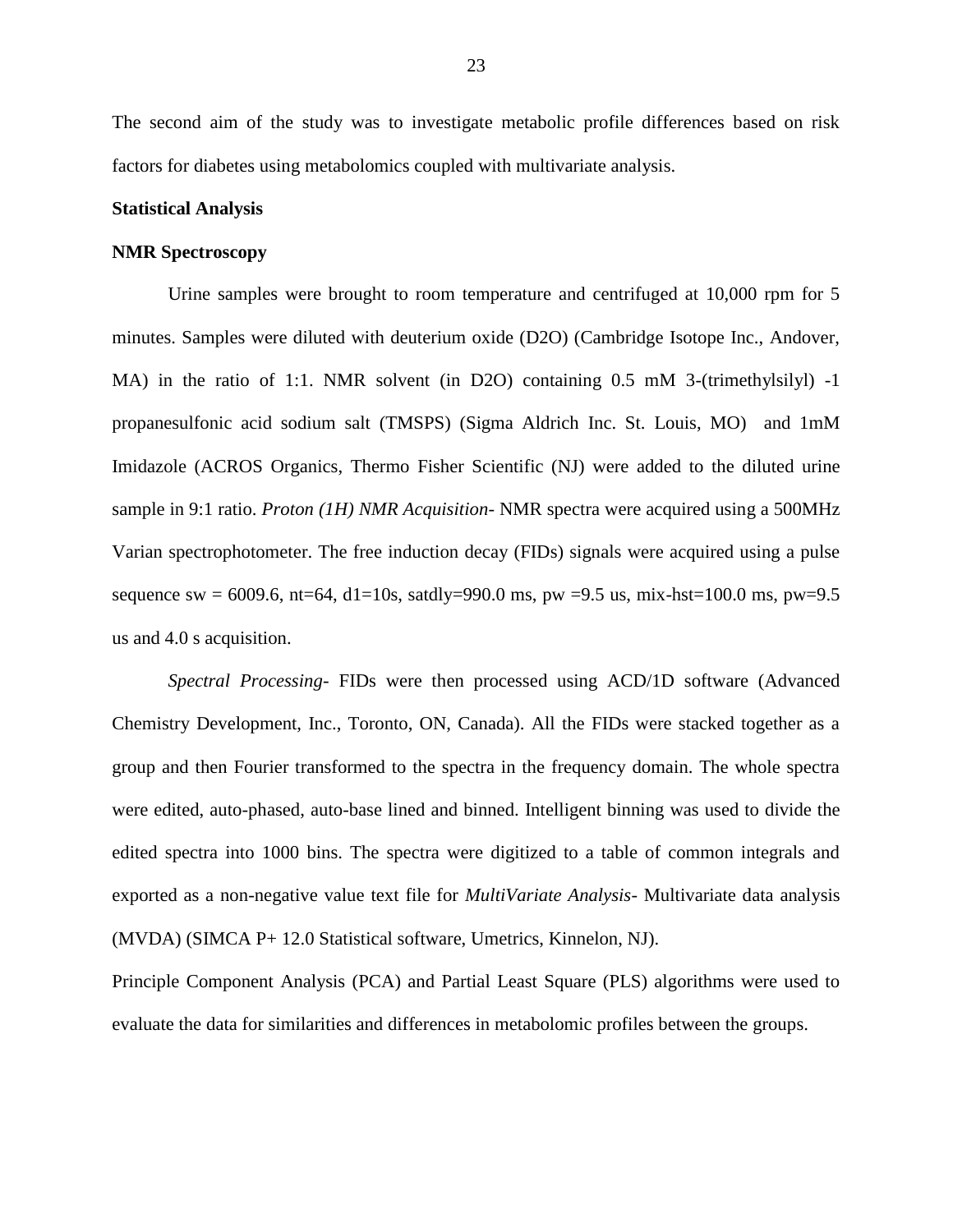The second aim of the study was to investigate metabolic profile differences based on risk factors for diabetes using metabolomics coupled with multivariate analysis.

**Statistical Analysis**

**NMR Spectroscopy**

Urine samples were brought to room temperature and centrifuged at 10,000 rpm for 5 minutes. Samples were diluted with deuterium oxide (D2O) (Cambridge Isotope Inc., Andover, MA) in the ratio of 1:1. NMR solvent (in D2O) containing 0.5 mM 3-(trimethylsilyl) -1 propanesulfonic acid sodium salt (TMSPS) (Sigma Aldrich Inc. St. Louis, MO) and 1mM Imidazole (ACROS Organics, Thermo Fisher Scientific (NJ) were added to the diluted urine sample in 9:1 ratio. *Proton (1H) NMR Acquisition*- NMR spectra were acquired using a 500MHz Varian spectrophotometer. The free induction decay (FIDs) signals were acquired using a pulse sequence sw = 6009.6, nt=64, d1=10s, satdly=990.0 ms, pw =9.5 us, mix-hst=100.0 ms, pw=9.5 us and 4.0 s acquisition.

*Spectral Processing*- FIDs were then processed using ACD/1D software (Advanced Chemistry Development, Inc., Toronto, ON, Canada). All the FIDs were stacked together as a group and then Fourier transformed to the spectra in the frequency domain. The whole spectra were edited, auto-phased, auto-base lined and binned. Intelligent binning was used to divide the edited spectra into 1000 bins. The spectra were digitized to a table of common integrals and exported as a non-negative value text file for *MultiVariate Analysis*- Multivariate data analysis (MVDA) (SIMCA P+ 12.0 Statistical software, Umetrics, Kinnelon, NJ).

Principle Component Analysis (PCA) and Partial Least Square (PLS) algorithms were used to evaluate the data for similarities and differences in metabolomic profiles between the groups.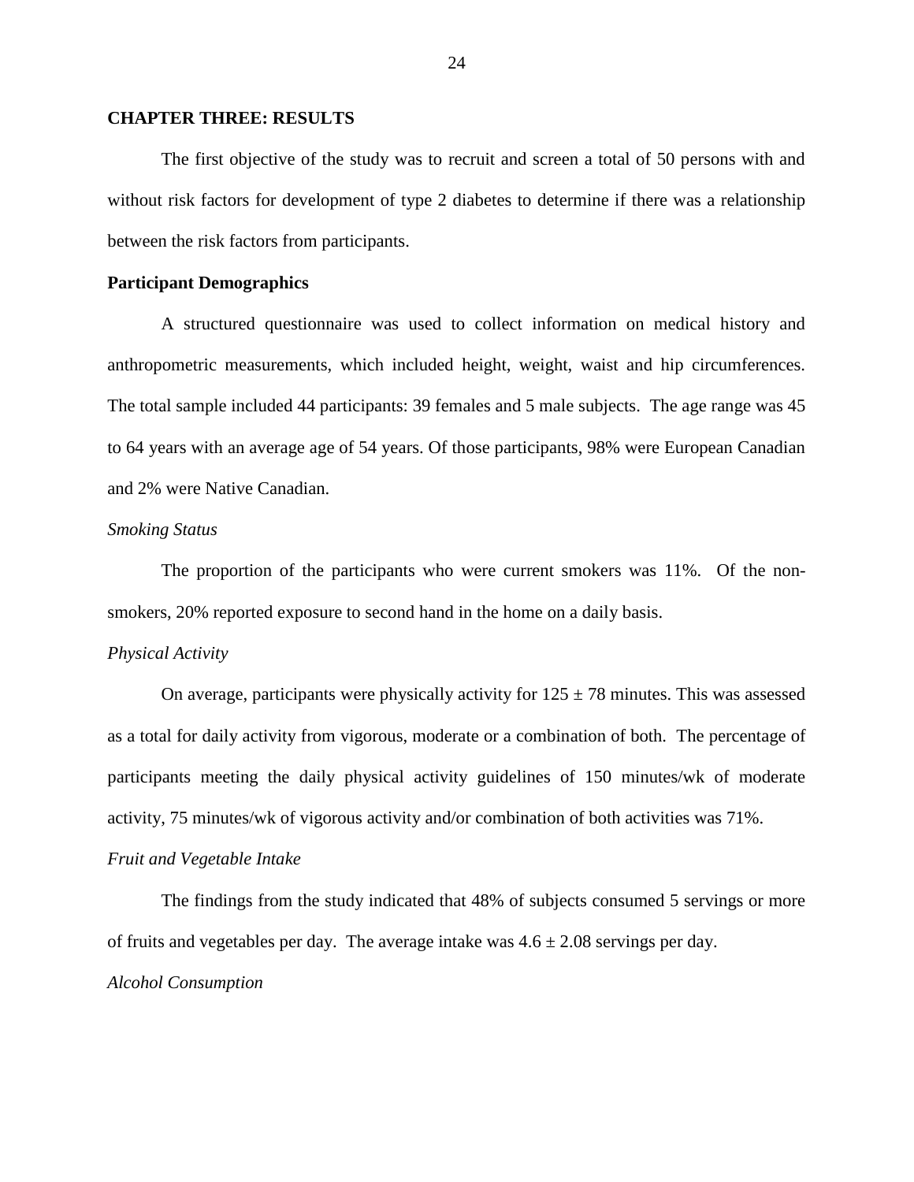# CHAPTER THREE: RESULTS

The first objective of the study was to recruit and screen a total of 50 persons with and without risk factors for development of type 2 diabetes to determine if there was a relationship between the risk factors from participants.

## Participant Demographics

A structured questionnaire was used to collect information on medical history and anthropometric measurements, which included height, weight, waist and hip circumferences. The total sample included 44 participants: 39 females and 5 male subjects. The age range was 45 to 64 years with an average age of 54 years. Of those participants, 98% were European Canadian and 2% were Native Canadian.

### *Smoking Status*

The proportion of the participants who were current smokers was 11%. Of the non-smokers, 20% reported exposure to second hand in the home on a daily basis.

### *Physical Activity*

On average, participants were physically activity for $125 \pm 78$ minutes. This was assessed as a total for daily activity from vigorous, moderate or a combination of both. The percentage of participants meeting the daily physical activity guidelines of 150 minutes/wk of moderate activity, 75 minutes/wk of vigorous activity and/or combination of both activities was 71%.

### *Fruit and Vegetable Intake*

The findings from the study indicated that 48% of subjects consumed 5 servings or more of fruits and vegetables per day. The average intake was $4.6 \pm 2.08$ servings per day.

### *Alcohol Consumption*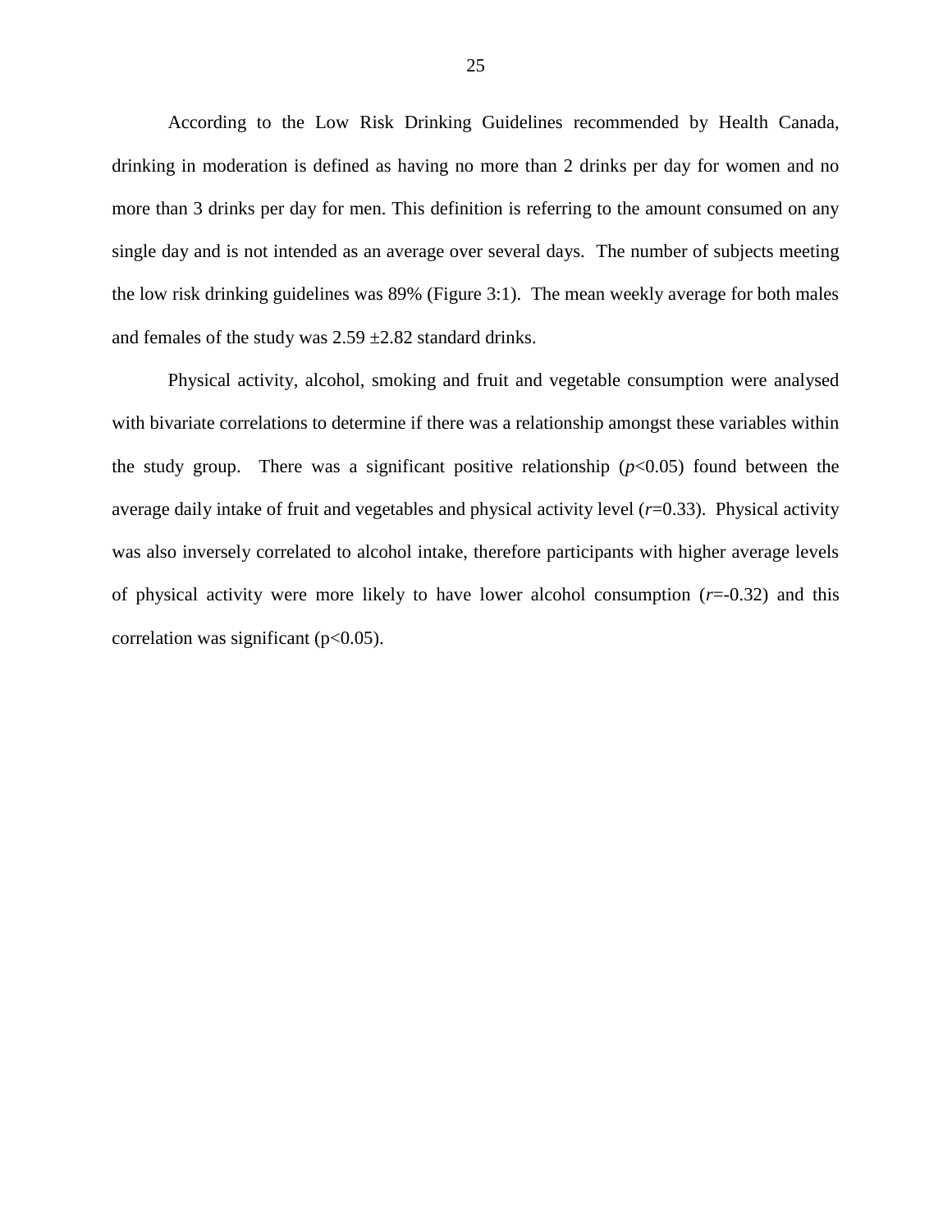According to the Low Risk Drinking Guidelines recommended by Health Canada, drinking in moderation is defined as having no more than 2 drinks per day for women and no more than 3 drinks per day for men. This definition is referring to the amount consumed on any single day and is not intended as an average over several days. The number of subjects meeting the low risk drinking guidelines was 89% (Figure 3:1). The mean weekly average for both males and females of the study was $2.59 \pm 2.82$ standard drinks.

Physical activity, alcohol, smoking and fruit and vegetable consumption were analysed with bivariate correlations to determine if there was a relationship amongst these variables within the study group. There was a significant positive relationship ($p<0.05$) found between the average daily intake of fruit and vegetables and physical activity level ($r=0.33$). Physical activity was also inversely correlated to alcohol intake, therefore participants with higher average levels of physical activity were more likely to have lower alcohol consumption ($r=-0.32$) and this correlation was significant ($p<0.05$).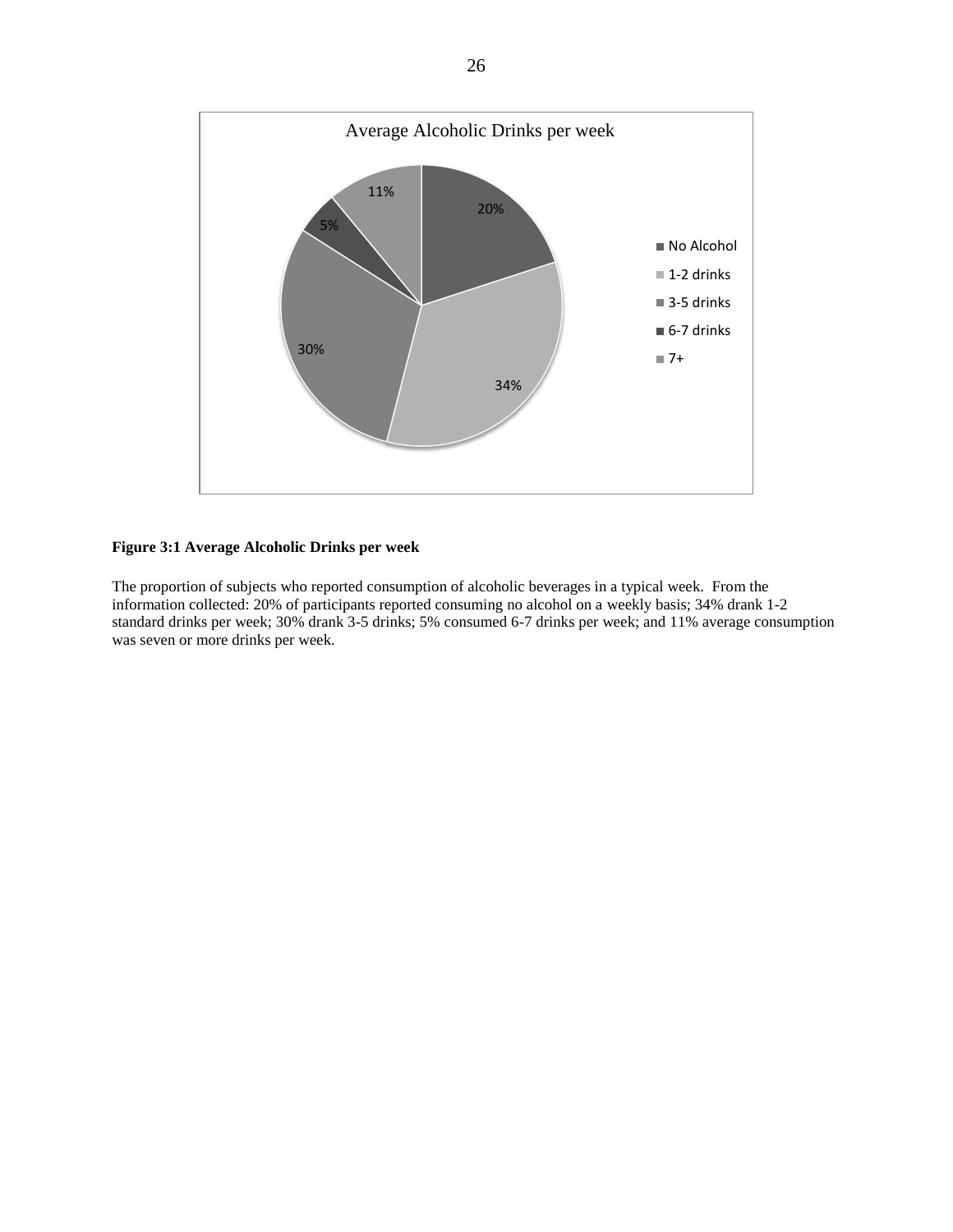**Figure 3:1 Average Alcoholic Drinks per week**

The proportion of subjects who reported consumption of alcoholic beverages in a typical week. From the information collected: 20% of participants reported consuming no alcohol on a weekly basis; 34% drank 1-2 standard drinks per week; 30% drank 3-5 drinks; 5% consumed 6-7 drinks per week; and 11% average consumption was seven or more drinks per week.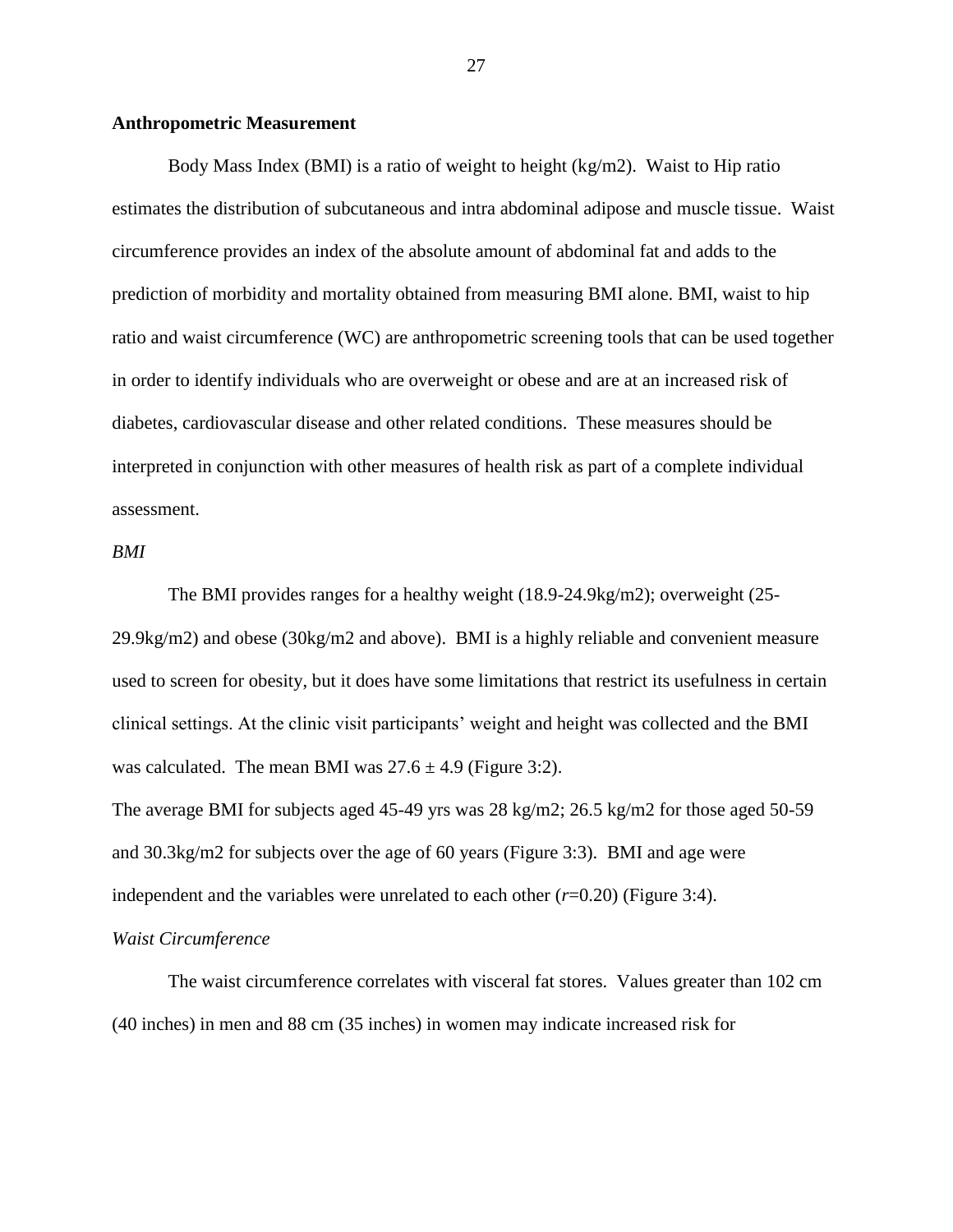**Anthropometric Measurement**

Body Mass Index (BMI) is a ratio of weight to height (kg/m2). Waist to Hip ratio estimates the distribution of subcutaneous and intra abdominal adipose and muscle tissue. Waist circumference provides an index of the absolute amount of abdominal fat and adds to the prediction of morbidity and mortality obtained from measuring BMI alone. BMI, waist to hip ratio and waist circumference (WC) are anthropometric screening tools that can be used together in order to identify individuals who are overweight or obese and are at an increased risk of diabetes, cardiovascular disease and other related conditions. These measures should be interpreted in conjunction with other measures of health risk as part of a complete individual assessment.

*BMI*

The BMI provides ranges for a healthy weight (18.9-24.9kg/m2); overweight (25-29.9kg/m2) and obese (30kg/m2 and above). BMI is a highly reliable and convenient measure used to screen for obesity, but it does have some limitations that restrict its usefulness in certain clinical settings. At the clinic visit participants' weight and height was collected and the BMI was calculated. The mean BMI was $27.6 \pm 4.9$ (Figure 3:2).

The average BMI for subjects aged 45-49 yrs was 28 kg/m2; 26.5 kg/m2 for those aged 50-59 and 30.3kg/m2 for subjects over the age of 60 years (Figure 3:3). BMI and age were independent and the variables were unrelated to each other ($r$=0.20) (Figure 3:4).

*Waist Circumference*

The waist circumference correlates with visceral fat stores. Values greater than 102 cm (40 inches) in men and 88 cm (35 inches) in women may indicate increased risk for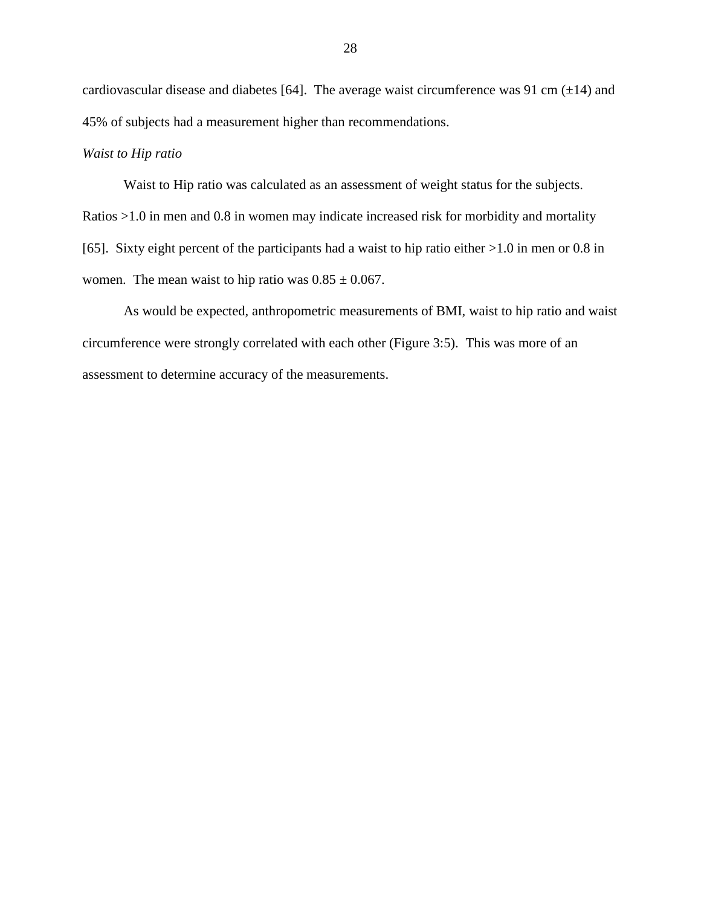cardiovascular disease and diabetes [64]. The average waist circumference was 91 cm (±14) and 45% of subjects had a measurement higher than recommendations.

*Waist to Hip ratio*

Waist to Hip ratio was calculated as an assessment of weight status for the subjects. Ratios >1.0 in men and 0.8 in women may indicate increased risk for morbidity and mortality [65]. Sixty eight percent of the participants had a waist to hip ratio either >1.0 in men or 0.8 in women. The mean waist to hip ratio was 0.85 ± 0.067.

As would be expected, anthropometric measurements of BMI, waist to hip ratio and waist circumference were strongly correlated with each other (Figure 3:5). This was more of an assessment to determine accuracy of the measurements.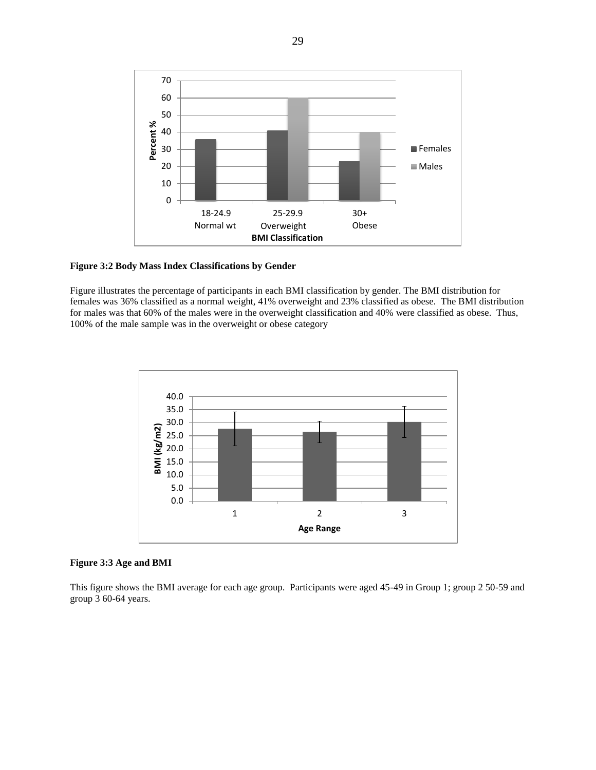**Figure 3:2 Body Mass Index Classifications by Gender**

Figure illustrates the percentage of participants in each BMI classification by gender. The BMI distribution for females was 36% classified as a normal weight, 41% overweight and 23% classified as obese. The BMI distribution for males was that 60% of the males were in the overweight classification and 40% were classified as obese. Thus, 100% of the male sample was in the overweight or obese category

**Figure 3:3 Age and BMI**

This figure shows the BMI average for each age group. Participants were aged 45-49 in Group 1; group 2 50-59 and group 3 60-64 years.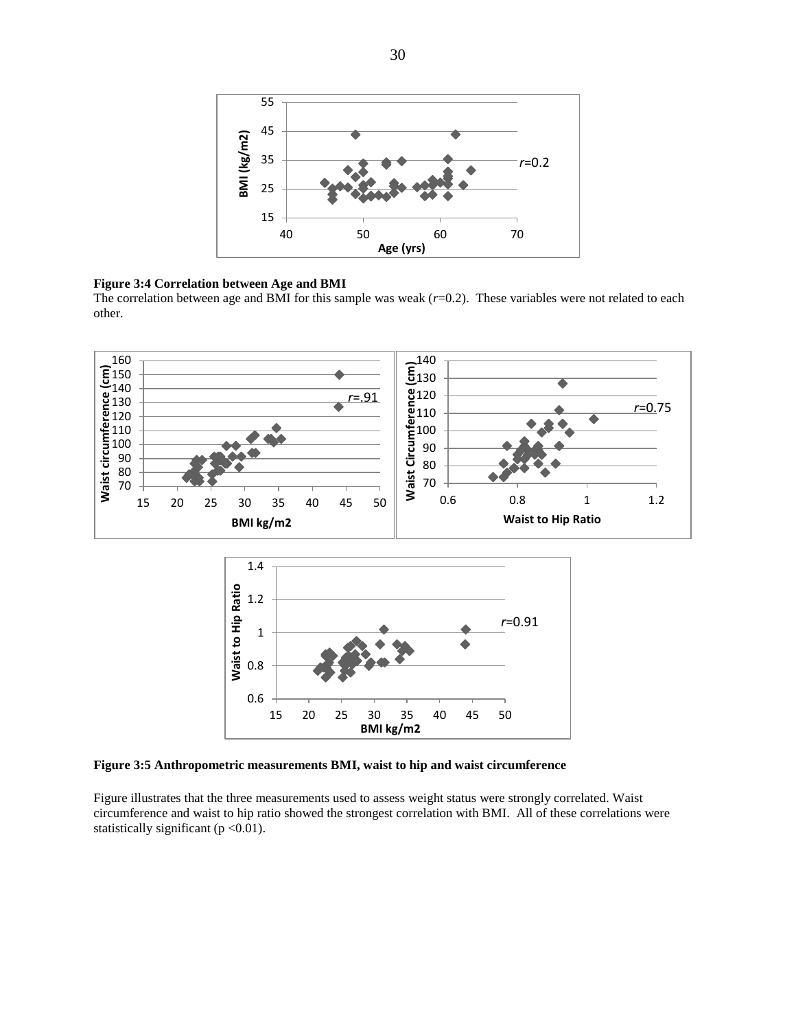**Figure 3:4 Correlation between Age and BMI**

The correlation between age and BMI for this sample was weak (*r*=0.2). These variables were not related to each other.

**Figure 3:5 Anthropometric measurements BMI, waist to hip and waist circumference**

Figure illustrates that the three measurements used to assess weight status were strongly correlated. Waist circumference and waist to hip ratio showed the strongest correlation with BMI. All of these correlations were statistically significant ($p < 0.01$).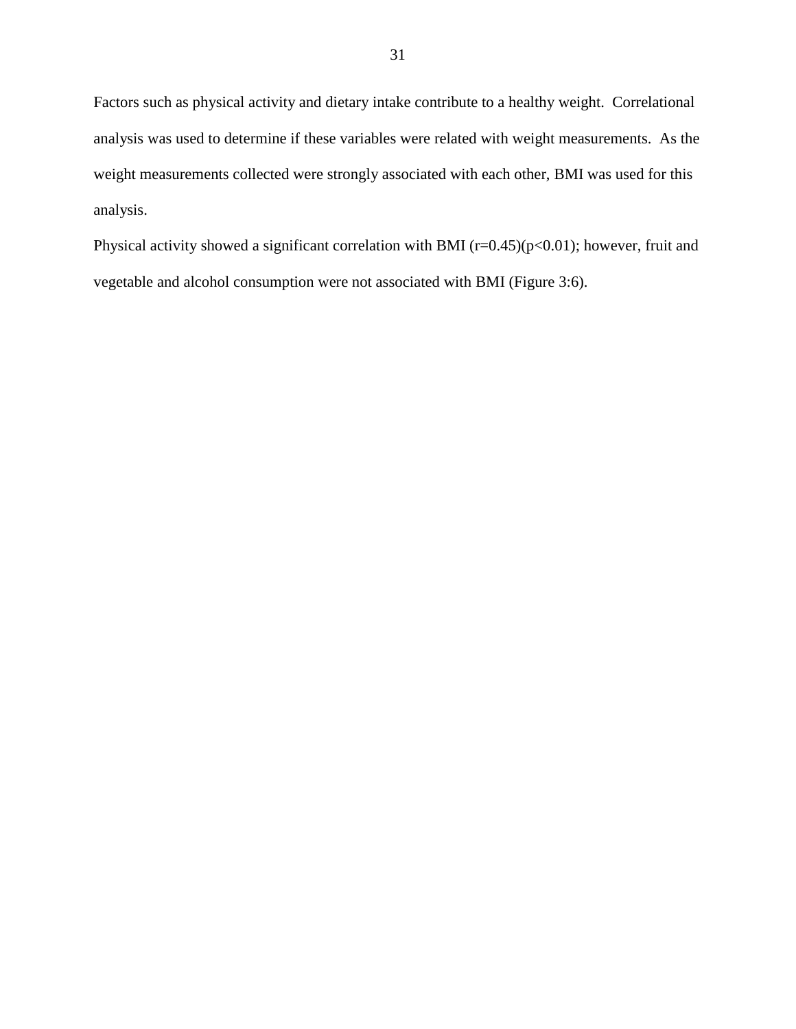Factors such as physical activity and dietary intake contribute to a healthy weight. Correlational analysis was used to determine if these variables were related with weight measurements. As the weight measurements collected were strongly associated with each other, BMI was used for this analysis.

Physical activity showed a significant correlation with BMI ($r=0.45$)($p<0.01$); however, fruit and vegetable and alcohol consumption were not associated with BMI (Figure 3:6).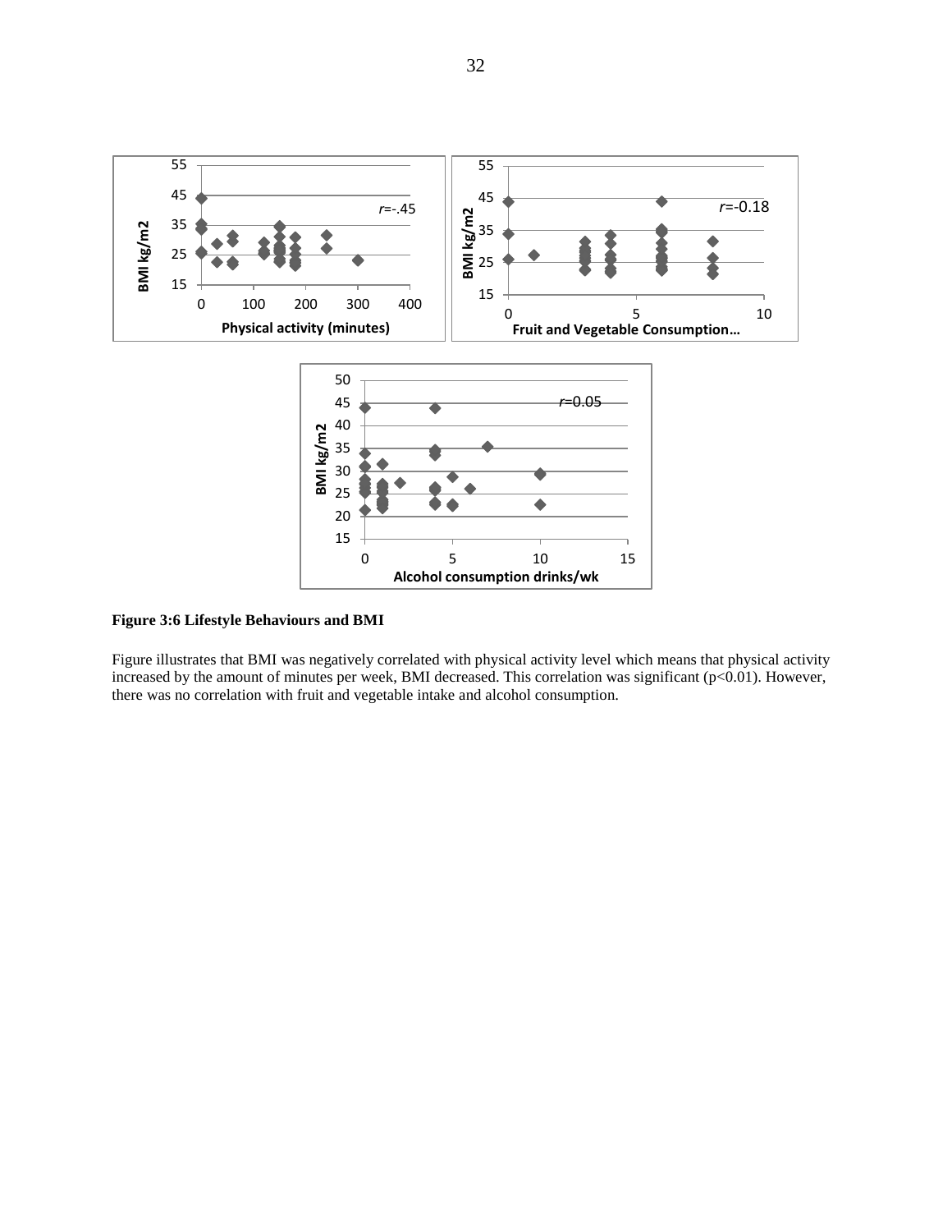**Figure 3:6 Lifestyle Behaviours and BMI**

Figure illustrates that BMI was negatively correlated with physical activity level which means that physical activity increased by the amount of minutes per week, BMI decreased. This correlation was significant ($p<0.01$). However, there was no correlation with fruit and vegetable intake and alcohol consumption.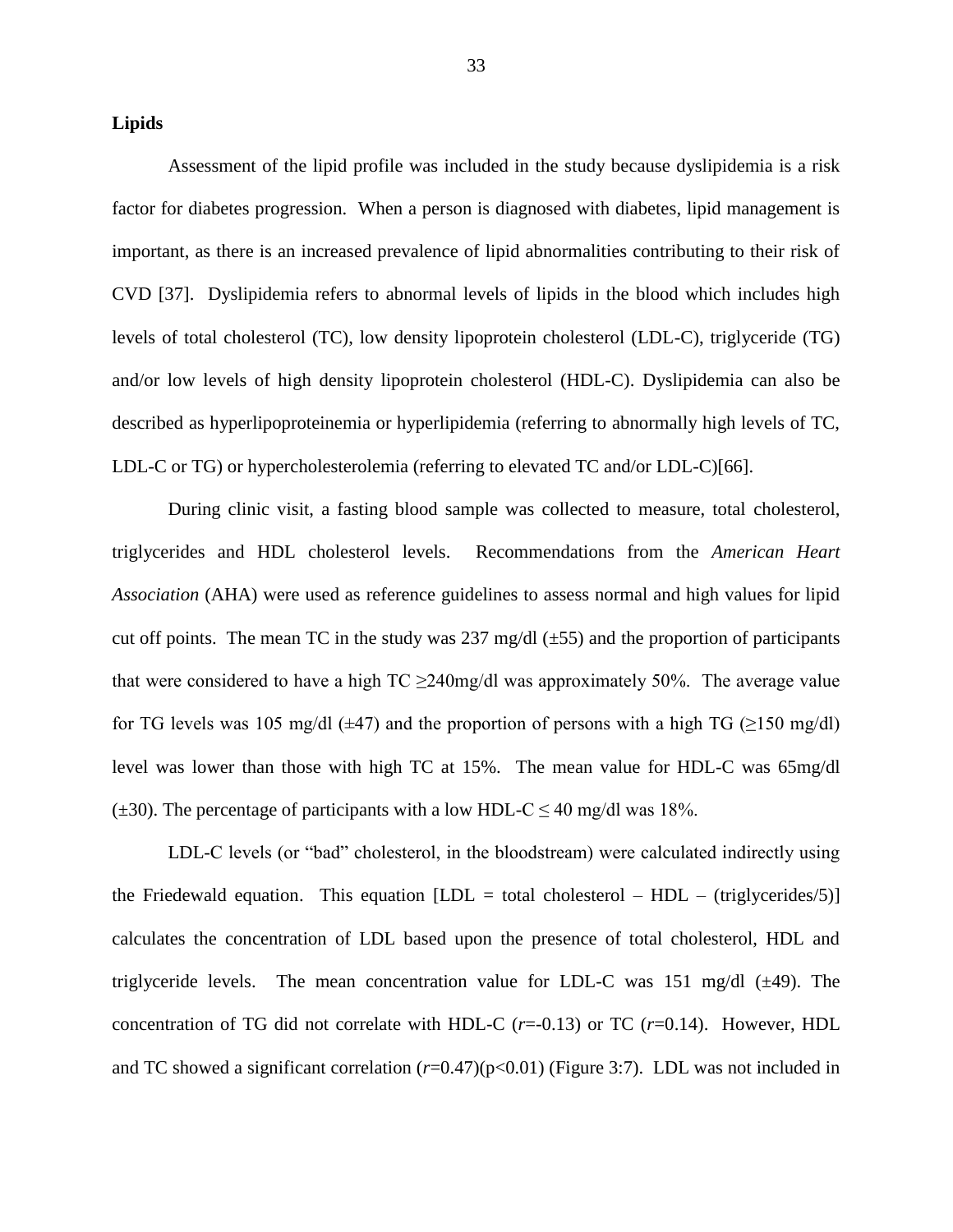**Lipids**

Assessment of the lipid profile was included in the study because dyslipidemia is a risk factor for diabetes progression. When a person is diagnosed with diabetes, lipid management is important, as there is an increased prevalence of lipid abnormalities contributing to their risk of CVD [37]. Dyslipidemia refers to abnormal levels of lipids in the blood which includes high levels of total cholesterol (TC), low density lipoprotein cholesterol (LDL-C), triglyceride (TG) and/or low levels of high density lipoprotein cholesterol (HDL-C). Dyslipidemia can also be described as hyperlipoproteinemia or hyperlipidemia (referring to abnormally high levels of TC, LDL-C or TG) or hypercholesterolemia (referring to elevated TC and/or LDL-C)[66].

During clinic visit, a fasting blood sample was collected to measure, total cholesterol, triglycerides and HDL cholesterol levels. Recommendations from the *American Heart Association* (AHA) were used as reference guidelines to assess normal and high values for lipid cut off points. The mean TC in the study was 237 mg/dl (±55) and the proportion of participants that were considered to have a high TC ≥240mg/dl was approximately 50%. The average value for TG levels was 105 mg/dl (±47) and the proportion of persons with a high TG (≥150 mg/dl) level was lower than those with high TC at 15%. The mean value for HDL-C was 65mg/dl (±30). The percentage of participants with a low HDL-C ≤ 40 mg/dl was 18%.

LDL-C levels (or "bad" cholesterol, in the bloodstream) were calculated indirectly using the Friedewald equation. This equation [LDL = total cholesterol – HDL – (triglycerides/5)] calculates the concentration of LDL based upon the presence of total cholesterol, HDL and triglyceride levels. The mean concentration value for LDL-C was 151 mg/dl (±49). The concentration of TG did not correlate with HDL-C ($r$=-0.13) or TC ($r$=0.14). However, HDL and TC showed a significant correlation ($r$=0.47)($p$<0.01) (Figure 3:7). LDL was not included in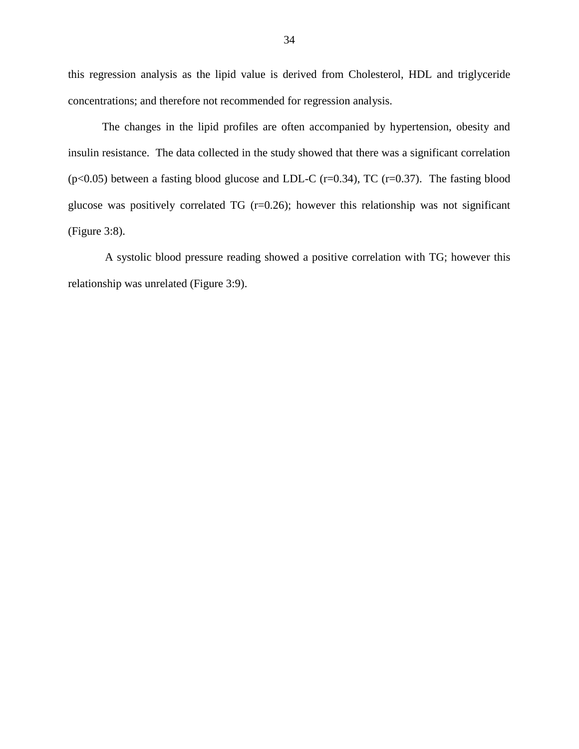this regression analysis as the lipid value is derived from Cholesterol, HDL and triglyceride concentrations; and therefore not recommended for regression analysis.

The changes in the lipid profiles are often accompanied by hypertension, obesity and insulin resistance. The data collected in the study showed that there was a significant correlation ($p<0.05$) between a fasting blood glucose and LDL-C ($r=0.34$), TC ($r=0.37$). The fasting blood glucose was positively correlated TG ($r=0.26$); however this relationship was not significant (Figure 3:8).

A systolic blood pressure reading showed a positive correlation with TG; however this relationship was unrelated (Figure 3:9).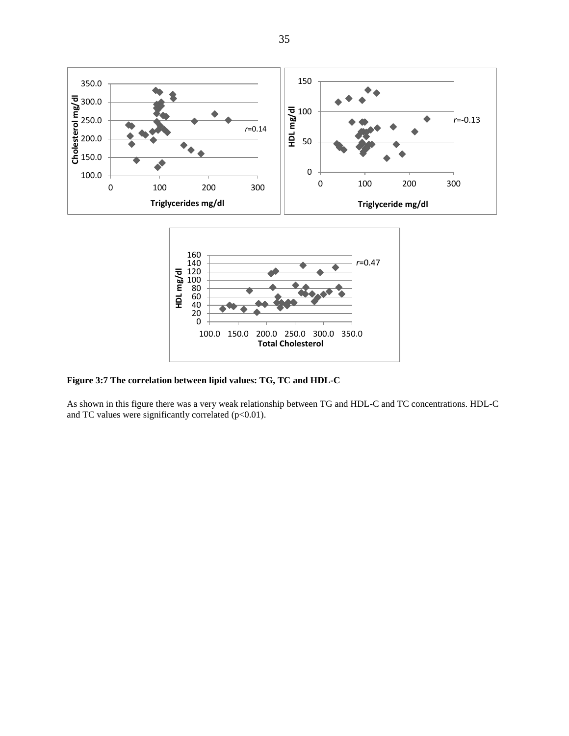**Figure 3:7 The correlation between lipid values: TG, TC and HDL-C**

As shown in this figure there was a very weak relationship between TG and HDL-C and TC concentrations. HDL-C and TC values were significantly correlated ($p<0.01$).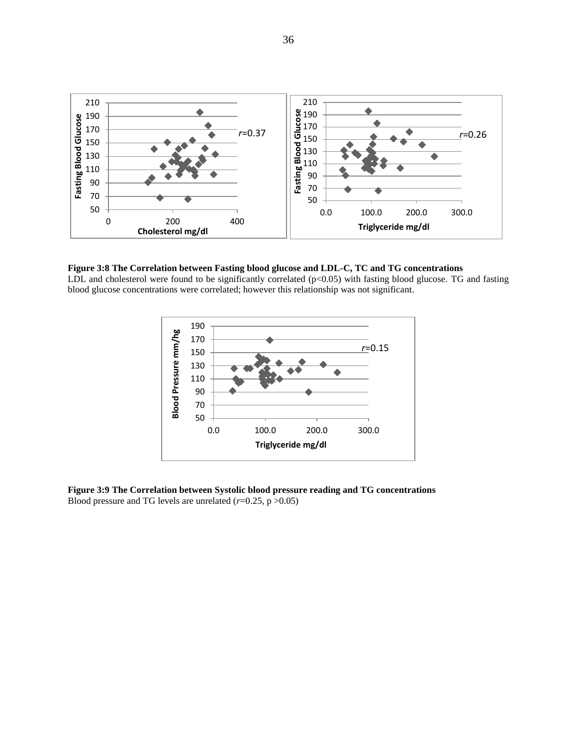**Figure 3:8 The Correlation between Fasting blood glucose and LDL-C, TC and TG concentrations**
LDL and cholesterol were found to be significantly correlated ($p<0.05$) with fasting blood glucose. TG and fasting blood glucose concentrations were correlated; however this relationship was not significant.

**Figure 3:9 The Correlation between Systolic blood pressure reading and TG concentrations**
Blood pressure and TG levels are unrelated ($r=0.25$, $p >0.05$)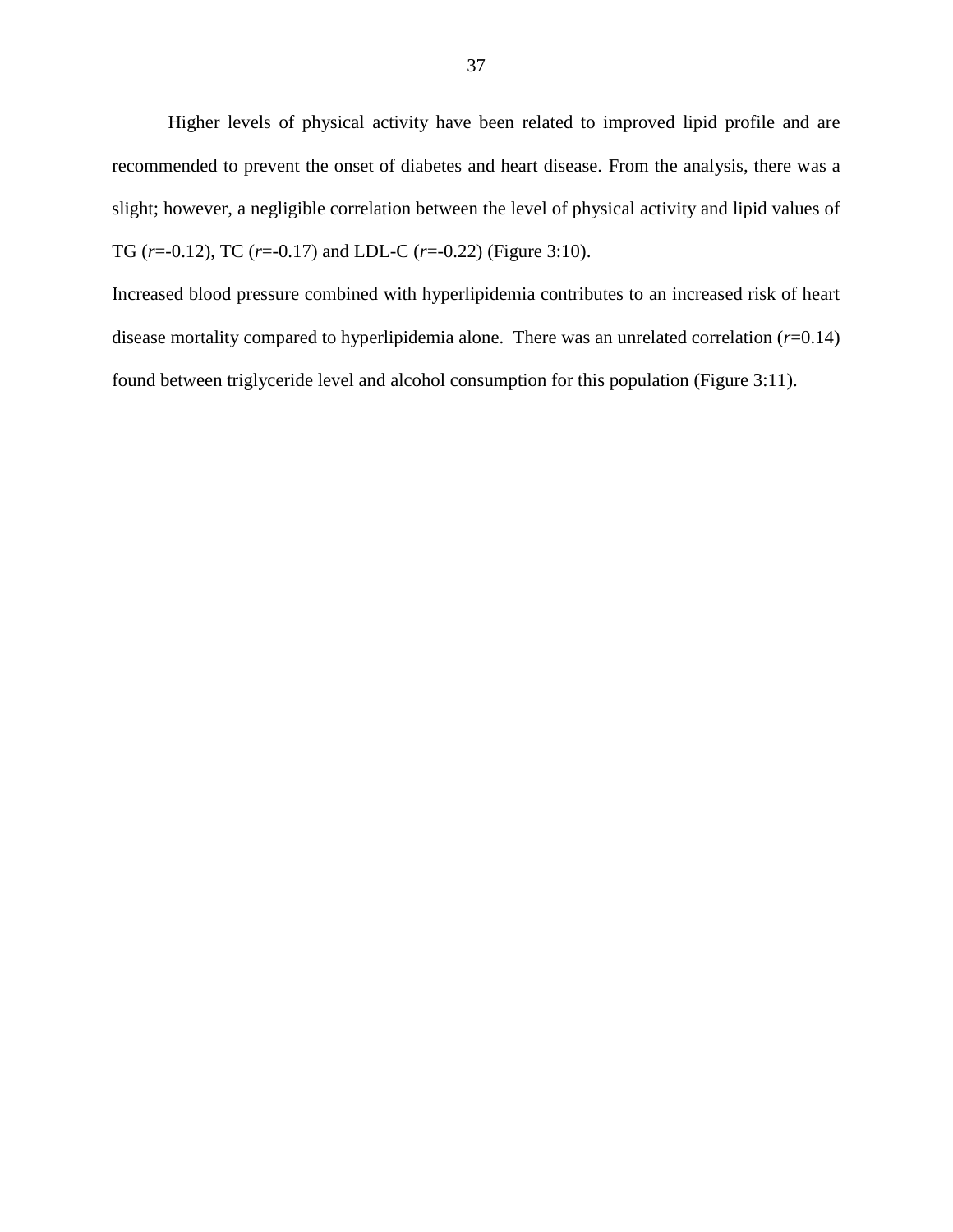Higher levels of physical activity have been related to improved lipid profile and are recommended to prevent the onset of diabetes and heart disease. From the analysis, there was a slight; however, a negligible correlation between the level of physical activity and lipid values of TG ($r$=-0.12), TC ($r$=-0.17) and LDL-C ($r$=-0.22) (Figure 3:10).

Increased blood pressure combined with hyperlipidemia contributes to an increased risk of heart disease mortality compared to hyperlipidemia alone. There was an unrelated correlation ($r$=0.14) found between triglyceride level and alcohol consumption for this population (Figure 3:11).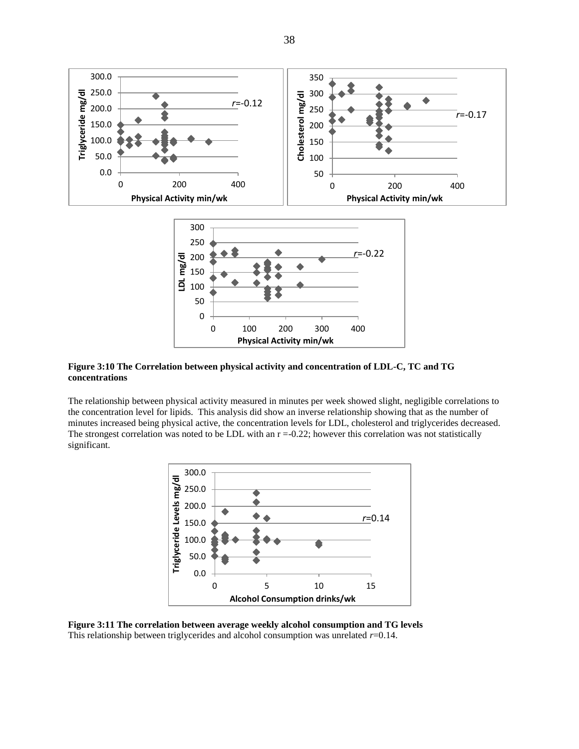**Figure 3:10 The Correlation between physical activity and concentration of LDL-C, TC and TG concentrations**

The relationship between physical activity measured in minutes per week showed slight, negligible correlations to the concentration level for lipids. This analysis did show an inverse relationship showing that as the number of minutes increased being physical active, the concentration levels for LDL, cholesterol and triglycerides decreased. The strongest correlation was noted to be LDL with an $r = -0.22$; however this correlation was not statistically significant.

**Figure 3:11 The correlation between average weekly alcohol consumption and TG levels**

This relationship between triglycerides and alcohol consumption was unrelated $r=0.14$.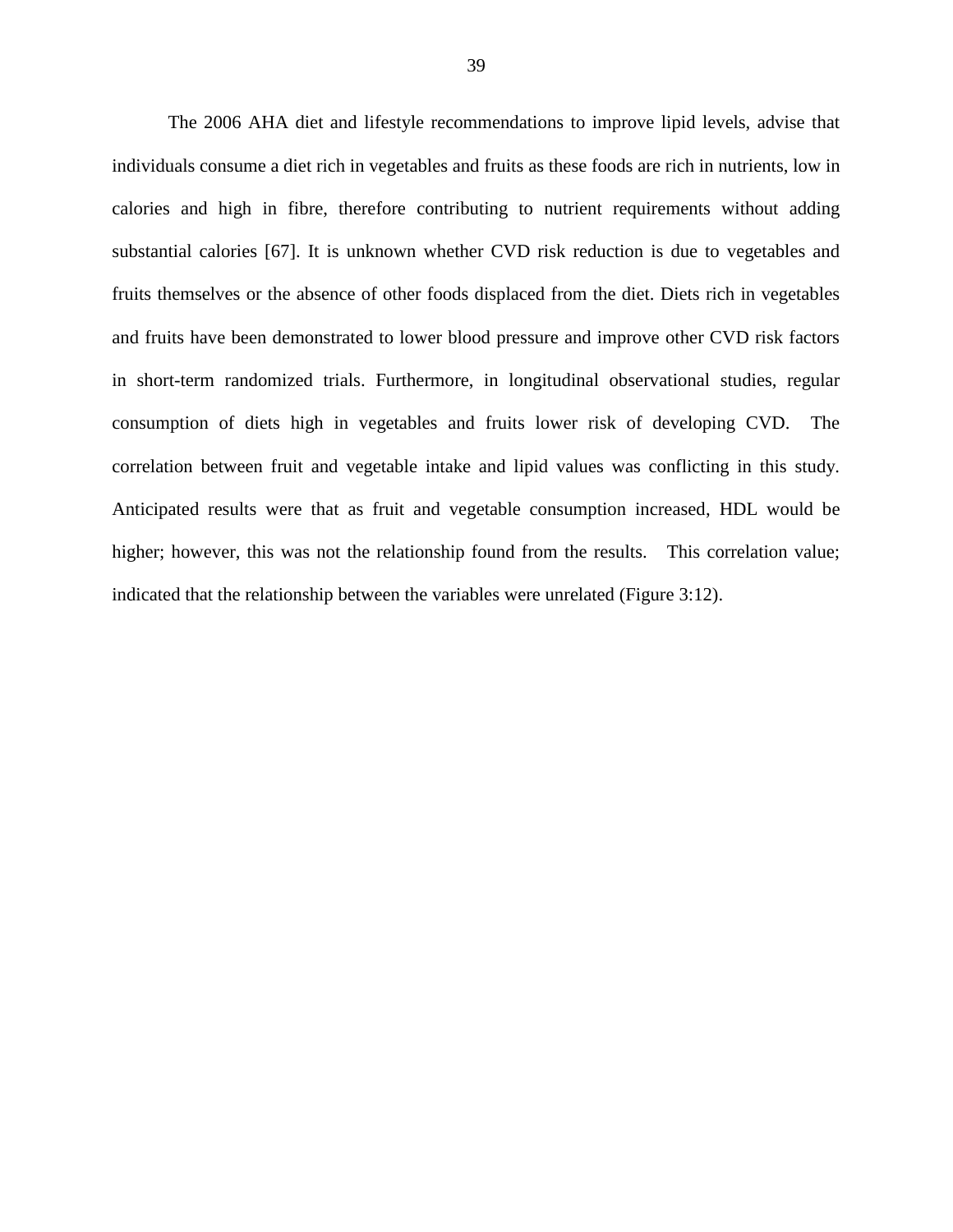The 2006 AHA diet and lifestyle recommendations to improve lipid levels, advise that individuals consume a diet rich in vegetables and fruits as these foods are rich in nutrients, low in calories and high in fibre, therefore contributing to nutrient requirements without adding substantial calories [67]. It is unknown whether CVD risk reduction is due to vegetables and fruits themselves or the absence of other foods displaced from the diet. Diets rich in vegetables and fruits have been demonstrated to lower blood pressure and improve other CVD risk factors in short-term randomized trials. Furthermore, in longitudinal observational studies, regular consumption of diets high in vegetables and fruits lower risk of developing CVD. The correlation between fruit and vegetable intake and lipid values was conflicting in this study. Anticipated results were that as fruit and vegetable consumption increased, HDL would be higher; however, this was not the relationship found from the results. This correlation value; indicated that the relationship between the variables were unrelated (Figure 3:12).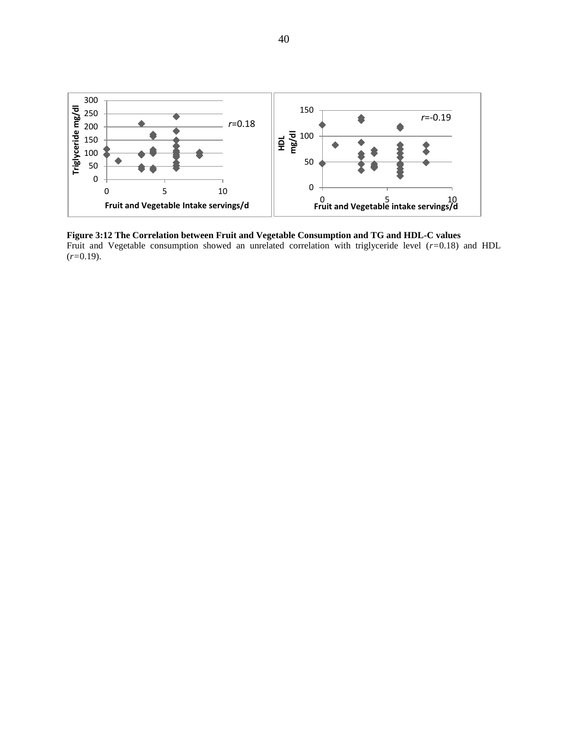**Figure 3:12 The Correlation between Fruit and Vegetable Consumption and TG and HDL-C values**

Fruit and Vegetable consumption showed an unrelated correlation with triglyceride level ($r$=0.18) and HDL ($r$=0.19).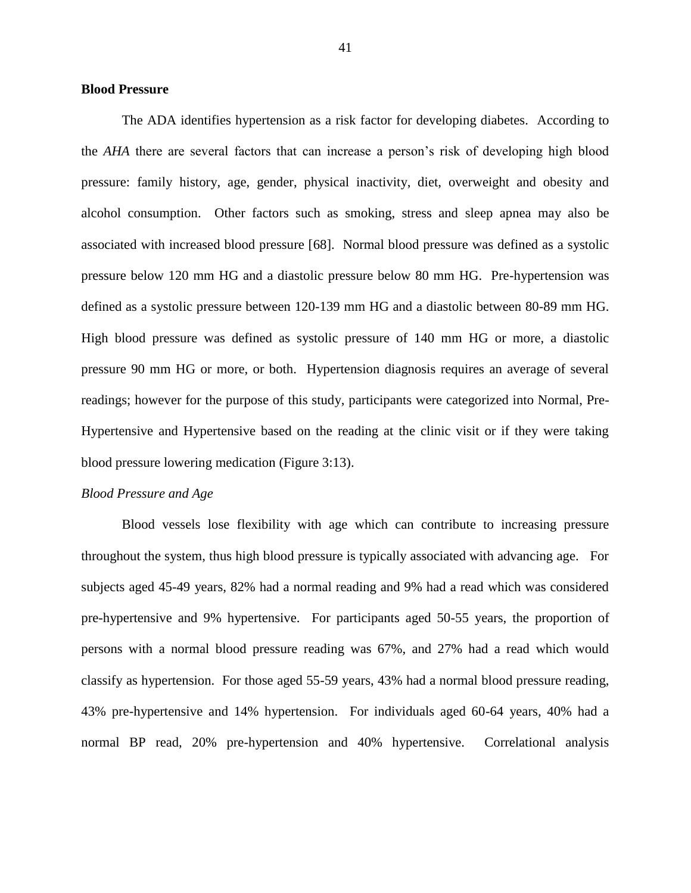**Blood Pressure**

The ADA identifies hypertension as a risk factor for developing diabetes. According to the *AHA* there are several factors that can increase a person's risk of developing high blood pressure: family history, age, gender, physical inactivity, diet, overweight and obesity and alcohol consumption. Other factors such as smoking, stress and sleep apnea may also be associated with increased blood pressure [68]. Normal blood pressure was defined as a systolic pressure below 120 mm HG and a diastolic pressure below 80 mm HG. Pre-hypertension was defined as a systolic pressure between 120-139 mm HG and a diastolic between 80-89 mm HG. High blood pressure was defined as systolic pressure of 140 mm HG or more, a diastolic pressure 90 mm HG or more, or both. Hypertension diagnosis requires an average of several readings; however for the purpose of this study, participants were categorized into Normal, Pre-Hypertensive and Hypertensive based on the reading at the clinic visit or if they were taking blood pressure lowering medication (Figure 3:13).

*Blood Pressure and Age*

Blood vessels lose flexibility with age which can contribute to increasing pressure throughout the system, thus high blood pressure is typically associated with advancing age. For subjects aged 45-49 years, 82% had a normal reading and 9% had a read which was considered pre-hypertensive and 9% hypertensive. For participants aged 50-55 years, the proportion of persons with a normal blood pressure reading was 67%, and 27% had a read which would classify as hypertension. For those aged 55-59 years, 43% had a normal blood pressure reading, 43% pre-hypertensive and 14% hypertension. For individuals aged 60-64 years, 40% had a normal BP read, 20% pre-hypertension and 40% hypertensive. Correlational analysis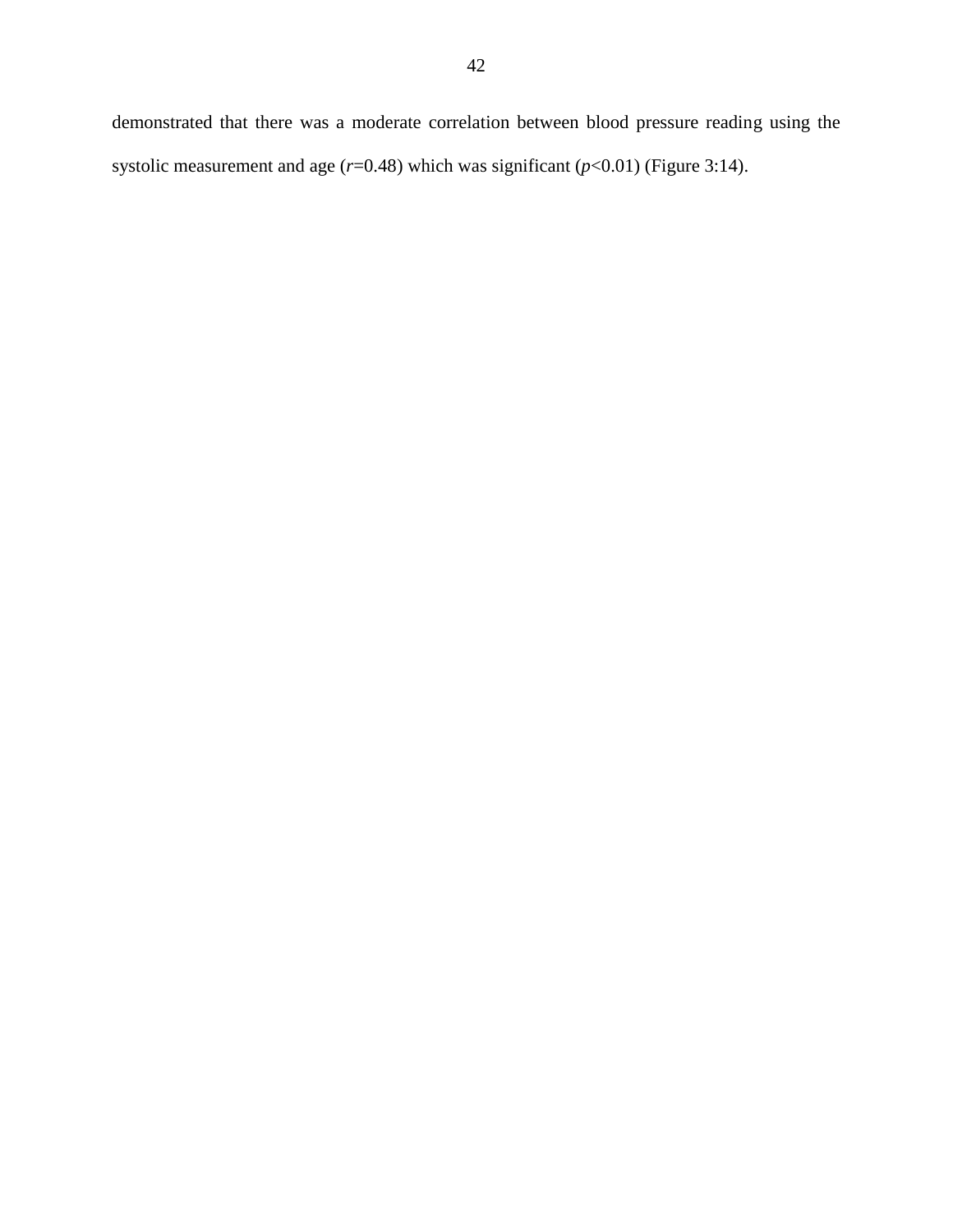demonstrated that there was a moderate correlation between blood pressure reading using the systolic measurement and age ($r$=0.48) which was significant ($p$<0.01) (Figure 3:14).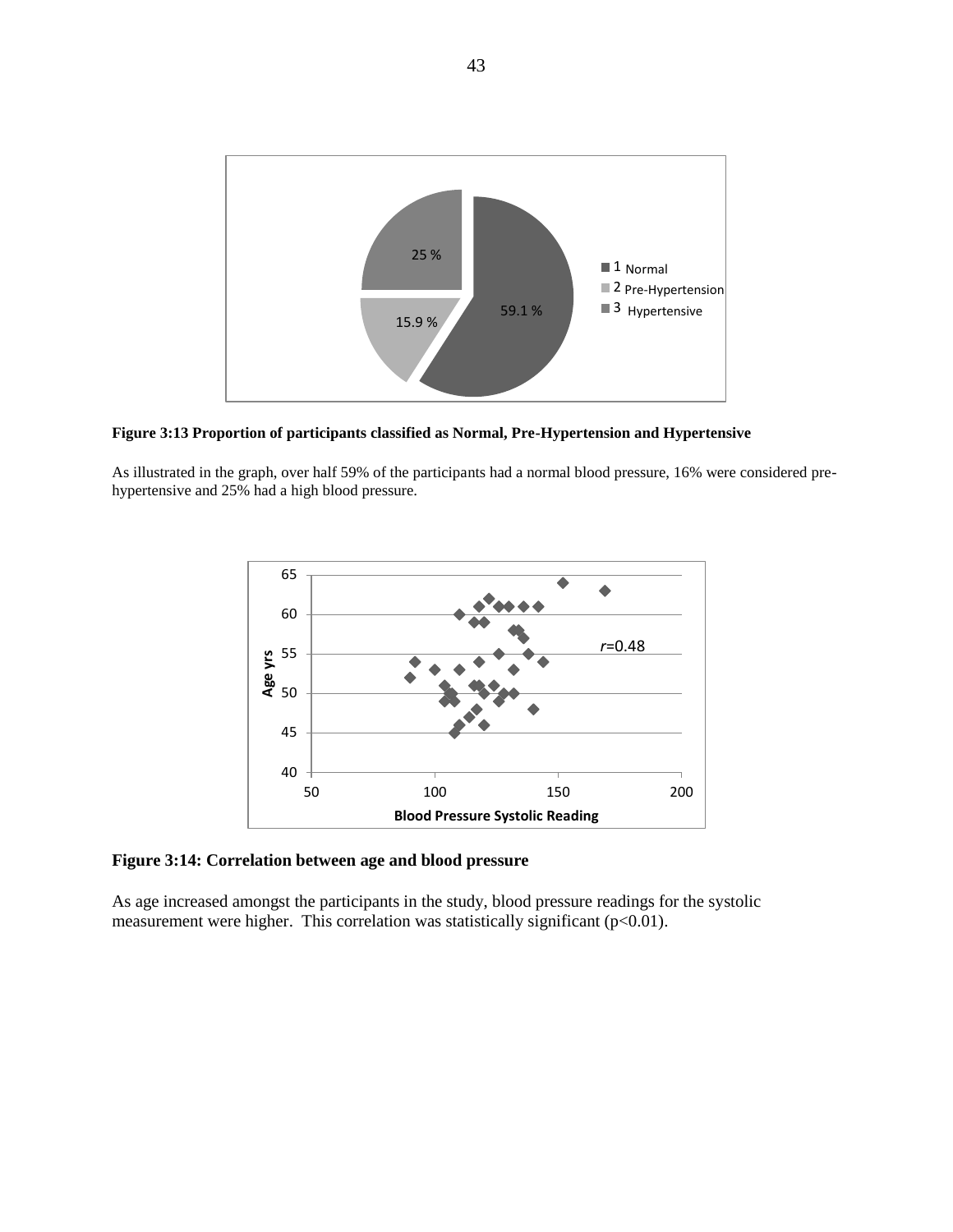**Figure 3:13 Proportion of participants classified as Normal, Pre-Hypertension and Hypertensive**

As illustrated in the graph, over half 59% of the participants had a normal blood pressure, 16% were considered pre-hypertensive and 25% had a high blood pressure.

**Figure 3:14: Correlation between age and blood pressure**

As age increased amongst the participants in the study, blood pressure readings for the systolic measurement were higher. This correlation was statistically significant ($p<0.01$).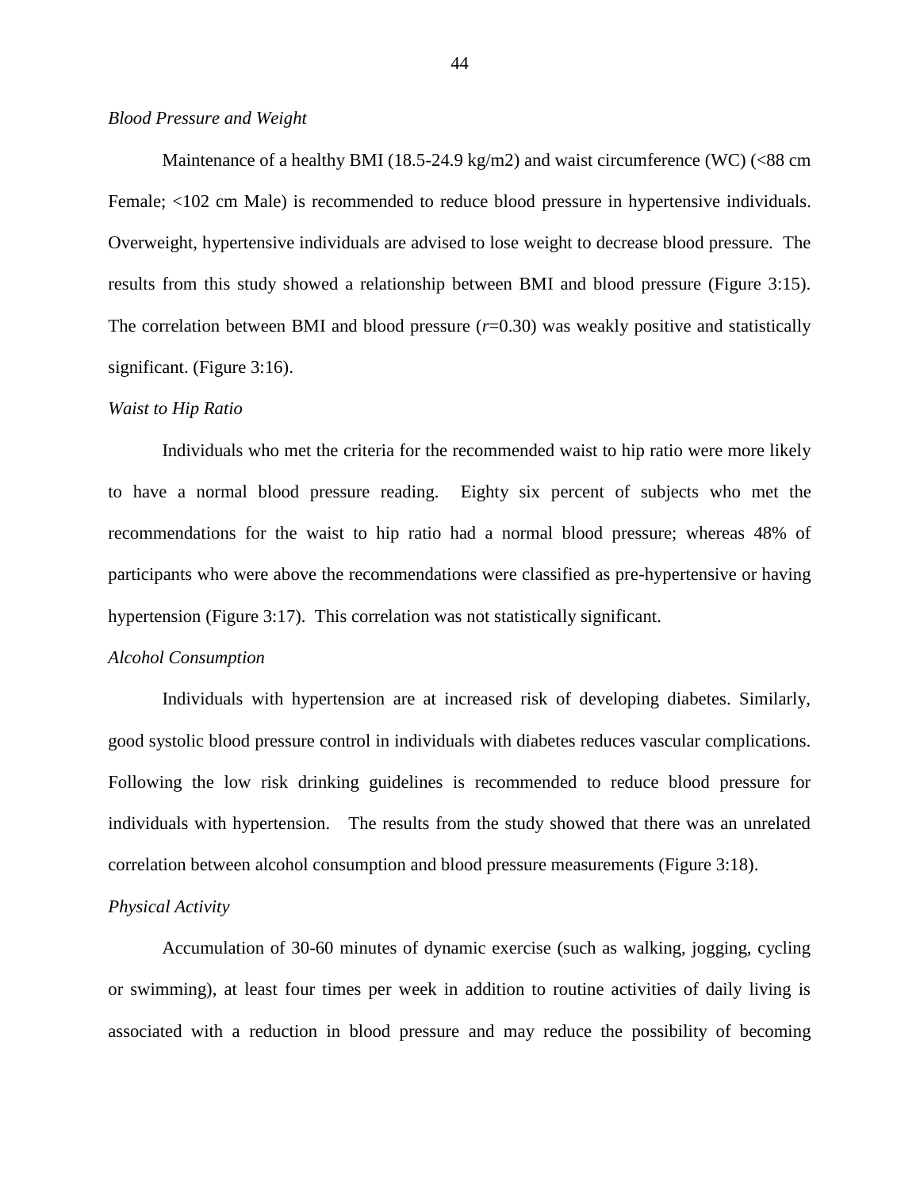*Blood Pressure and Weight*

Maintenance of a healthy BMI (18.5-24.9 kg/m2) and waist circumference (WC) (<88 cm Female; <102 cm Male) is recommended to reduce blood pressure in hypertensive individuals. Overweight, hypertensive individuals are advised to lose weight to decrease blood pressure. The results from this study showed a relationship between BMI and blood pressure (Figure 3:15). The correlation between BMI and blood pressure ($r$=0.30) was weakly positive and statistically significant. (Figure 3:16).

*Waist to Hip Ratio*

Individuals who met the criteria for the recommended waist to hip ratio were more likely to have a normal blood pressure reading. Eighty six percent of subjects who met the recommendations for the waist to hip ratio had a normal blood pressure; whereas 48% of participants who were above the recommendations were classified as pre-hypertensive or having hypertension (Figure 3:17). This correlation was not statistically significant.

*Alcohol Consumption*

Individuals with hypertension are at increased risk of developing diabetes. Similarly, good systolic blood pressure control in individuals with diabetes reduces vascular complications. Following the low risk drinking guidelines is recommended to reduce blood pressure for individuals with hypertension. The results from the study showed that there was an unrelated correlation between alcohol consumption and blood pressure measurements (Figure 3:18).

*Physical Activity*

Accumulation of 30-60 minutes of dynamic exercise (such as walking, jogging, cycling or swimming), at least four times per week in addition to routine activities of daily living is associated with a reduction in blood pressure and may reduce the possibility of becoming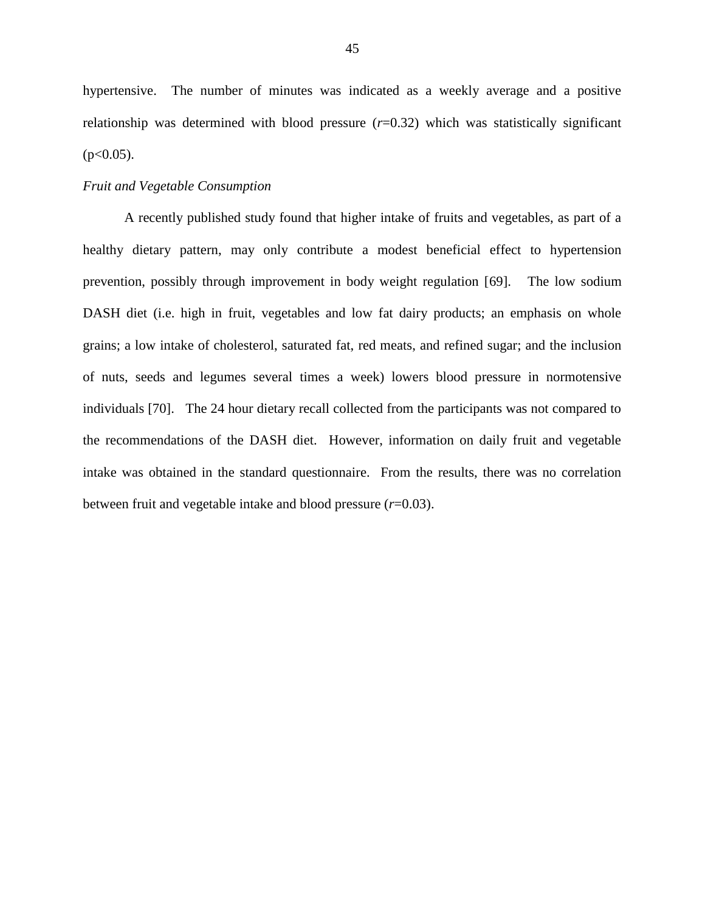hypertensive. The number of minutes was indicated as a weekly average and a positive relationship was determined with blood pressure ($r$=0.32) which was statistically significant ($p<0.05$).

*Fruit and Vegetable Consumption*

A recently published study found that higher intake of fruits and vegetables, as part of a healthy dietary pattern, may only contribute a modest beneficial effect to hypertension prevention, possibly through improvement in body weight regulation [69]. The low sodium DASH diet (i.e. high in fruit, vegetables and low fat dairy products; an emphasis on whole grains; a low intake of cholesterol, saturated fat, red meats, and refined sugar; and the inclusion of nuts, seeds and legumes several times a week) lowers blood pressure in normotensive individuals [70]. The 24 hour dietary recall collected from the participants was not compared to the recommendations of the DASH diet. However, information on daily fruit and vegetable intake was obtained in the standard questionnaire. From the results, there was no correlation between fruit and vegetable intake and blood pressure ($r$=0.03).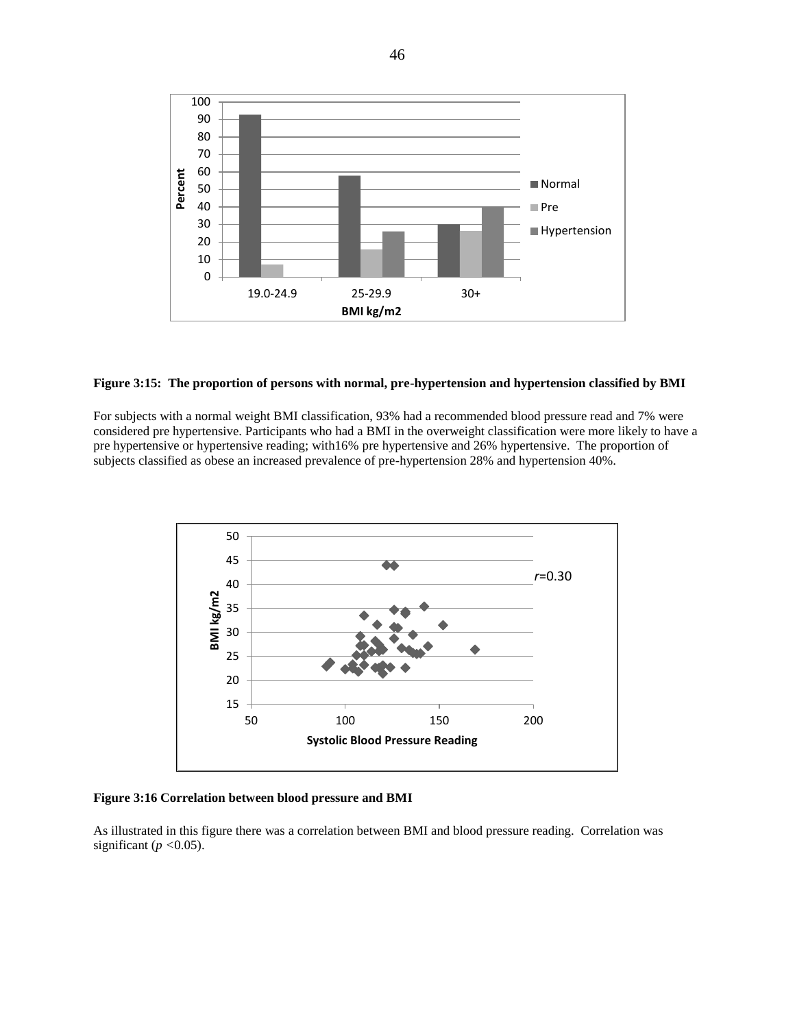**Figure 3:15: The proportion of persons with normal, pre-hypertension and hypertension classified by BMI**

For subjects with a normal weight BMI classification, 93% had a recommended blood pressure read and 7% were considered pre hypertensive. Participants who had a BMI in the overweight classification were more likely to have a pre hypertensive or hypertensive reading; with16% pre hypertensive and 26% hypertensive. The proportion of subjects classified as obese an increased prevalence of pre-hypertension 28% and hypertension 40%.

**Figure 3:16 Correlation between blood pressure and BMI**

As illustrated in this figure there was a correlation between BMI and blood pressure reading. Correlation was significant ($p$ <0.05).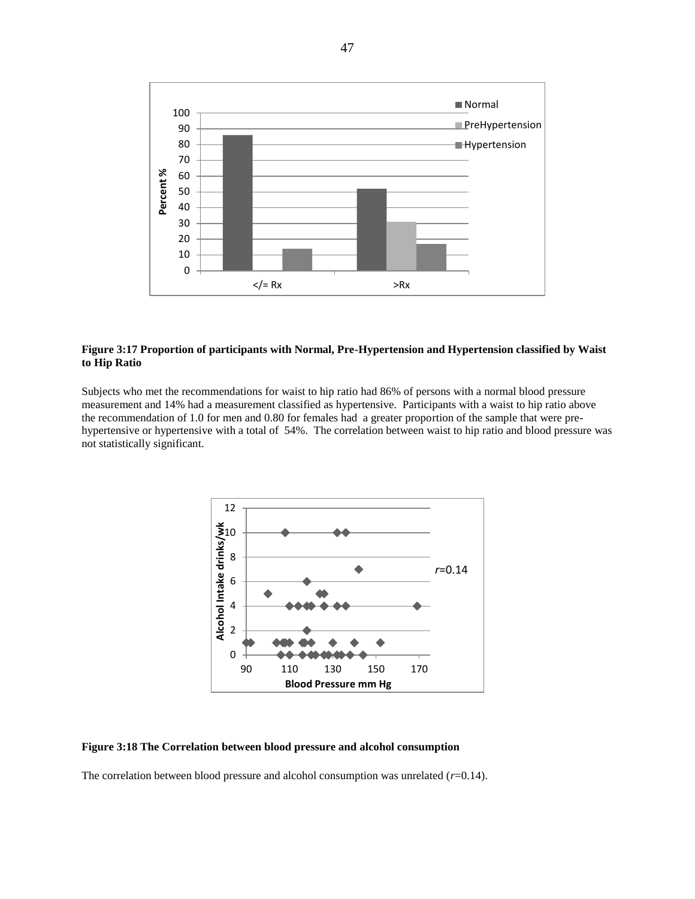**Figure 3:17 Proportion of participants with Normal, Pre-Hypertension and Hypertension classified by Waist to Hip Ratio**

Subjects who met the recommendations for waist to hip ratio had 86% of persons with a normal blood pressure measurement and 14% had a measurement classified as hypertensive. Participants with a waist to hip ratio above the recommendation of 1.0 for men and 0.80 for females had a greater proportion of the sample that were pre-hypertensive or hypertensive with a total of 54%. The correlation between waist to hip ratio and blood pressure was not statistically significant.

**Figure 3:18 The Correlation between blood pressure and alcohol consumption**

The correlation between blood pressure and alcohol consumption was unrelated ($r$=0.14).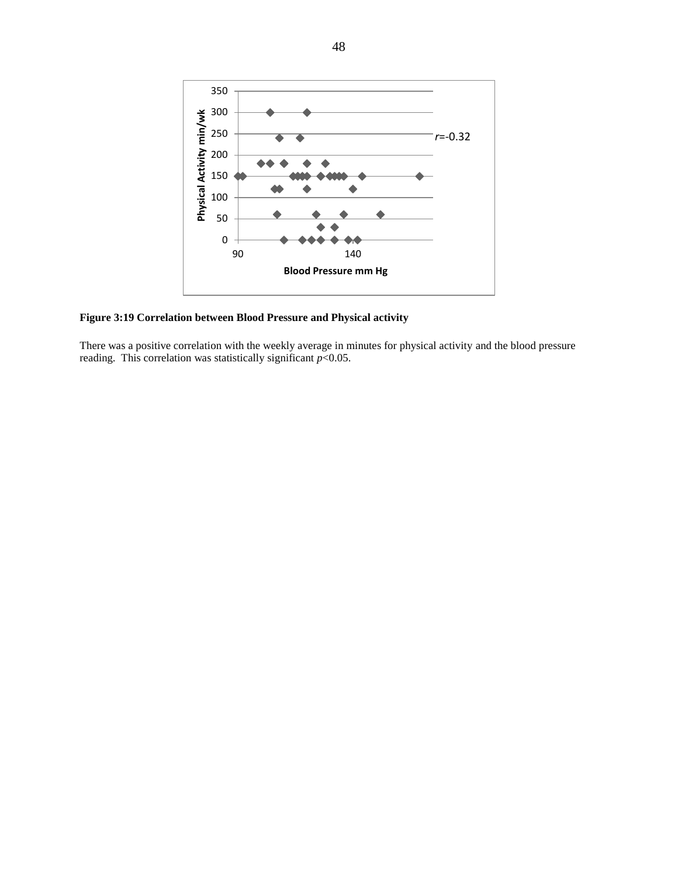**Figure 3:19 Correlation between Blood Pressure and Physical activity**

There was a positive correlation with the weekly average in minutes for physical activity and the blood pressure reading. This correlation was statistically significant *p*<0.05.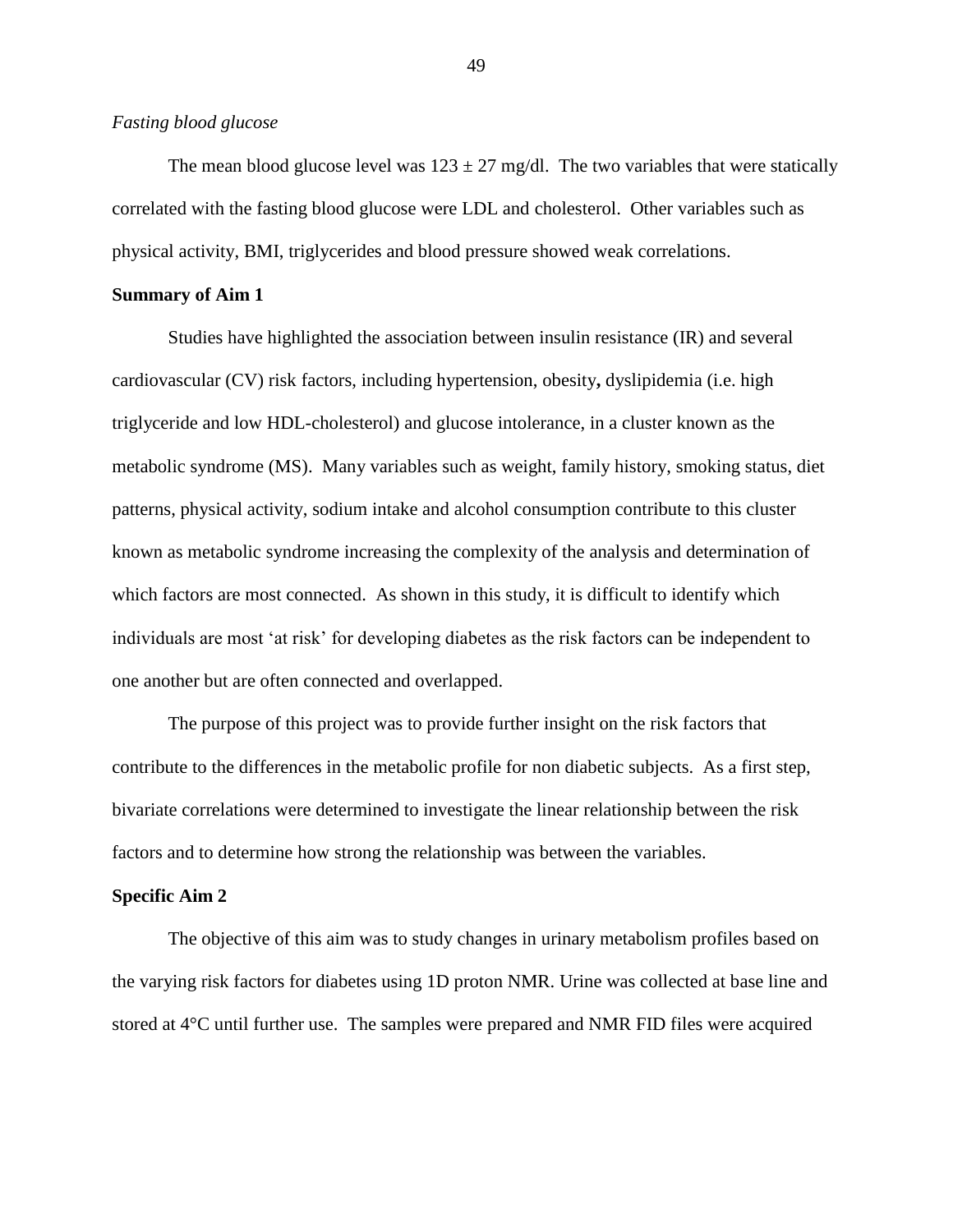*Fasting blood glucose*

The mean blood glucose level was $123 \pm 27$ mg/dl. The two variables that were statically correlated with the fasting blood glucose were LDL and cholesterol. Other variables such as physical activity, BMI, triglycerides and blood pressure showed weak correlations.

**Summary of Aim 1**

Studies have highlighted the association between insulin resistance (IR) and several cardiovascular (CV) risk factors, including hypertension, obesity**,** dyslipidemia (i.e. high triglyceride and low HDL-cholesterol) and glucose intolerance, in a cluster known as the metabolic syndrome (MS). Many variables such as weight, family history, smoking status, diet patterns, physical activity, sodium intake and alcohol consumption contribute to this cluster known as metabolic syndrome increasing the complexity of the analysis and determination of which factors are most connected. As shown in this study, it is difficult to identify which individuals are most 'at risk' for developing diabetes as the risk factors can be independent to one another but are often connected and overlapped.

The purpose of this project was to provide further insight on the risk factors that contribute to the differences in the metabolic profile for non diabetic subjects. As a first step, bivariate correlations were determined to investigate the linear relationship between the risk factors and to determine how strong the relationship was between the variables.

**Specific Aim 2**

The objective of this aim was to study changes in urinary metabolism profiles based on the varying risk factors for diabetes using 1D proton NMR. Urine was collected at base line and stored at 4°C until further use. The samples were prepared and NMR FID files were acquired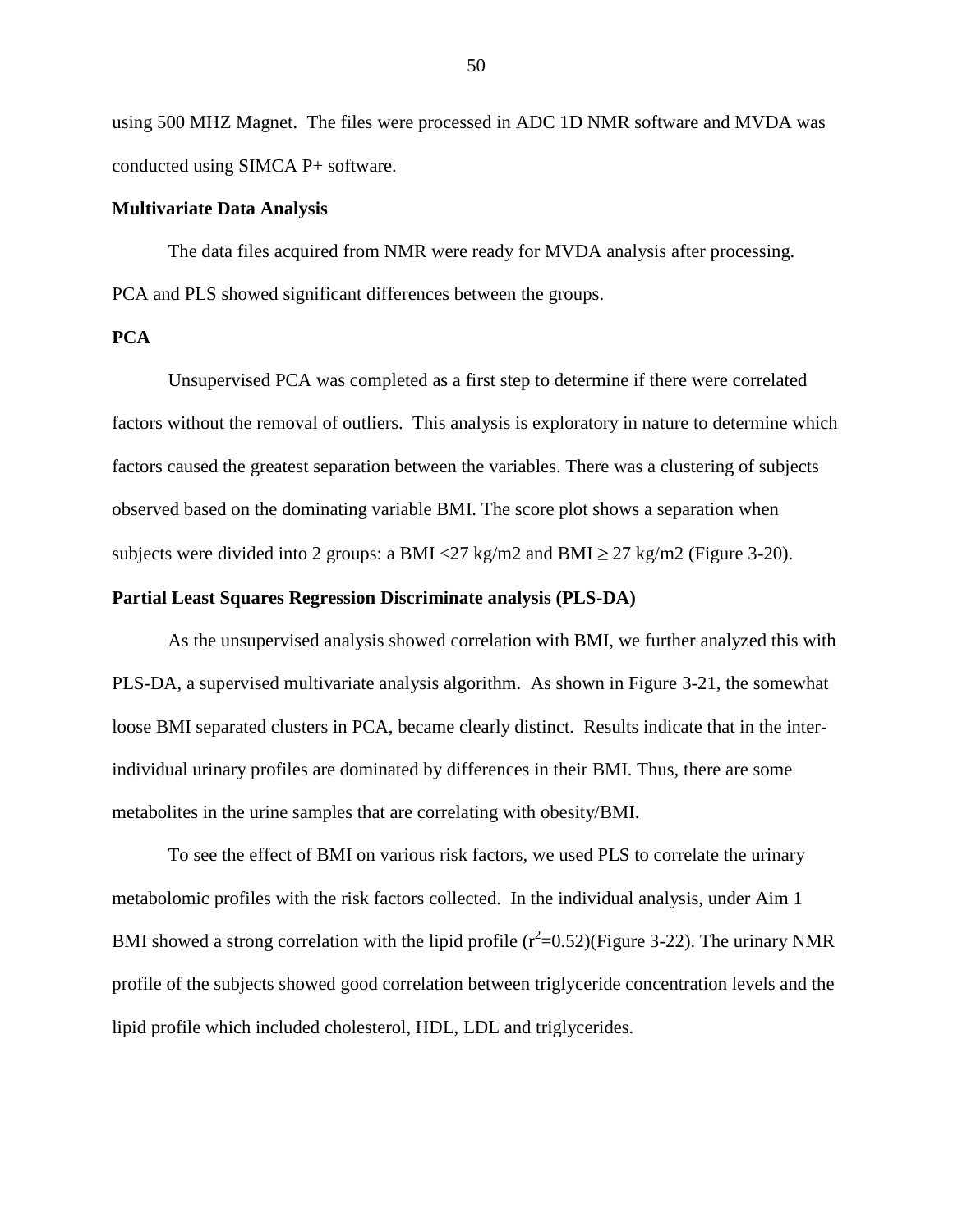using 500 MHZ Magnet. The files were processed in ADC 1D NMR software and MVDA was conducted using SIMCA P+ software.

**Multivariate Data Analysis**

The data files acquired from NMR were ready for MVDA analysis after processing. PCA and PLS showed significant differences between the groups.

**PCA**

Unsupervised PCA was completed as a first step to determine if there were correlated factors without the removal of outliers. This analysis is exploratory in nature to determine which factors caused the greatest separation between the variables. There was a clustering of subjects observed based on the dominating variable BMI. The score plot shows a separation when subjects were divided into 2 groups: a BMI <27 kg/m2 and BMI ≥ 27 kg/m2 (Figure 3-20).

**Partial Least Squares Regression Discriminate analysis (PLS-DA)**

As the unsupervised analysis showed correlation with BMI, we further analyzed this with PLS-DA, a supervised multivariate analysis algorithm. As shown in Figure 3-21, the somewhat loose BMI separated clusters in PCA, became clearly distinct. Results indicate that in the inter-individual urinary profiles are dominated by differences in their BMI. Thus, there are some metabolites in the urine samples that are correlating with obesity/BMI.

To see the effect of BMI on various risk factors, we used PLS to correlate the urinary metabolomic profiles with the risk factors collected. In the individual analysis, under Aim 1 BMI showed a strong correlation with the lipid profile ($r^2$=0.52)(Figure 3-22). The urinary NMR profile of the subjects showed good correlation between triglyceride concentration levels and the lipid profile which included cholesterol, HDL, LDL and triglycerides.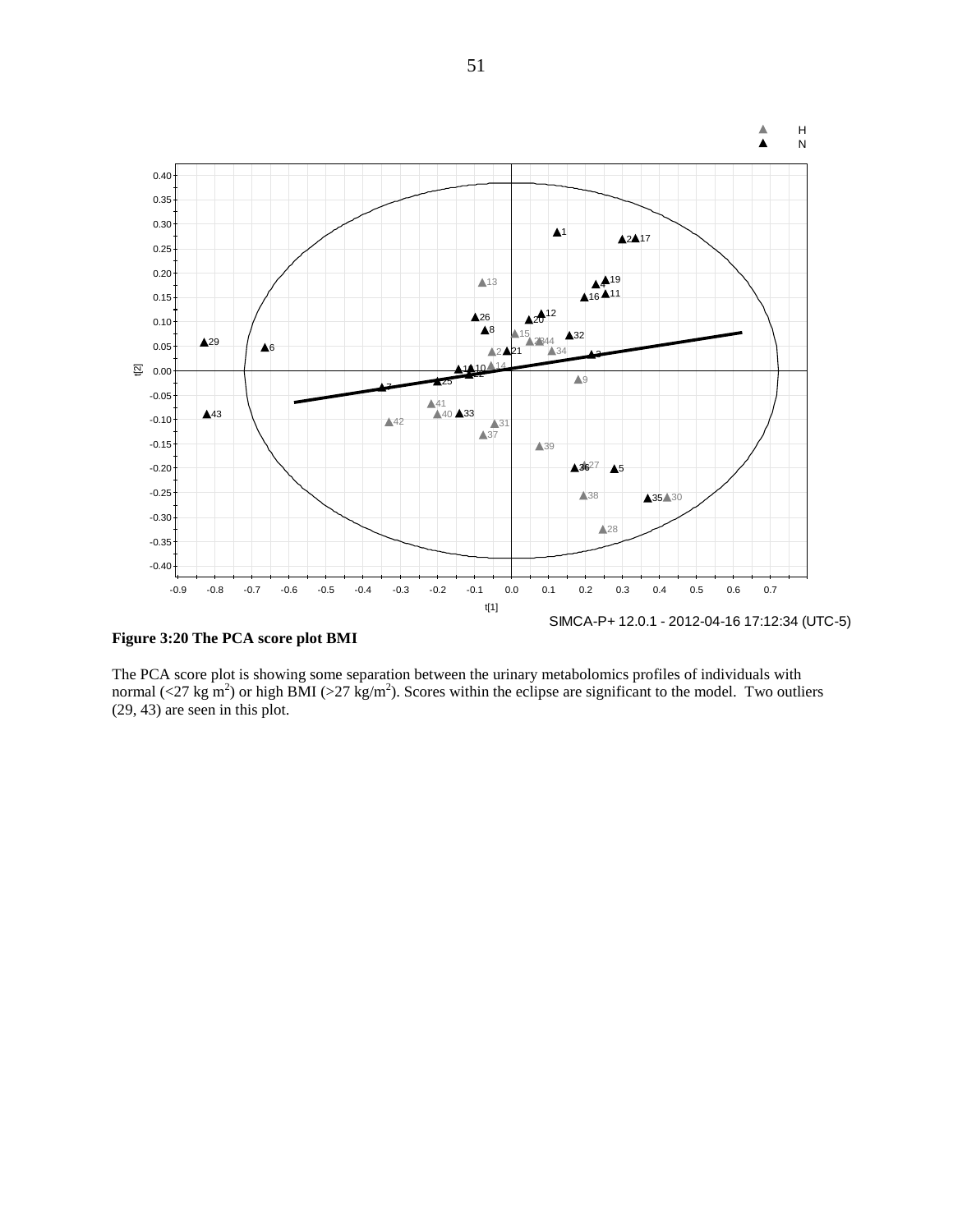**Figure 3:20 The PCA score plot BMI**

The PCA score plot is showing some separation between the urinary metabolomics profiles of individuals with normal (<27 kg m$^2$) or high BMI (>27 kg/m$^2$). Scores within the eclipse are significant to the model. Two outliers (29, 43) are seen in this plot.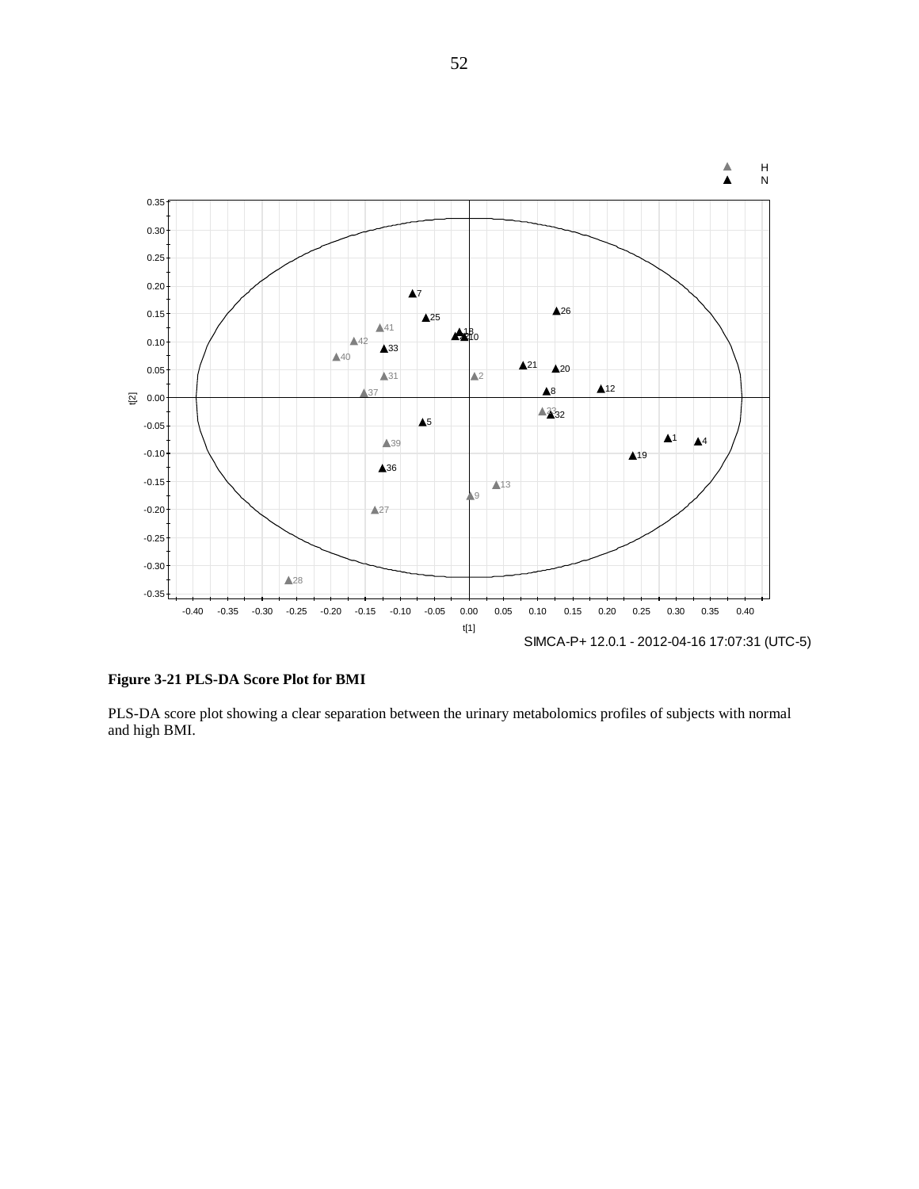**Figure 3-21 PLS-DA Score Plot for BMI**

PLS-DA score plot showing a clear separation between the urinary metabolomics profiles of subjects with normal and high BMI.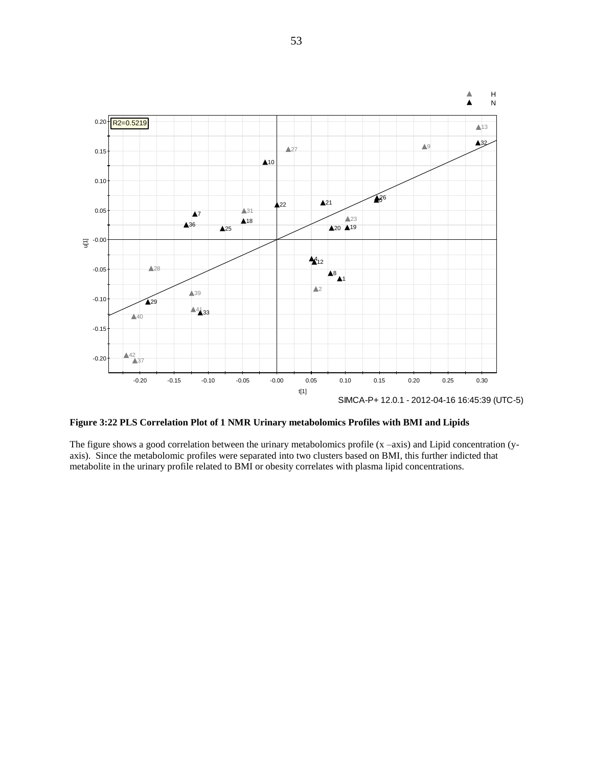**Figure 3:22 PLS Correlation Plot of 1 NMR Urinary metabolomics Profiles with BMI and Lipids**

The figure shows a good correlation between the urinary metabolomics profile (x –axis) and Lipid concentration (y-axis). Since the metabolomic profiles were separated into two clusters based on BMI, this further indicted that metabolite in the urinary profile related to BMI or obesity correlates with plasma lipid concentrations.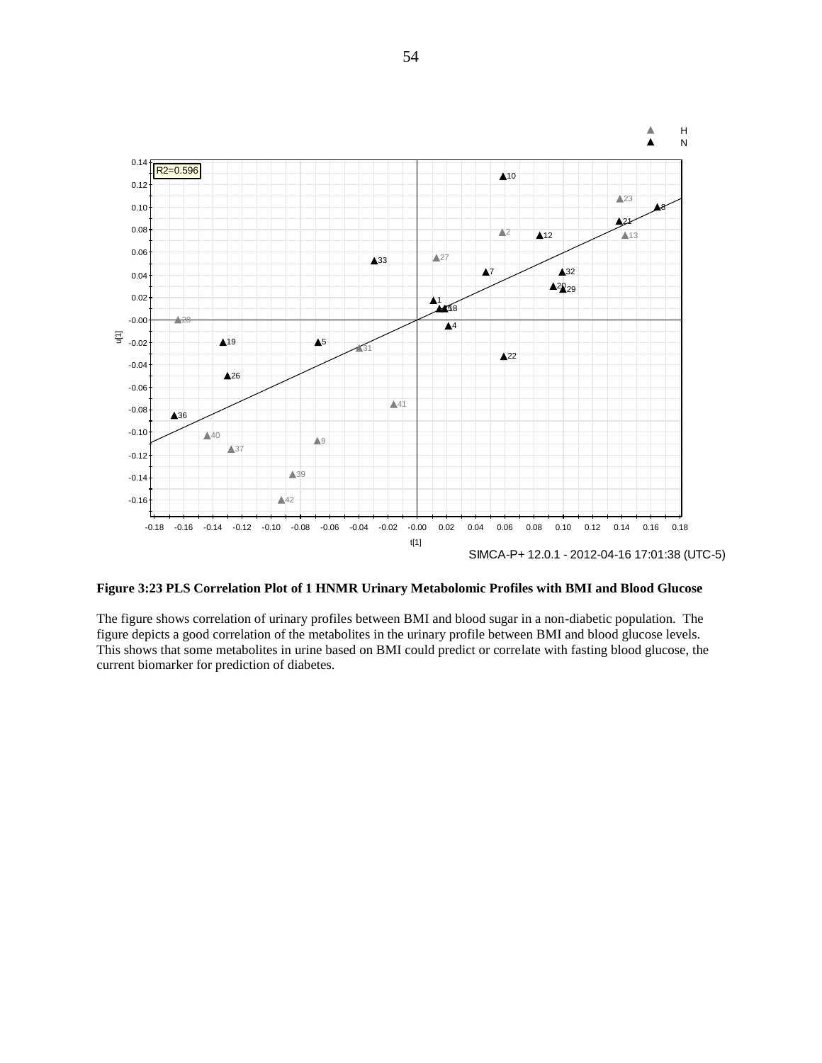**Figure 3:23 PLS Correlation Plot of 1 HNMR Urinary Metabolomic Profiles with BMI and Blood Glucose**

The figure shows correlation of urinary profiles between BMI and blood sugar in a non-diabetic population. The figure depicts a good correlation of the metabolites in the urinary profile between BMI and blood glucose levels. This shows that some metabolites in urine based on BMI could predict or correlate with fasting blood glucose, the current biomarker for prediction of diabetes.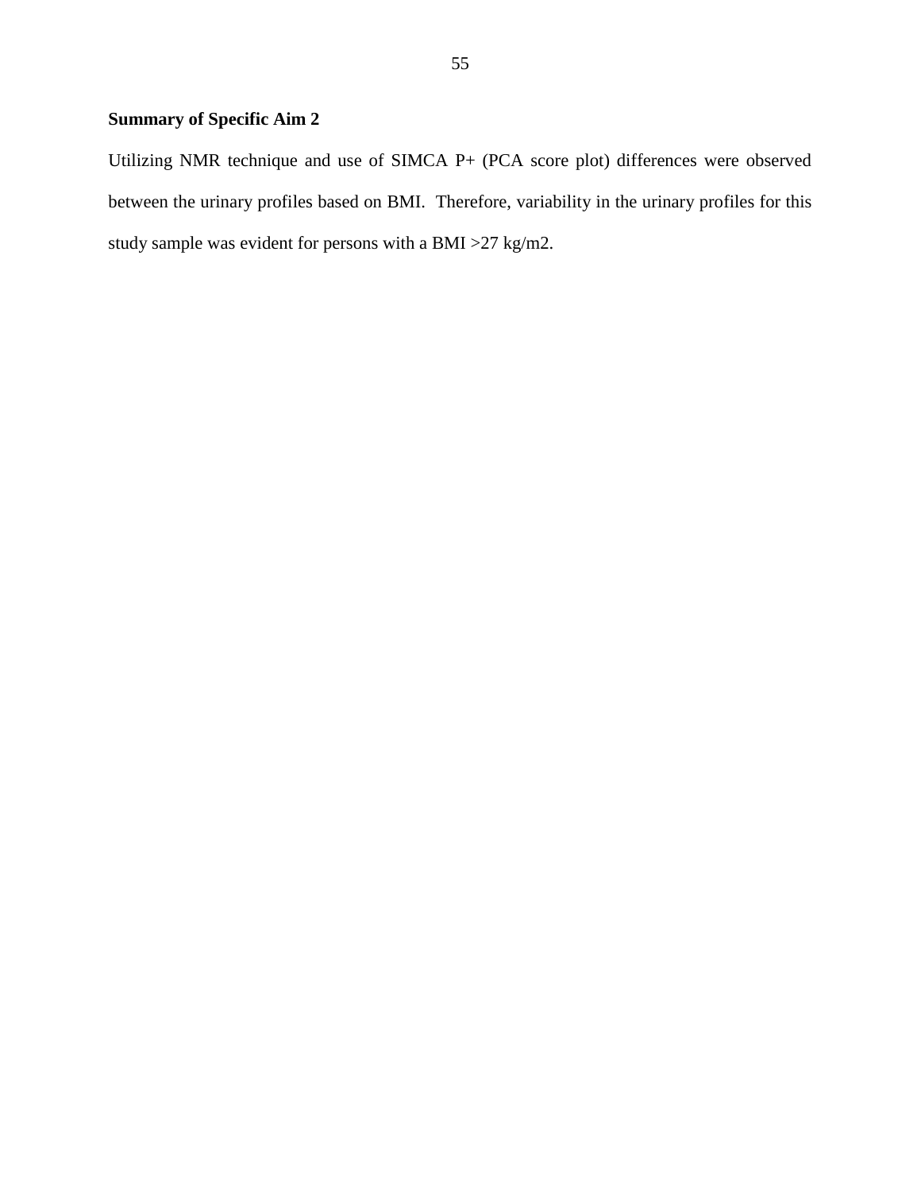**Summary of Specific Aim 2**

Utilizing NMR technique and use of SIMCA P+ (PCA score plot) differences were observed between the urinary profiles based on BMI. Therefore, variability in the urinary profiles for this study sample was evident for persons with a BMI >27 kg/m2.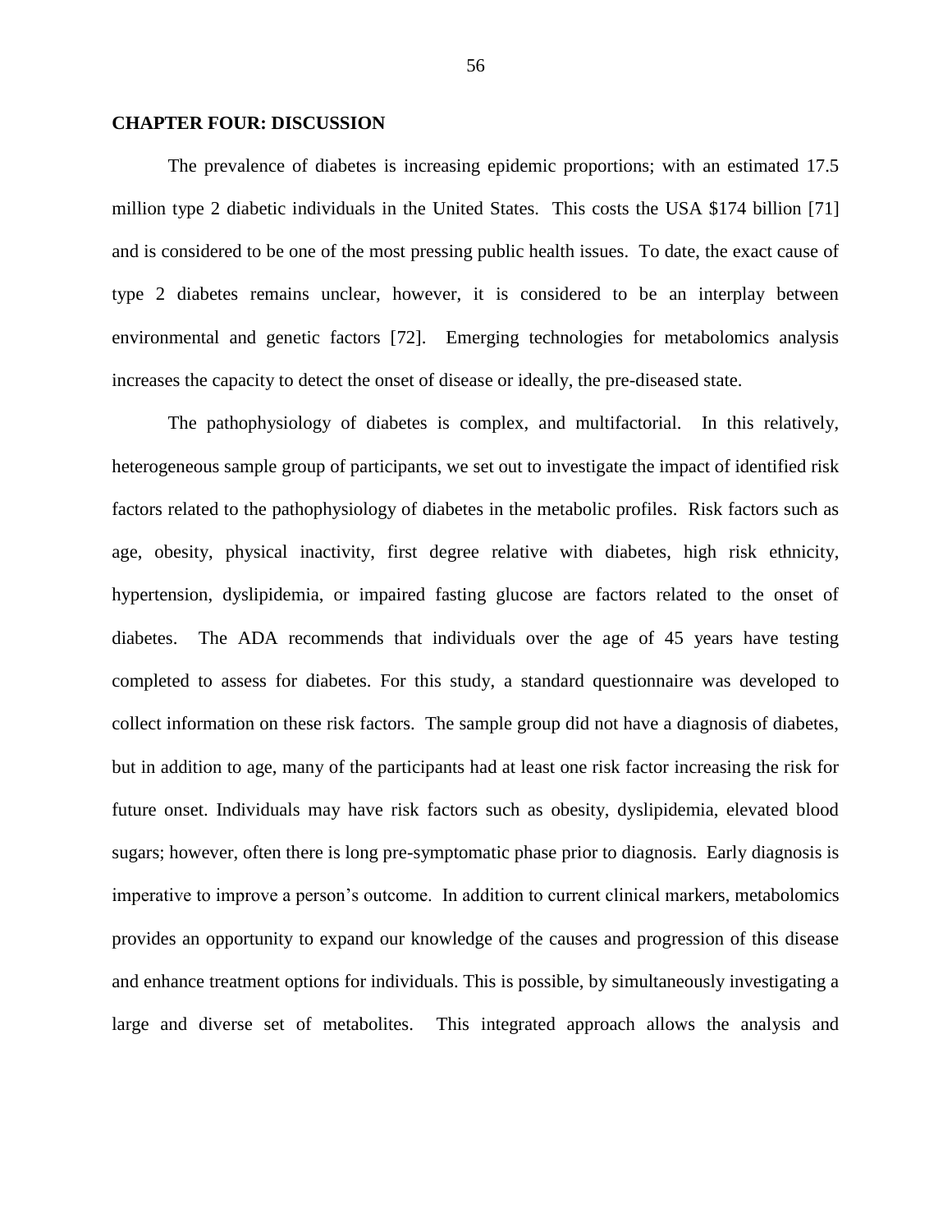## CHAPTER FOUR: DISCUSSION

The prevalence of diabetes is increasing epidemic proportions; with an estimated 17.5 million type 2 diabetic individuals in the United States. This costs the USA $174 billion [71] and is considered to be one of the most pressing public health issues. To date, the exact cause of type 2 diabetes remains unclear, however, it is considered to be an interplay between environmental and genetic factors [72]. Emerging technologies for metabolomics analysis increases the capacity to detect the onset of disease or ideally, the pre-diseased state.

The pathophysiology of diabetes is complex, and multifactorial. In this relatively, heterogeneous sample group of participants, we set out to investigate the impact of identified risk factors related to the pathophysiology of diabetes in the metabolic profiles. Risk factors such as age, obesity, physical inactivity, first degree relative with diabetes, high risk ethnicity, hypertension, dyslipidemia, or impaired fasting glucose are factors related to the onset of diabetes. The ADA recommends that individuals over the age of 45 years have testing completed to assess for diabetes. For this study, a standard questionnaire was developed to collect information on these risk factors. The sample group did not have a diagnosis of diabetes, but in addition to age, many of the participants had at least one risk factor increasing the risk for future onset. Individuals may have risk factors such as obesity, dyslipidemia, elevated blood sugars; however, often there is long pre-symptomatic phase prior to diagnosis. Early diagnosis is imperative to improve a person's outcome. In addition to current clinical markers, metabolomics provides an opportunity to expand our knowledge of the causes and progression of this disease and enhance treatment options for individuals. This is possible, by simultaneously investigating a large and diverse set of metabolites. This integrated approach allows the analysis and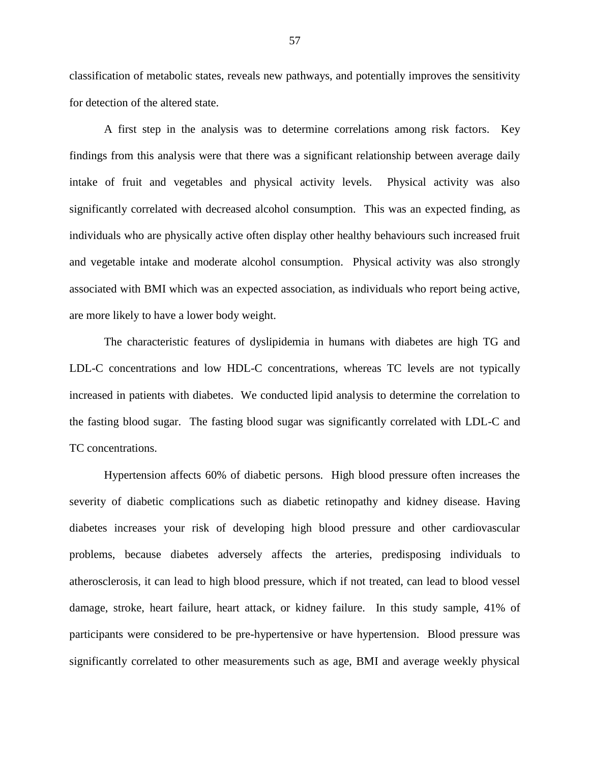classification of metabolic states, reveals new pathways, and potentially improves the sensitivity for detection of the altered state.

A first step in the analysis was to determine correlations among risk factors. Key findings from this analysis were that there was a significant relationship between average daily intake of fruit and vegetables and physical activity levels. Physical activity was also significantly correlated with decreased alcohol consumption. This was an expected finding, as individuals who are physically active often display other healthy behaviours such increased fruit and vegetable intake and moderate alcohol consumption. Physical activity was also strongly associated with BMI which was an expected association, as individuals who report being active, are more likely to have a lower body weight.

The characteristic features of dyslipidemia in humans with diabetes are high TG and LDL-C concentrations and low HDL-C concentrations, whereas TC levels are not typically increased in patients with diabetes. We conducted lipid analysis to determine the correlation to the fasting blood sugar. The fasting blood sugar was significantly correlated with LDL-C and TC concentrations.

Hypertension affects 60% of diabetic persons. High blood pressure often increases the severity of diabetic complications such as diabetic retinopathy and kidney disease. Having diabetes increases your risk of developing high blood pressure and other cardiovascular problems, because diabetes adversely affects the arteries, predisposing individuals to atherosclerosis, it can lead to high blood pressure, which if not treated, can lead to blood vessel damage, stroke, heart failure, heart attack, or kidney failure. In this study sample, 41% of participants were considered to be pre-hypertensive or have hypertension. Blood pressure was significantly correlated to other measurements such as age, BMI and average weekly physical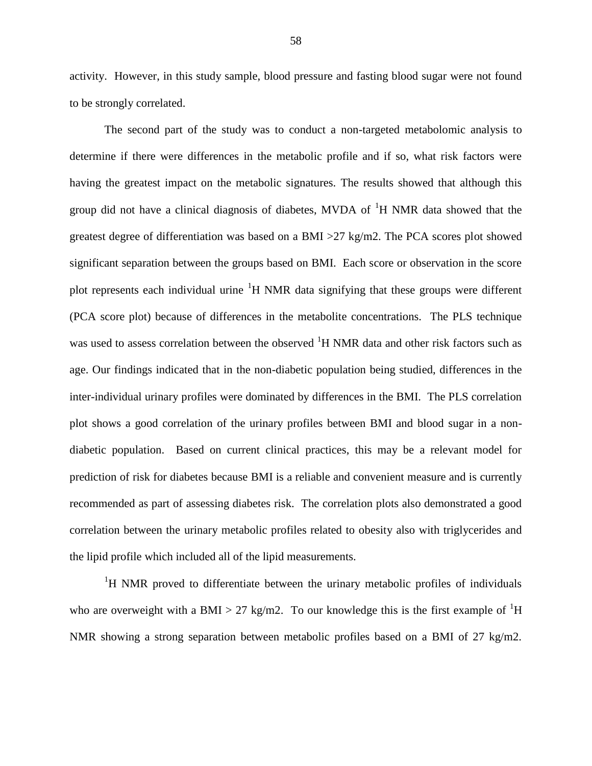activity. However, in this study sample, blood pressure and fasting blood sugar were not found to be strongly correlated.

The second part of the study was to conduct a non-targeted metabolomic analysis to determine if there were differences in the metabolic profile and if so, what risk factors were having the greatest impact on the metabolic signatures. The results showed that although this group did not have a clinical diagnosis of diabetes, MVDA of $^{1}$H NMR data showed that the greatest degree of differentiation was based on a BMI >27 kg/m2. The PCA scores plot showed significant separation between the groups based on BMI. Each score or observation in the score plot represents each individual urine $^{1}$H NMR data signifying that these groups were different (PCA score plot) because of differences in the metabolite concentrations. The PLS technique was used to assess correlation between the observed $^{1}$H NMR data and other risk factors such as age. Our findings indicated that in the non-diabetic population being studied, differences in the inter-individual urinary profiles were dominated by differences in the BMI. The PLS correlation plot shows a good correlation of the urinary profiles between BMI and blood sugar in a non-diabetic population. Based on current clinical practices, this may be a relevant model for prediction of risk for diabetes because BMI is a reliable and convenient measure and is currently recommended as part of assessing diabetes risk. The correlation plots also demonstrated a good correlation between the urinary metabolic profiles related to obesity also with triglycerides and the lipid profile which included all of the lipid measurements.

$^{1}$H NMR proved to differentiate between the urinary metabolic profiles of individuals who are overweight with a BMI > 27 kg/m2. To our knowledge this is the first example of $^{1}$H NMR showing a strong separation between metabolic profiles based on a BMI of 27 kg/m2.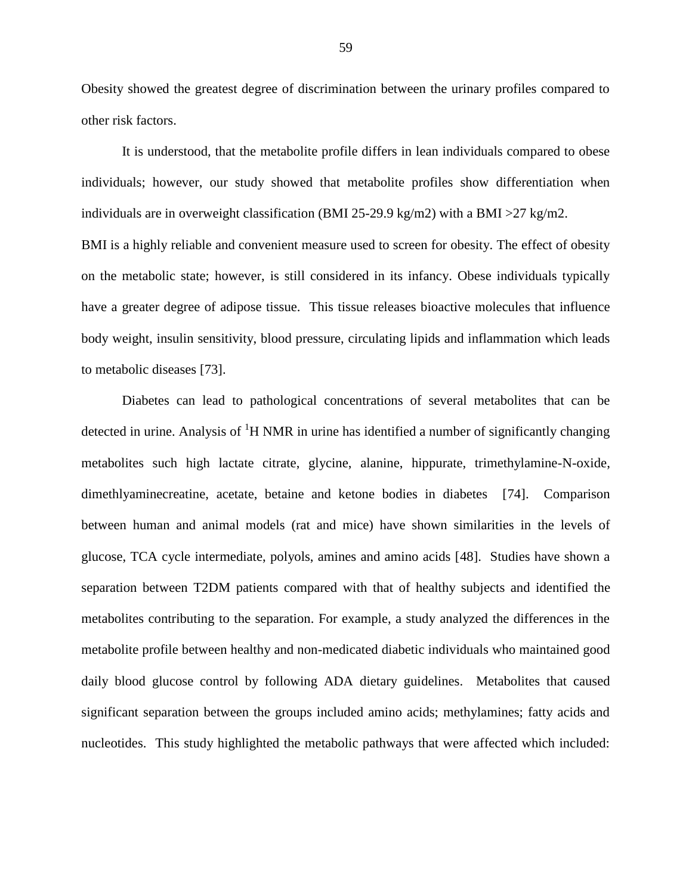Obesity showed the greatest degree of discrimination between the urinary profiles compared to other risk factors.

It is understood, that the metabolite profile differs in lean individuals compared to obese individuals; however, our study showed that metabolite profiles show differentiation when individuals are in overweight classification (BMI 25-29.9 kg/m2) with a BMI >27 kg/m2.

BMI is a highly reliable and convenient measure used to screen for obesity. The effect of obesity on the metabolic state; however, is still considered in its infancy. Obese individuals typically have a greater degree of adipose tissue. This tissue releases bioactive molecules that influence body weight, insulin sensitivity, blood pressure, circulating lipids and inflammation which leads to metabolic diseases [73].

Diabetes can lead to pathological concentrations of several metabolites that can be detected in urine. Analysis of $^{1}$H NMR in urine has identified a number of significantly changing metabolites such high lactate citrate, glycine, alanine, hippurate, trimethylamine-N-oxide, dimethlyaminecreatine, acetate, betaine and ketone bodies in diabetes [74]. Comparison between human and animal models (rat and mice) have shown similarities in the levels of glucose, TCA cycle intermediate, polyols, amines and amino acids [48]. Studies have shown a separation between T2DM patients compared with that of healthy subjects and identified the metabolites contributing to the separation. For example, a study analyzed the differences in the metabolite profile between healthy and non-medicated diabetic individuals who maintained good daily blood glucose control by following ADA dietary guidelines. Metabolites that caused significant separation between the groups included amino acids; methylamines; fatty acids and nucleotides. This study highlighted the metabolic pathways that were affected which included: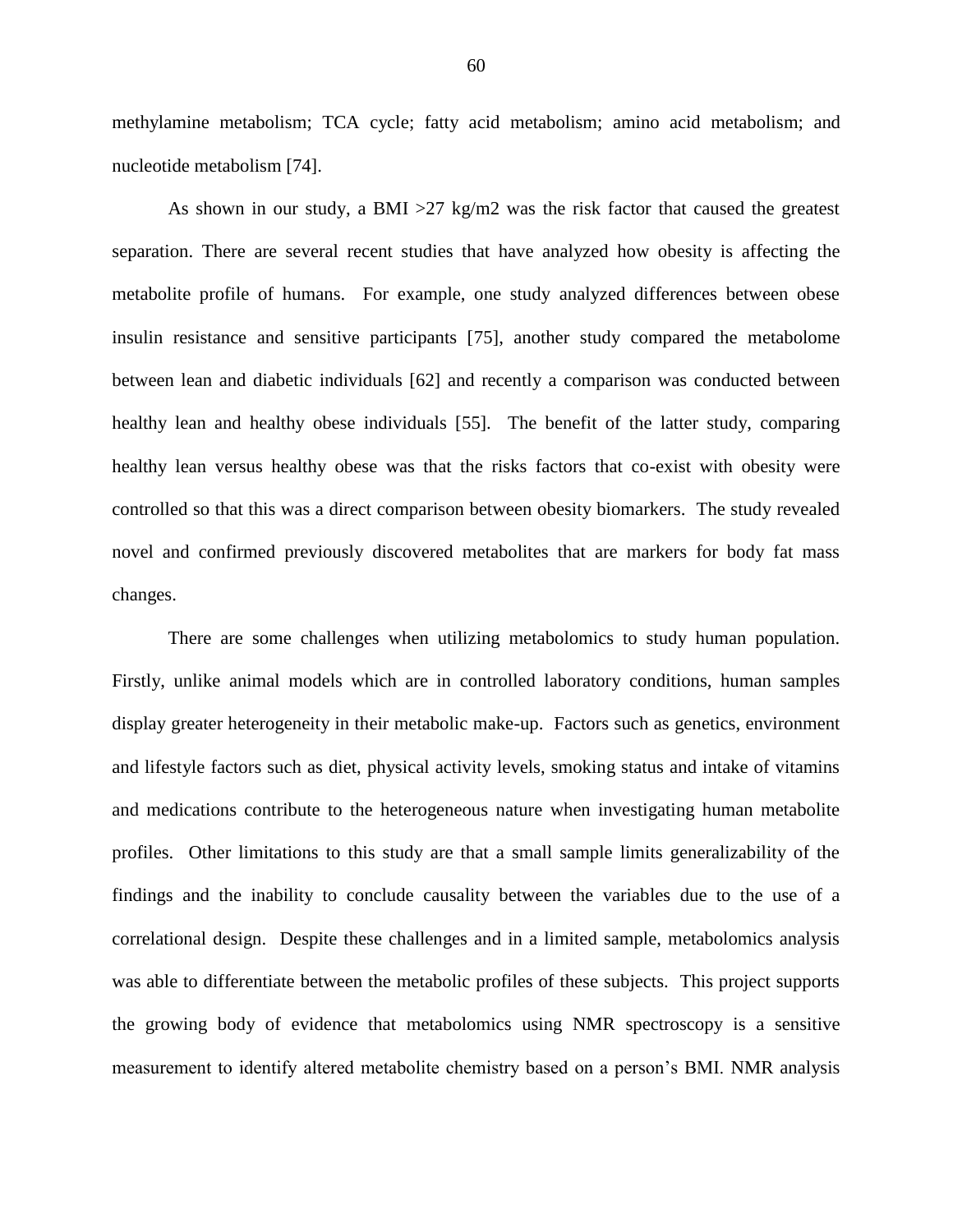methylamine metabolism; TCA cycle; fatty acid metabolism; amino acid metabolism; and nucleotide metabolism [74].

As shown in our study, a BMI >27 kg/m2 was the risk factor that caused the greatest separation. There are several recent studies that have analyzed how obesity is affecting the metabolite profile of humans. For example, one study analyzed differences between obese insulin resistance and sensitive participants [75], another study compared the metabolome between lean and diabetic individuals [62] and recently a comparison was conducted between healthy lean and healthy obese individuals [55]. The benefit of the latter study, comparing healthy lean versus healthy obese was that the risks factors that co-exist with obesity were controlled so that this was a direct comparison between obesity biomarkers. The study revealed novel and confirmed previously discovered metabolites that are markers for body fat mass changes.

There are some challenges when utilizing metabolomics to study human population. Firstly, unlike animal models which are in controlled laboratory conditions, human samples display greater heterogeneity in their metabolic make-up. Factors such as genetics, environment and lifestyle factors such as diet, physical activity levels, smoking status and intake of vitamins and medications contribute to the heterogeneous nature when investigating human metabolite profiles. Other limitations to this study are that a small sample limits generalizability of the findings and the inability to conclude causality between the variables due to the use of a correlational design. Despite these challenges and in a limited sample, metabolomics analysis was able to differentiate between the metabolic profiles of these subjects. This project supports the growing body of evidence that metabolomics using NMR spectroscopy is a sensitive measurement to identify altered metabolite chemistry based on a person's BMI. NMR analysis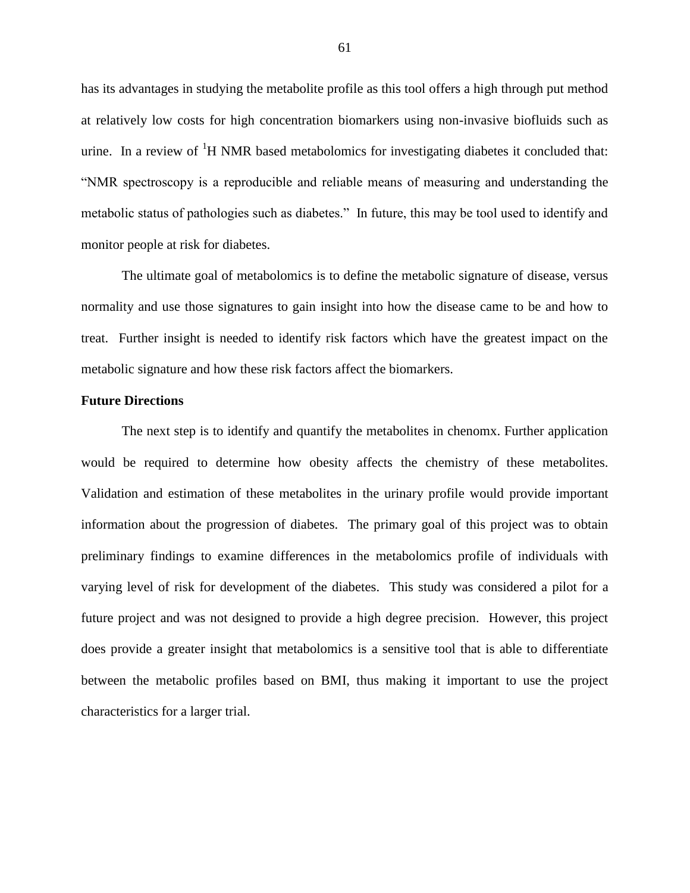has its advantages in studying the metabolite profile as this tool offers a high through put method at relatively low costs for high concentration biomarkers using non-invasive biofluids such as urine. In a review of $^{1}$H NMR based metabolomics for investigating diabetes it concluded that: "NMR spectroscopy is a reproducible and reliable means of measuring and understanding the metabolic status of pathologies such as diabetes." In future, this may be tool used to identify and monitor people at risk for diabetes.

The ultimate goal of metabolomics is to define the metabolic signature of disease, versus normality and use those signatures to gain insight into how the disease came to be and how to treat. Further insight is needed to identify risk factors which have the greatest impact on the metabolic signature and how these risk factors affect the biomarkers.

**Future Directions**

The next step is to identify and quantify the metabolites in chenomx. Further application would be required to determine how obesity affects the chemistry of these metabolites. Validation and estimation of these metabolites in the urinary profile would provide important information about the progression of diabetes. The primary goal of this project was to obtain preliminary findings to examine differences in the metabolomics profile of individuals with varying level of risk for development of the diabetes. This study was considered a pilot for a future project and was not designed to provide a high degree precision. However, this project does provide a greater insight that metabolomics is a sensitive tool that is able to differentiate between the metabolic profiles based on BMI, thus making it important to use the project characteristics for a larger trial.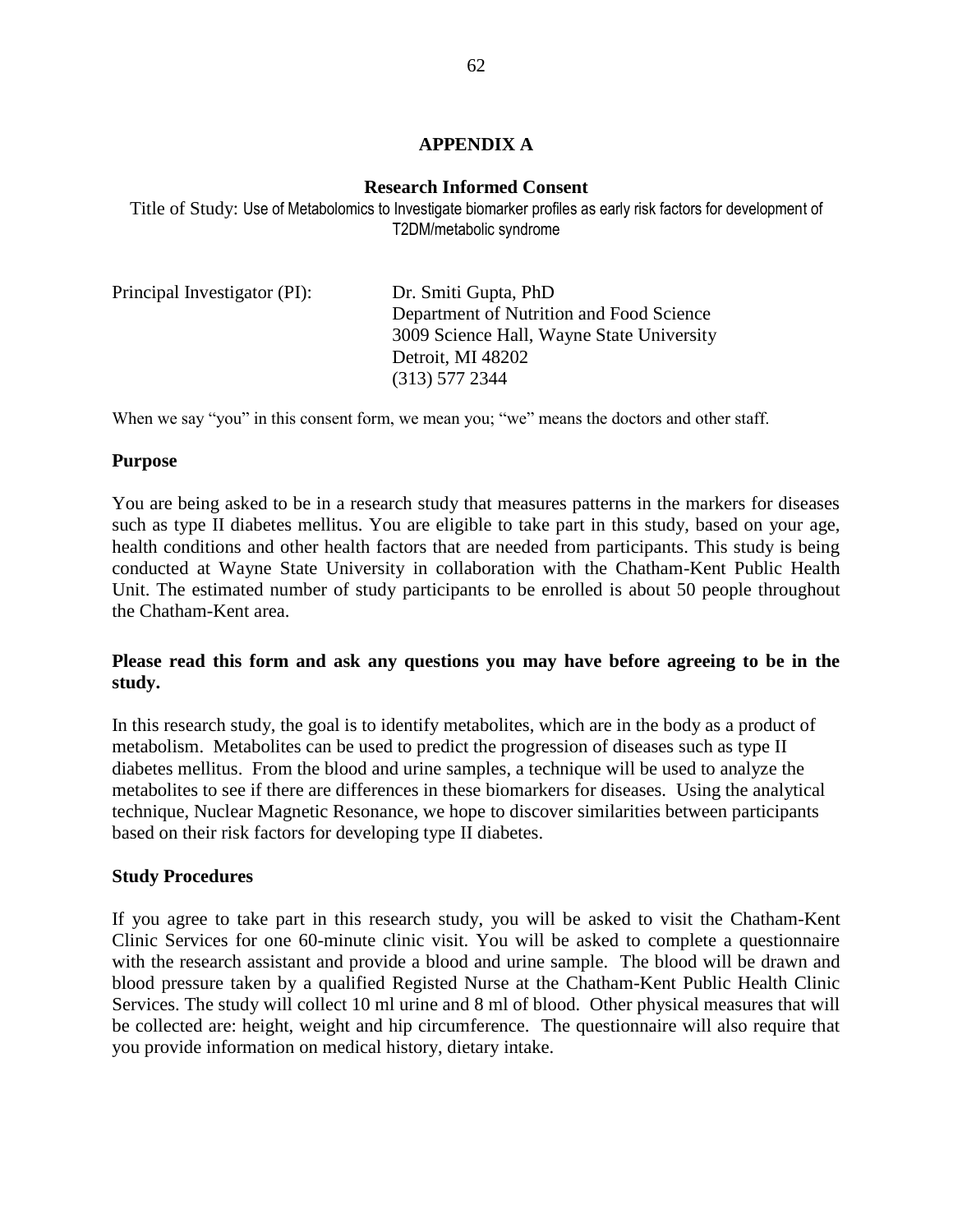# APPENDIX A

## Research Informed Consent

Title of Study: Use of Metabolomics to Investigate biomarker profiles as early risk factors for development of T2DM/metabolic syndrome

Principal Investigator (PI): Dr. Smiti Gupta, PhD
Department of Nutrition and Food Science
3009 Science Hall, Wayne State University
Detroit, MI 48202
(313) 577 2344

When we say "you" in this consent form, we mean you; "we" means the doctors and other staff.

### Purpose

You are being asked to be in a research study that measures patterns in the markers for diseases such as type II diabetes mellitus. You are eligible to take part in this study, based on your age, health conditions and other health factors that are needed from participants. This study is being conducted at Wayne State University in collaboration with the Chatham-Kent Public Health Unit. The estimated number of study participants to be enrolled is about 50 people throughout the Chatham-Kent area.

**Please read this form and ask any questions you may have before agreeing to be in the study.**

In this research study, the goal is to identify metabolites, which are in the body as a product of metabolism. Metabolites can be used to predict the progression of diseases such as type II diabetes mellitus. From the blood and urine samples, a technique will be used to analyze the metabolites to see if there are differences in these biomarkers for diseases. Using the analytical technique, Nuclear Magnetic Resonance, we hope to discover similarities between participants based on their risk factors for developing type II diabetes.

### Study Procedures

If you agree to take part in this research study, you will be asked to visit the Chatham-Kent Clinic Services for one 60-minute clinic visit. You will be asked to complete a questionnaire with the research assistant and provide a blood and urine sample. The blood will be drawn and blood pressure taken by a qualified Registed Nurse at the Chatham-Kent Public Health Clinic Services. The study will collect 10 ml urine and 8 ml of blood. Other physical measures that will be collected are: height, weight and hip circumference. The questionnaire will also require that you provide information on medical history, dietary intake.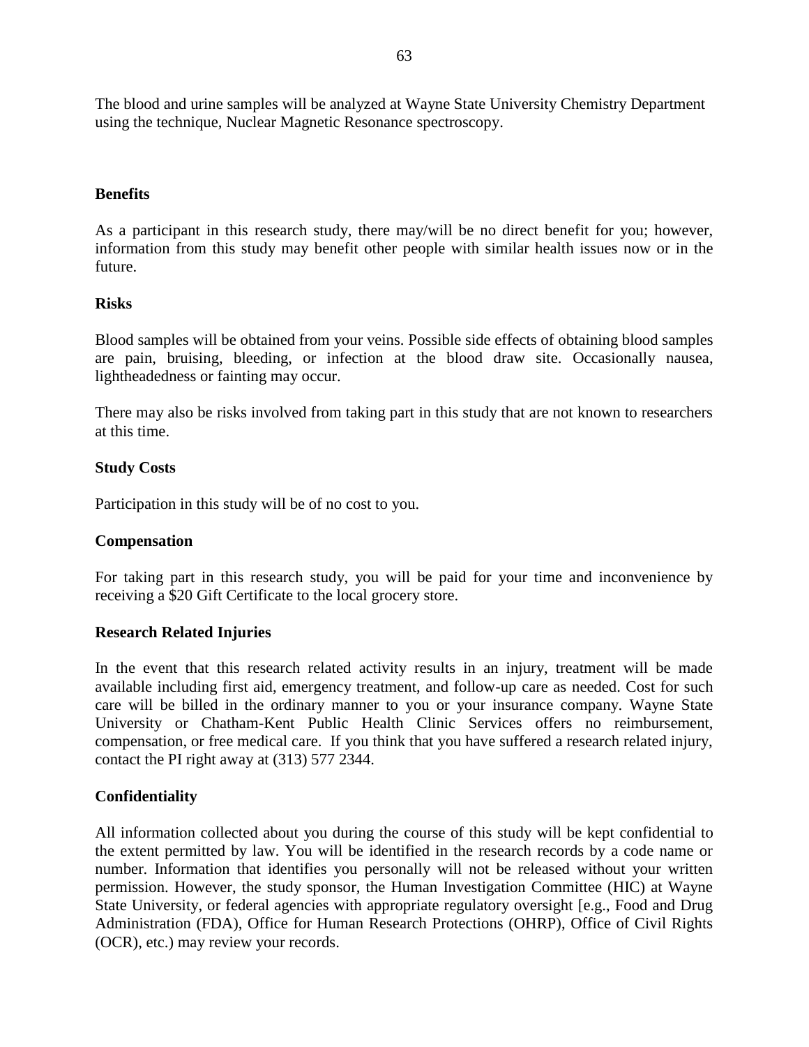The blood and urine samples will be analyzed at Wayne State University Chemistry Department using the technique, Nuclear Magnetic Resonance spectroscopy.

**Benefits**

As a participant in this research study, there may/will be no direct benefit for you; however, information from this study may benefit other people with similar health issues now or in the future.

**Risks**

Blood samples will be obtained from your veins. Possible side effects of obtaining blood samples are pain, bruising, bleeding, or infection at the blood draw site. Occasionally nausea, lightheadedness or fainting may occur.

There may also be risks involved from taking part in this study that are not known to researchers at this time.

**Study Costs**

Participation in this study will be of no cost to you.

**Compensation**

For taking part in this research study, you will be paid for your time and inconvenience by receiving a $20 Gift Certificate to the local grocery store.

**Research Related Injuries**

In the event that this research related activity results in an injury, treatment will be made available including first aid, emergency treatment, and follow-up care as needed. Cost for such care will be billed in the ordinary manner to you or your insurance company. Wayne State University or Chatham-Kent Public Health Clinic Services offers no reimbursement, compensation, or free medical care. If you think that you have suffered a research related injury, contact the PI right away at (313) 577 2344.

**Confidentiality**

All information collected about you during the course of this study will be kept confidential to the extent permitted by law. You will be identified in the research records by a code name or number. Information that identifies you personally will not be released without your written permission. However, the study sponsor, the Human Investigation Committee (HIC) at Wayne State University, or federal agencies with appropriate regulatory oversight [e.g., Food and Drug Administration (FDA), Office for Human Research Protections (OHRP), Office of Civil Rights (OCR), etc.) may review your records.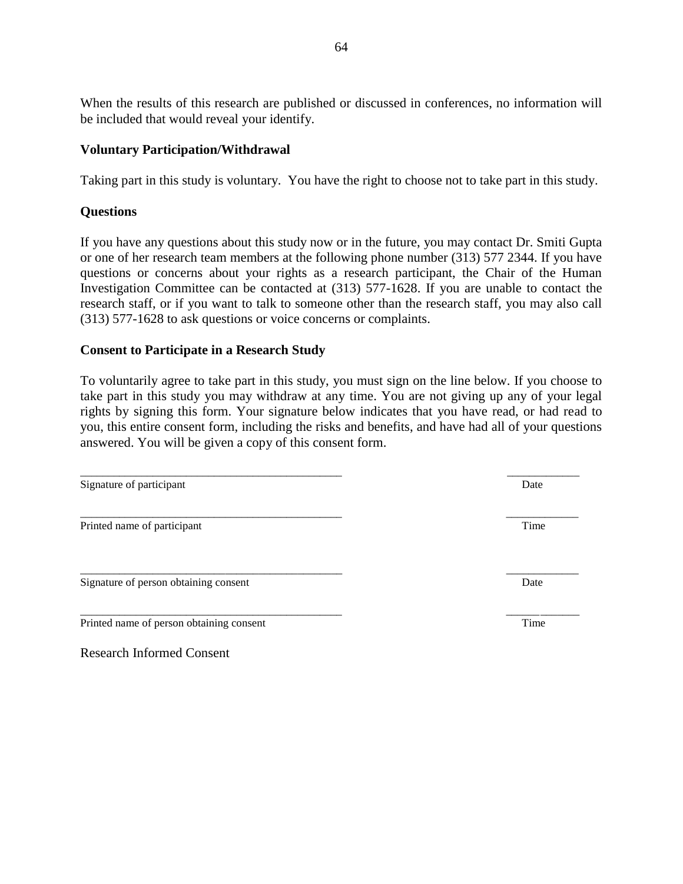When the results of this research are published or discussed in conferences, no information will be included that would reveal your identify.

**Voluntary Participation/Withdrawal**

Taking part in this study is voluntary. You have the right to choose not to take part in this study.

**Questions**

If you have any questions about this study now or in the future, you may contact Dr. Smiti Gupta or one of her research team members at the following phone number (313) 577 2344. If you have questions or concerns about your rights as a research participant, the Chair of the Human Investigation Committee can be contacted at (313) 577-1628. If you are unable to contact the research staff, or if you want to talk to someone other than the research staff, you may also call (313) 577-1628 to ask questions or voice concerns or complaints.

**Consent to Participate in a Research Study**

To voluntarily agree to take part in this study, you must sign on the line below. If you choose to take part in this study you may withdraw at any time. You are not giving up any of your legal rights by signing this form. Your signature below indicates that you have read, or had read to you, this entire consent form, including the risks and benefits, and have had all of your questions answered. You will be given a copy of this consent form.

______________________________________________ ____________
Signature of participant Date

______________________________________________ ____________
Printed name of participant Time

______________________________________________ ____________
Signature of person obtaining consent Date

______________________________________________ ____________
Printed name of person obtaining consent Time

Research Informed Consent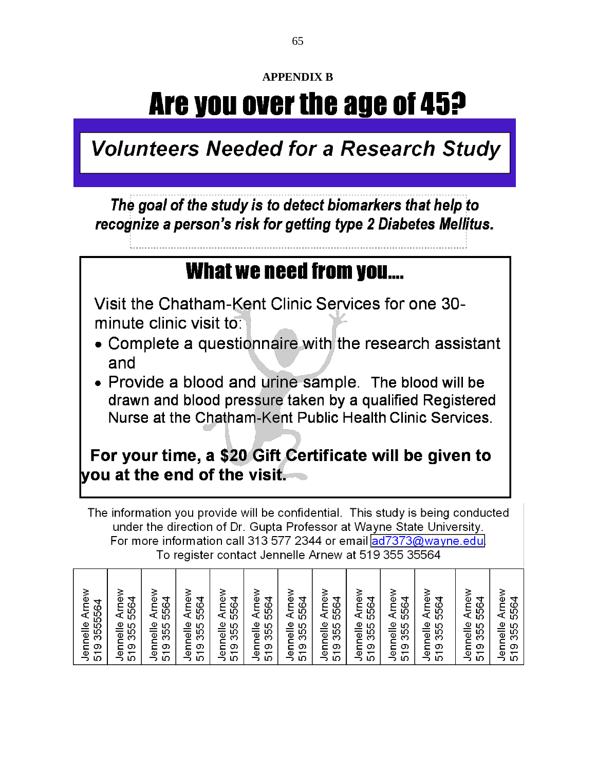**APPENDIX B**

# Are you over the age of 45?

## *Volunteers Needed for a Research Study*

***The goal of the study is to detect biomarkers that help to recognize a person's risk for getting type 2 Diabetes Mellitus.***

## What we need from you….

Visit the Chatham-Kent Clinic Services for one 30-minute clinic visit to:

- Complete a questionnaire with the research assistant and
- Provide a blood and urine sample. The blood will be drawn and blood pressure taken by a qualified Registered Nurse at the Chatham-Kent Public Health Clinic Services.

**For your time, a $20 Gift Certificate will be given to you at the end of the visit.**

The information you provide will be confidential. This study is being conducted under the direction of Dr. Gupta Professor at Wayne State University.
For more information call 313 577 2344 or email ad7373@wayne.edu
To register contact Jennelle Arnew at 519 355 35564

| Jennelle Arnew 519 3555564 | Jennelle Arnew 519 355 5564 | Jennelle Arnew 519 355 5564 | Jennelle Arnew 519 355 5564 | Jennelle Arnew 519 355 5564 | Jennelle Arnew 519 355 5564 | Jennelle Arnew 519 355 5564 | Jennelle Arnew 519 355 5564 | Jennelle Arnew 519 355 5564 | Jennelle Arnew 519 355 5564 | Jennelle Arnew 519 355 5564 | Jennelle Arnew 519 355 5564 | Jennelle Arnew 519 355 5564 |
|---|---|---|---|---|---|---|---|---|---|---|---|---|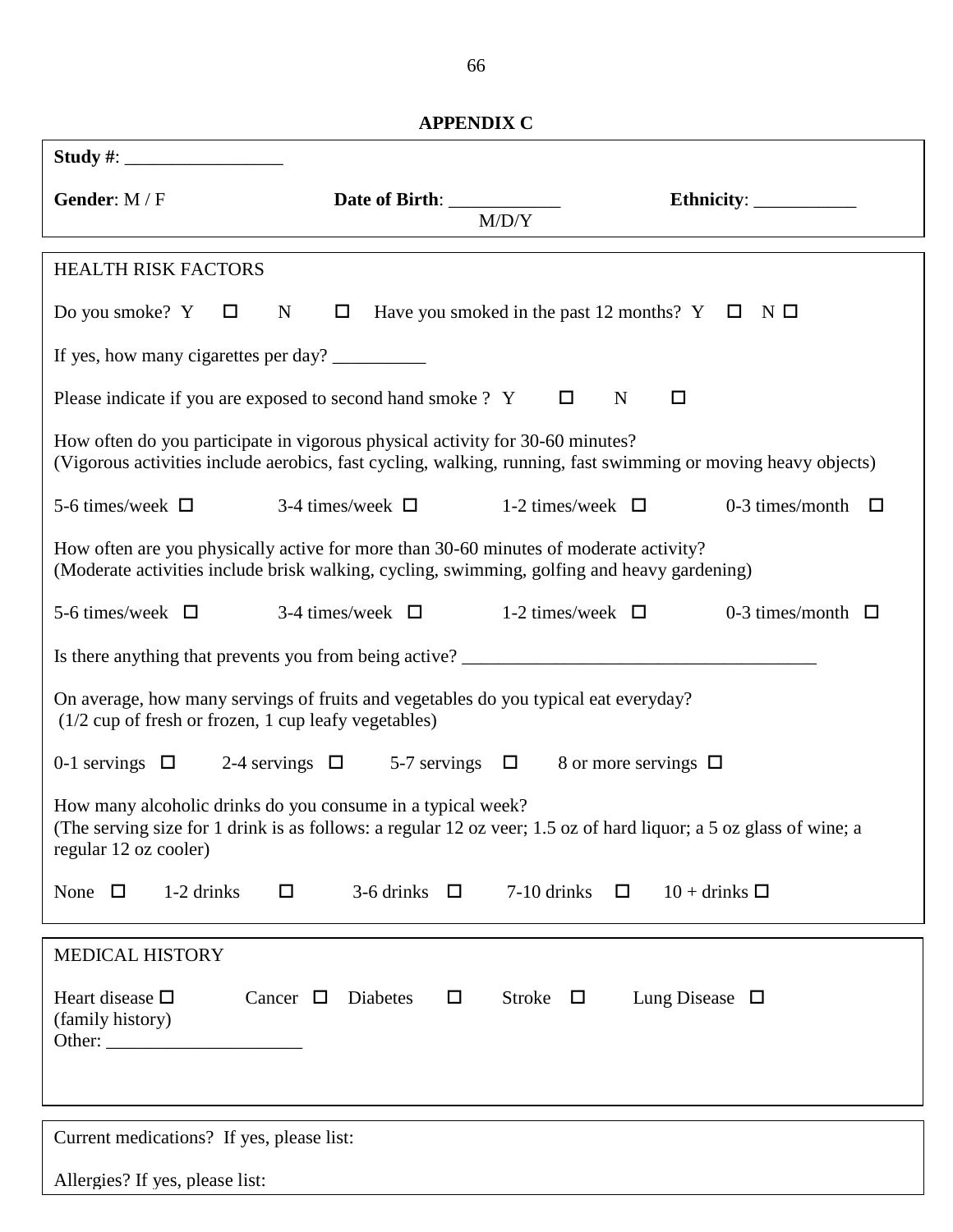## APPENDIX C

**Study #**: _________________

**Gender**: M / F **Date of Birth**: ____________ M/D/Y **Ethnicity**: ___________

HEALTH RISK FACTORS

Do you smoke? Y ☐ N ☐ Have you smoked in the past 12 months? Y ☐ N ☐

If yes, how many cigarettes per day? __________

Please indicate if you are exposed to second hand smoke ? Y ☐ N ☐

How often do you participate in vigorous physical activity for 30-60 minutes?
(Vigorous activities include aerobics, fast cycling, walking, running, fast swimming or moving heavy objects)

5-6 times/week ☐ 3-4 times/week ☐ 1-2 times/week ☐ 0-3 times/month ☐

How often are you physically active for more than 30-60 minutes of moderate activity?
(Moderate activities include brisk walking, cycling, swimming, golfing and heavy gardening)

5-6 times/week ☐ 3-4 times/week ☐ 1-2 times/week ☐ 0-3 times/month ☐

Is there anything that prevents you from being active? _______________________________________

On average, how many servings of fruits and vegetables do you typical eat everyday?
(1/2 cup of fresh or frozen, 1 cup leafy vegetables)

0-1 servings ☐ 2-4 servings ☐ 5-7 servings ☐ 8 or more servings ☐

How many alcoholic drinks do you consume in a typical week?
(The serving size for 1 drink is as follows: a regular 12 oz veer; 1.5 oz of hard liquor; a 5 oz glass of wine; a regular 12 oz cooler)

None ☐ 1-2 drinks ☐ 3-6 drinks ☐ 7-10 drinks ☐ 10 + drinks ☐

MEDICAL HISTORY

Heart disease ☐ Cancer ☐ Diabetes ☐ Stroke ☐ Lung Disease ☐
(family history)
Other: _____________________

Current medications? If yes, please list:

Allergies? If yes, please list: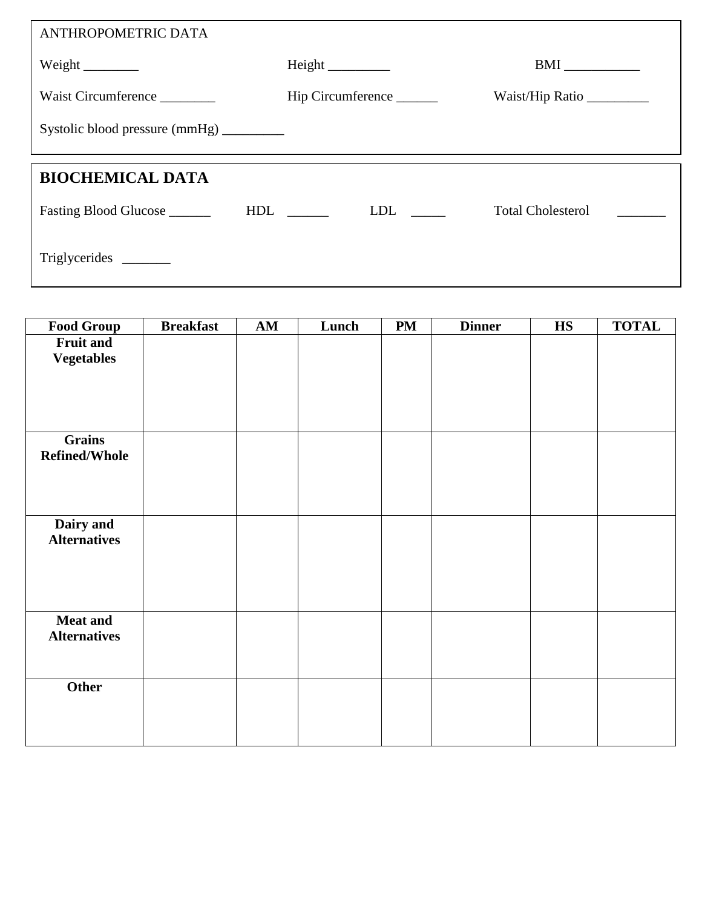ANTHROPOMETRIC DATA

Weight ________ Height _________ BMI ___________

Waist Circumference ________ Hip Circumference ______ Waist/Hip Ratio _________

Systolic blood pressure (mmHg) _________

## BIOCHEMICAL DATA

Fasting Blood Glucose ______ HDL ______ LDL _____ Total Cholesterol _______

Triglycerides _______

| Food Group | Breakfast | AM | Lunch | PM | Dinner | HS | TOTAL |
|---|---|---|---|---|---|---|---|
| **Fruit and Vegetables** | | | | | | | |
| **Grains Refined/Whole** | | | | | | | |
| **Dairy and Alternatives** | | | | | | | |
| **Meat and Alternatives** | | | | | | | |
| **Other** | | | | | | | |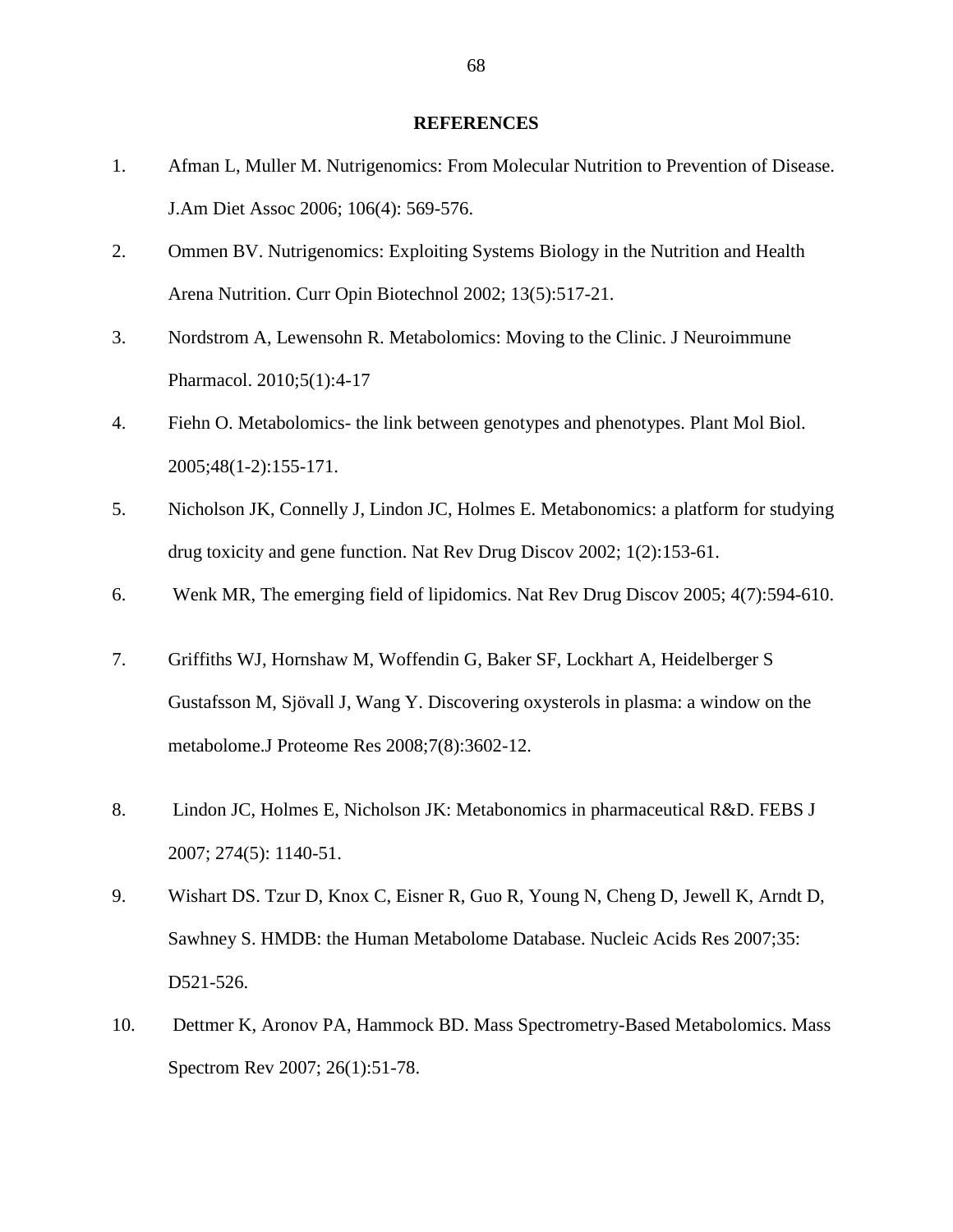## REFERENCES

1. Afman L, Muller M. Nutrigenomics: From Molecular Nutrition to Prevention of Disease. J.Am Diet Assoc 2006; 106(4): 569-576.
2. Ommen BV. Nutrigenomics: Exploiting Systems Biology in the Nutrition and Health Arena Nutrition. Curr Opin Biotechnol 2002; 13(5):517-21.
3. Nordstrom A, Lewensohn R. Metabolomics: Moving to the Clinic. J Neuroimmune Pharmacol. 2010;5(1):4-17
4. Fiehn O. Metabolomics- the link between genotypes and phenotypes. Plant Mol Biol. 2005;48(1-2):155-171.
5. Nicholson JK, Connelly J, Lindon JC, Holmes E. Metabonomics: a platform for studying drug toxicity and gene function. Nat Rev Drug Discov 2002; 1(2):153-61.
6. Wenk MR, The emerging field of lipidomics. Nat Rev Drug Discov 2005; 4(7):594-610.
7. Griffiths WJ, Hornshaw M, Woffendin G, Baker SF, Lockhart A, Heidelberger S Gustafsson M, Sjövall J, Wang Y. Discovering oxysterols in plasma: a window on the metabolome.J Proteome Res 2008;7(8):3602-12.
8. Lindon JC, Holmes E, Nicholson JK: Metabonomics in pharmaceutical R&D. FEBS J 2007; 274(5): 1140-51.
9. Wishart DS. Tzur D, Knox C, Eisner R, Guo R, Young N, Cheng D, Jewell K, Arndt D, Sawhney S. HMDB: the Human Metabolome Database. Nucleic Acids Res 2007;35: D521-526.
10. Dettmer K, Aronov PA, Hammock BD. Mass Spectrometry-Based Metabolomics. Mass Spectrom Rev 2007; 26(1):51-78.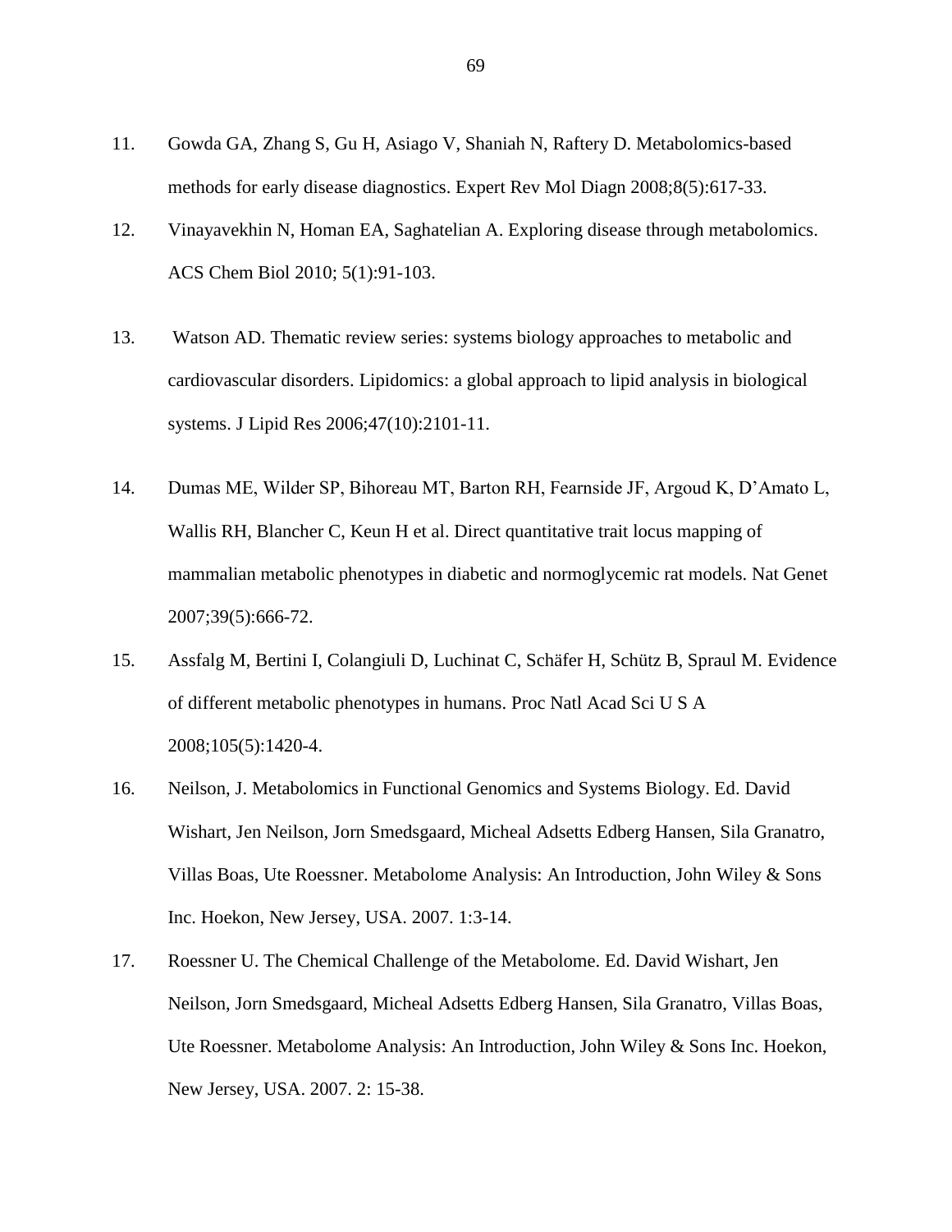11. Gowda GA, Zhang S, Gu H, Asiago V, Shaniah N, Raftery D. Metabolomics-based methods for early disease diagnostics. Expert Rev Mol Diagn 2008;8(5):617-33.
12. Vinayavekhin N, Homan EA, Saghatelian A. Exploring disease through metabolomics. ACS Chem Biol 2010; 5(1):91-103.
13. Watson AD. Thematic review series: systems biology approaches to metabolic and cardiovascular disorders. Lipidomics: a global approach to lipid analysis in biological systems. J Lipid Res 2006;47(10):2101-11.
14. Dumas ME, Wilder SP, Bihoreau MT, Barton RH, Fearnside JF, Argoud K, D'Amato L, Wallis RH, Blancher C, Keun H et al. Direct quantitative trait locus mapping of mammalian metabolic phenotypes in diabetic and normoglycemic rat models. Nat Genet 2007;39(5):666-72.
15. Assfalg M, Bertini I, Colangiuli D, Luchinat C, Schäfer H, Schütz B, Spraul M. Evidence of different metabolic phenotypes in humans. Proc Natl Acad Sci U S A 2008;105(5):1420-4.
16. Neilson, J. Metabolomics in Functional Genomics and Systems Biology. Ed. David Wishart, Jen Neilson, Jorn Smedsgaard, Micheal Adsetts Edberg Hansen, Sila Granatro, Villas Boas, Ute Roessner. Metabolome Analysis: An Introduction, John Wiley & Sons Inc. Hoekon, New Jersey, USA. 2007. 1:3-14.
17. Roessner U. The Chemical Challenge of the Metabolome. Ed. David Wishart, Jen Neilson, Jorn Smedsgaard, Micheal Adsetts Edberg Hansen, Sila Granatro, Villas Boas, Ute Roessner. Metabolome Analysis: An Introduction, John Wiley & Sons Inc. Hoekon, New Jersey, USA. 2007. 2: 15-38.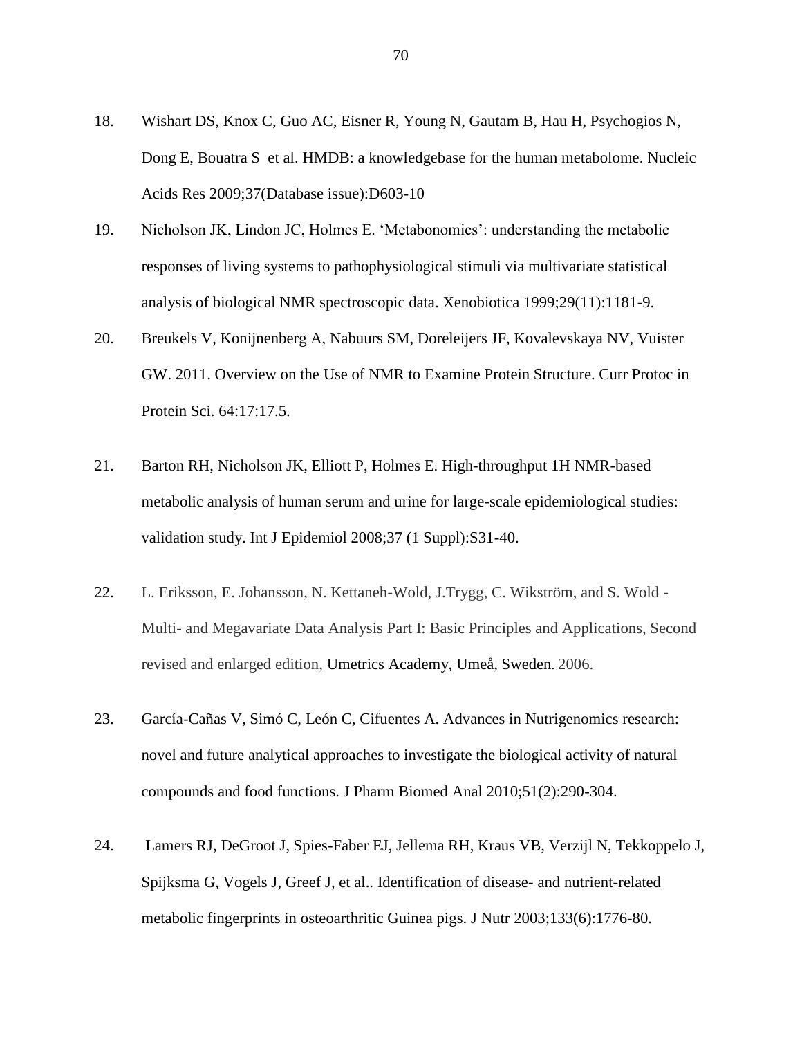18. Wishart DS, Knox C, Guo AC, Eisner R, Young N, Gautam B, Hau H, Psychogios N, Dong E, Bouatra S et al. HMDB: a knowledgebase for the human metabolome. Nucleic Acids Res 2009;37(Database issue):D603-10

19. Nicholson JK, Lindon JC, Holmes E. 'Metabonomics': understanding the metabolic responses of living systems to pathophysiological stimuli via multivariate statistical analysis of biological NMR spectroscopic data. Xenobiotica 1999;29(11):1181-9.

20. Breukels V, Konijnenberg A, Nabuurs SM, Doreleijers JF, Kovalevskaya NV, Vuister GW. 2011. Overview on the Use of NMR to Examine Protein Structure. Curr Protoc in Protein Sci. 64:17:17.5.

21. Barton RH, Nicholson JK, Elliott P, Holmes E. High-throughput 1H NMR-based metabolic analysis of human serum and urine for large-scale epidemiological studies: validation study. Int J Epidemiol 2008;37 (1 Suppl):S31-40.

22. L. Eriksson, E. Johansson, N. Kettaneh-Wold, J.Trygg, C. Wikström, and S. Wold - Multi- and Megavariate Data Analysis Part I: Basic Principles and Applications, Second revised and enlarged edition, Umetrics Academy, Umeå, Sweden. 2006.

23. García-Cañas V, Simó C, León C, Cifuentes A. Advances in Nutrigenomics research: novel and future analytical approaches to investigate the biological activity of natural compounds and food functions. J Pharm Biomed Anal 2010;51(2):290-304.

24. Lamers RJ, DeGroot J, Spies-Faber EJ, Jellema RH, Kraus VB, Verzijl N, Tekkoppelo J, Spijksma G, Vogels J, Greef J, et al.. Identification of disease- and nutrient-related metabolic fingerprints in osteoarthritic Guinea pigs. J Nutr 2003;133(6):1776-80.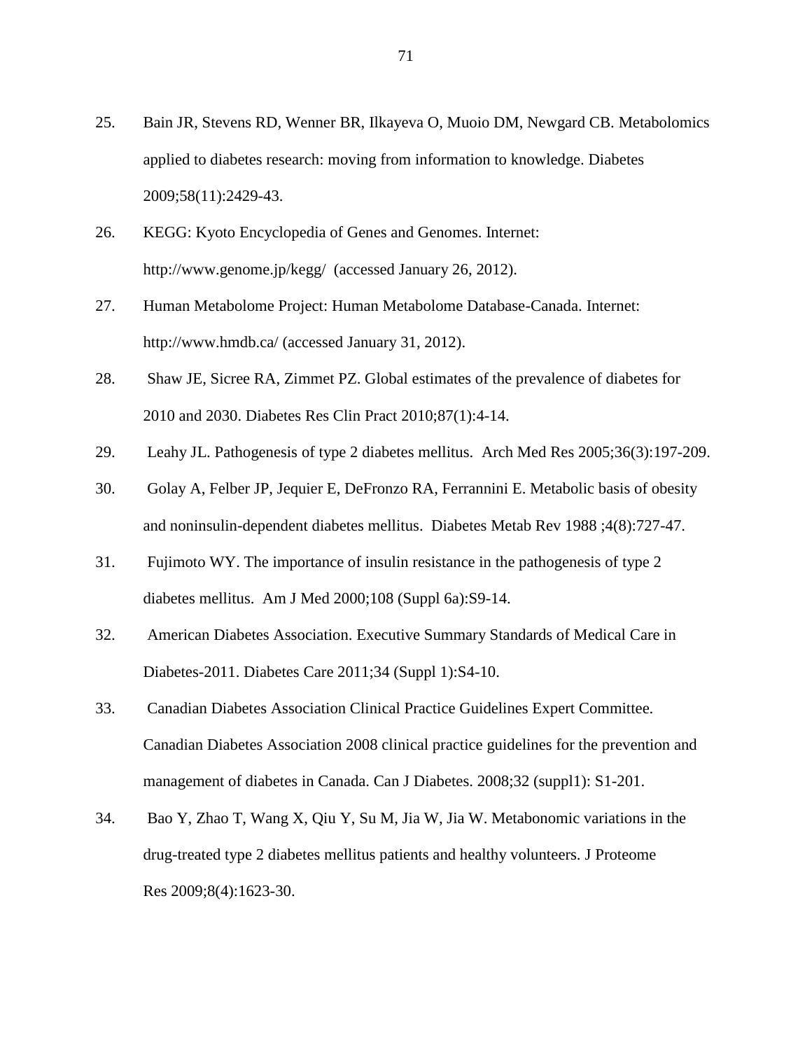25. Bain JR, Stevens RD, Wenner BR, Ilkayeva O, Muoio DM, Newgard CB. Metabolomics applied to diabetes research: moving from information to knowledge. Diabetes 2009;58(11):2429-43.

26. KEGG: Kyoto Encyclopedia of Genes and Genomes. Internet: http://www.genome.jp/kegg/ (accessed January 26, 2012).

27. Human Metabolome Project: Human Metabolome Database-Canada. Internet: http://www.hmdb.ca/ (accessed January 31, 2012).

28. Shaw JE, Sicree RA, Zimmet PZ. Global estimates of the prevalence of diabetes for 2010 and 2030. Diabetes Res Clin Pract 2010;87(1):4-14.

29. Leahy JL. Pathogenesis of type 2 diabetes mellitus. Arch Med Res 2005;36(3):197-209.

30. Golay A, Felber JP, Jequier E, DeFronzo RA, Ferrannini E. Metabolic basis of obesity and noninsulin-dependent diabetes mellitus. Diabetes Metab Rev 1988 ;4(8):727-47.

31. Fujimoto WY. The importance of insulin resistance in the pathogenesis of type 2 diabetes mellitus. Am J Med 2000;108 (Suppl 6a):S9-14.

32. American Diabetes Association. Executive Summary Standards of Medical Care in Diabetes-2011. Diabetes Care 2011;34 (Suppl 1):S4-10.

33. Canadian Diabetes Association Clinical Practice Guidelines Expert Committee. Canadian Diabetes Association 2008 clinical practice guidelines for the prevention and management of diabetes in Canada. Can J Diabetes. 2008;32 (suppl1): S1-201.

34. Bao Y, Zhao T, Wang X, Qiu Y, Su M, Jia W, Jia W. Metabonomic variations in the drug-treated type 2 diabetes mellitus patients and healthy volunteers. J Proteome Res 2009;8(4):1623-30.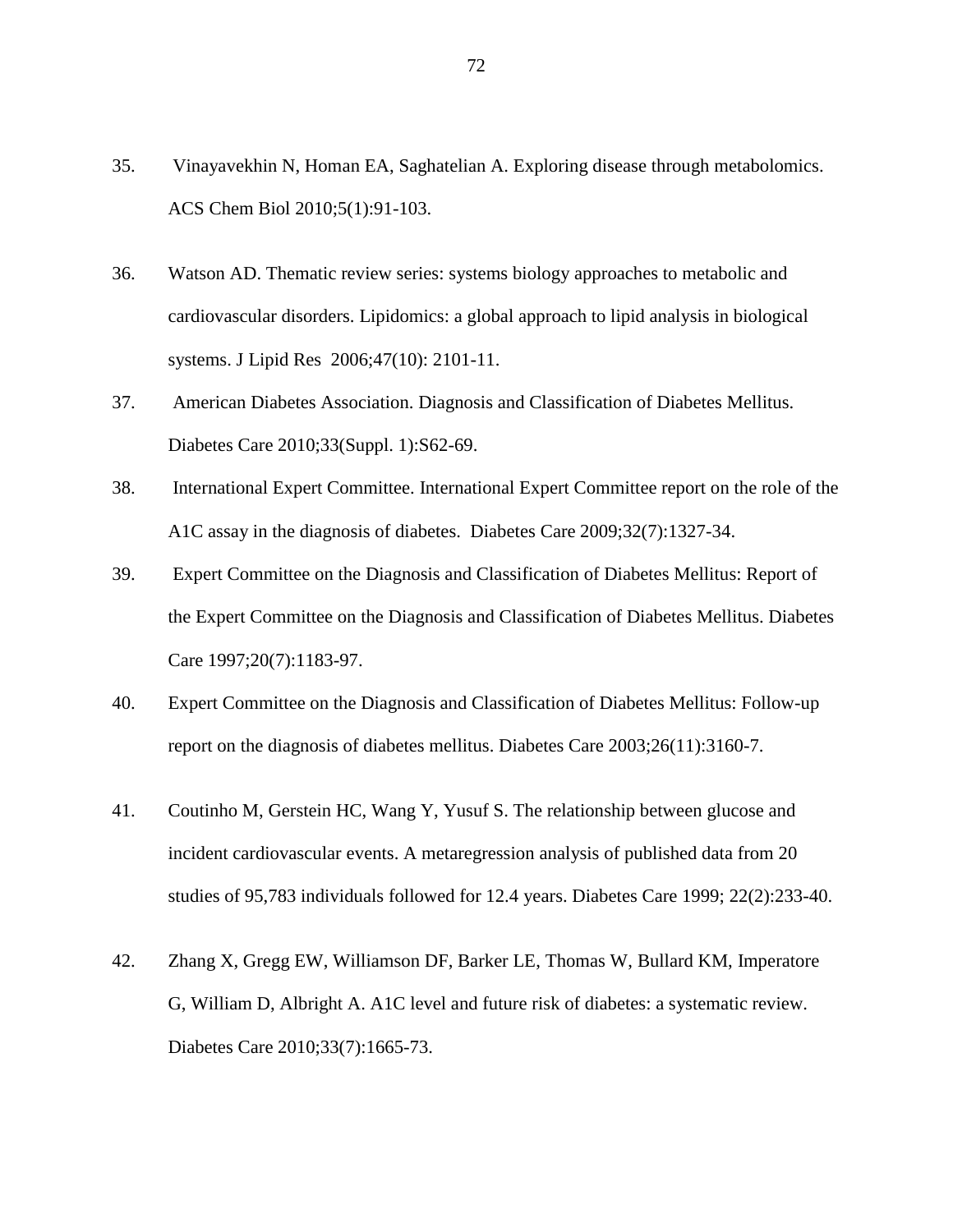35. Vinayavekhin N, Homan EA, Saghatelian A. Exploring disease through metabolomics. ACS Chem Biol 2010;5(1):91-103.

36. Watson AD. Thematic review series: systems biology approaches to metabolic and cardiovascular disorders. Lipidomics: a global approach to lipid analysis in biological systems. J Lipid Res 2006;47(10): 2101-11.

37. American Diabetes Association. Diagnosis and Classification of Diabetes Mellitus. Diabetes Care 2010;33(Suppl. 1):S62-69.

38. International Expert Committee. International Expert Committee report on the role of the A1C assay in the diagnosis of diabetes. Diabetes Care 2009;32(7):1327-34.

39. Expert Committee on the Diagnosis and Classification of Diabetes Mellitus: Report of the Expert Committee on the Diagnosis and Classification of Diabetes Mellitus. Diabetes Care 1997;20(7):1183-97.

40. Expert Committee on the Diagnosis and Classification of Diabetes Mellitus: Follow-up report on the diagnosis of diabetes mellitus. Diabetes Care 2003;26(11):3160-7.

41. Coutinho M, Gerstein HC, Wang Y, Yusuf S. The relationship between glucose and incident cardiovascular events. A metaregression analysis of published data from 20 studies of 95,783 individuals followed for 12.4 years. Diabetes Care 1999; 22(2):233-40.

42. Zhang X, Gregg EW, Williamson DF, Barker LE, Thomas W, Bullard KM, Imperatore G, William D, Albright A. A1C level and future risk of diabetes: a systematic review. Diabetes Care 2010;33(7):1665-73.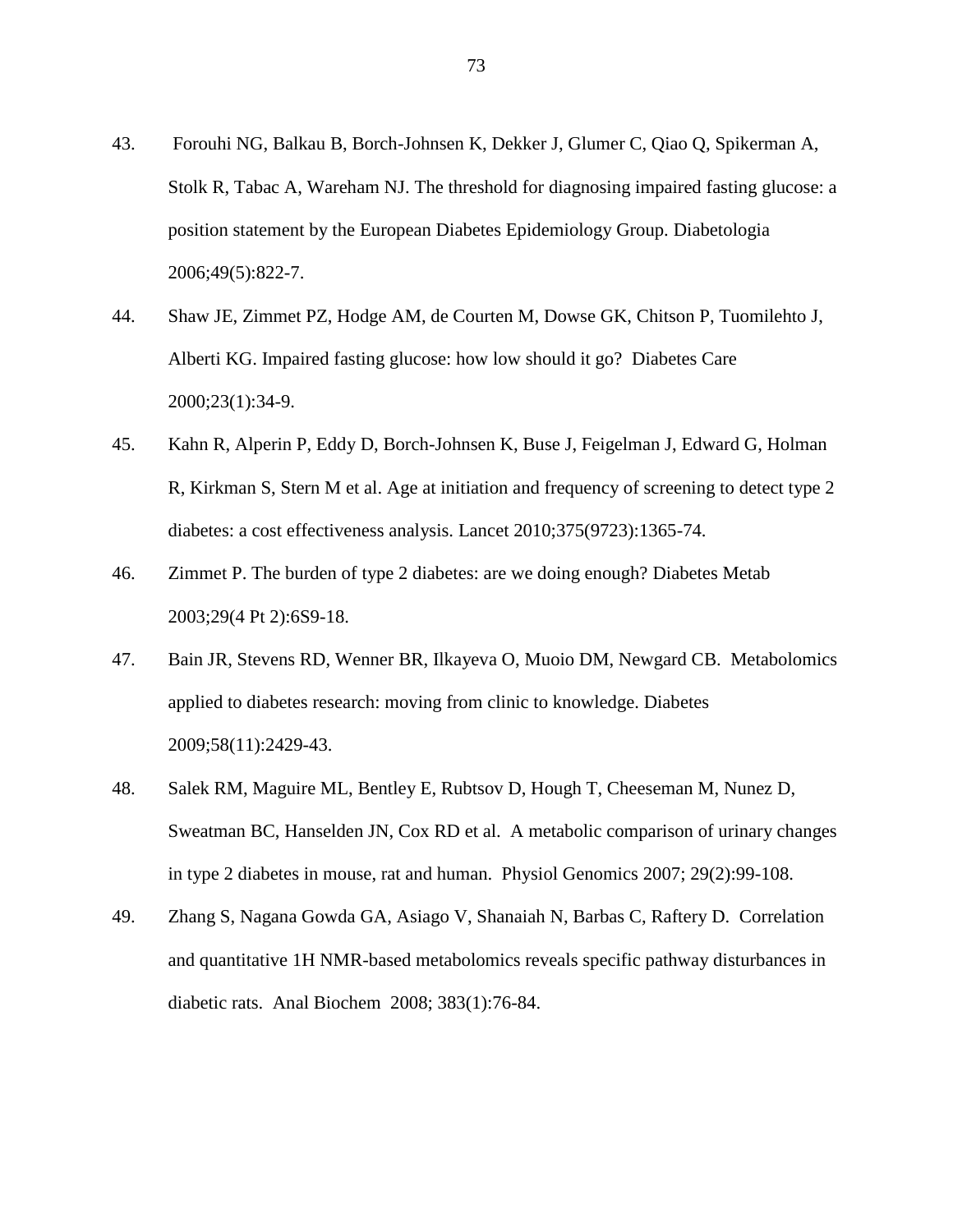43. Forouhi NG, Balkau B, Borch-Johnsen K, Dekker J, Glumer C, Qiao Q, Spikerman A, Stolk R, Tabac A, Wareham NJ. The threshold for diagnosing impaired fasting glucose: a position statement by the European Diabetes Epidemiology Group. Diabetologia 2006;49(5):822-7.

44. Shaw JE, Zimmet PZ, Hodge AM, de Courten M, Dowse GK, Chitson P, Tuomilehto J, Alberti KG. Impaired fasting glucose: how low should it go? Diabetes Care 2000;23(1):34-9.

45. Kahn R, Alperin P, Eddy D, Borch-Johnsen K, Buse J, Feigelman J, Edward G, Holman R, Kirkman S, Stern M et al. Age at initiation and frequency of screening to detect type 2 diabetes: a cost effectiveness analysis. Lancet 2010;375(9723):1365-74.

46. Zimmet P. The burden of type 2 diabetes: are we doing enough? Diabetes Metab 2003;29(4 Pt 2):6S9-18.

47. Bain JR, Stevens RD, Wenner BR, Ilkayeva O, Muoio DM, Newgard CB. Metabolomics applied to diabetes research: moving from clinic to knowledge. Diabetes 2009;58(11):2429-43.

48. Salek RM, Maguire ML, Bentley E, Rubtsov D, Hough T, Cheeseman M, Nunez D, Sweatman BC, Hanselden JN, Cox RD et al. A metabolic comparison of urinary changes in type 2 diabetes in mouse, rat and human. Physiol Genomics 2007; 29(2):99-108.

49. Zhang S, Nagana Gowda GA, Asiago V, Shanaiah N, Barbas C, Raftery D. Correlation and quantitative 1H NMR-based metabolomics reveals specific pathway disturbances in diabetic rats. Anal Biochem 2008; 383(1):76-84.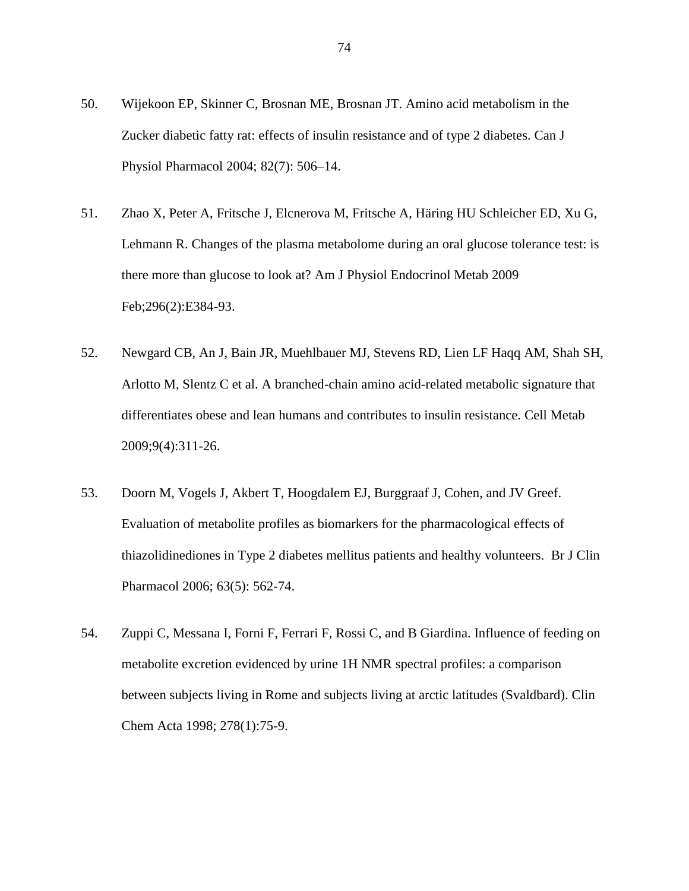50. Wijekoon EP, Skinner C, Brosnan ME, Brosnan JT. Amino acid metabolism in the Zucker diabetic fatty rat: effects of insulin resistance and of type 2 diabetes. Can J Physiol Pharmacol 2004; 82(7): 506–14.

51. Zhao X, Peter A, Fritsche J, Elcnerova M, Fritsche A, Häring HU Schleicher ED, Xu G, Lehmann R. Changes of the plasma metabolome during an oral glucose tolerance test: is there more than glucose to look at? Am J Physiol Endocrinol Metab 2009 Feb;296(2):E384-93.

52. Newgard CB, An J, Bain JR, Muehlbauer MJ, Stevens RD, Lien LF Haqq AM, Shah SH, Arlotto M, Slentz C et al. A branched-chain amino acid-related metabolic signature that differentiates obese and lean humans and contributes to insulin resistance. Cell Metab 2009;9(4):311-26.

53. Doorn M, Vogels J, Akbert T, Hoogdalem EJ, Burggraaf J, Cohen, and JV Greef. Evaluation of metabolite profiles as biomarkers for the pharmacological effects of thiazolidinediones in Type 2 diabetes mellitus patients and healthy volunteers. Br J Clin Pharmacol 2006; 63(5): 562-74.

54. Zuppi C, Messana I, Forni F, Ferrari F, Rossi C, and B Giardina. Influence of feeding on metabolite excretion evidenced by urine 1H NMR spectral profiles: a comparison between subjects living in Rome and subjects living at arctic latitudes (Svaldbard). Clin Chem Acta 1998; 278(1):75-9.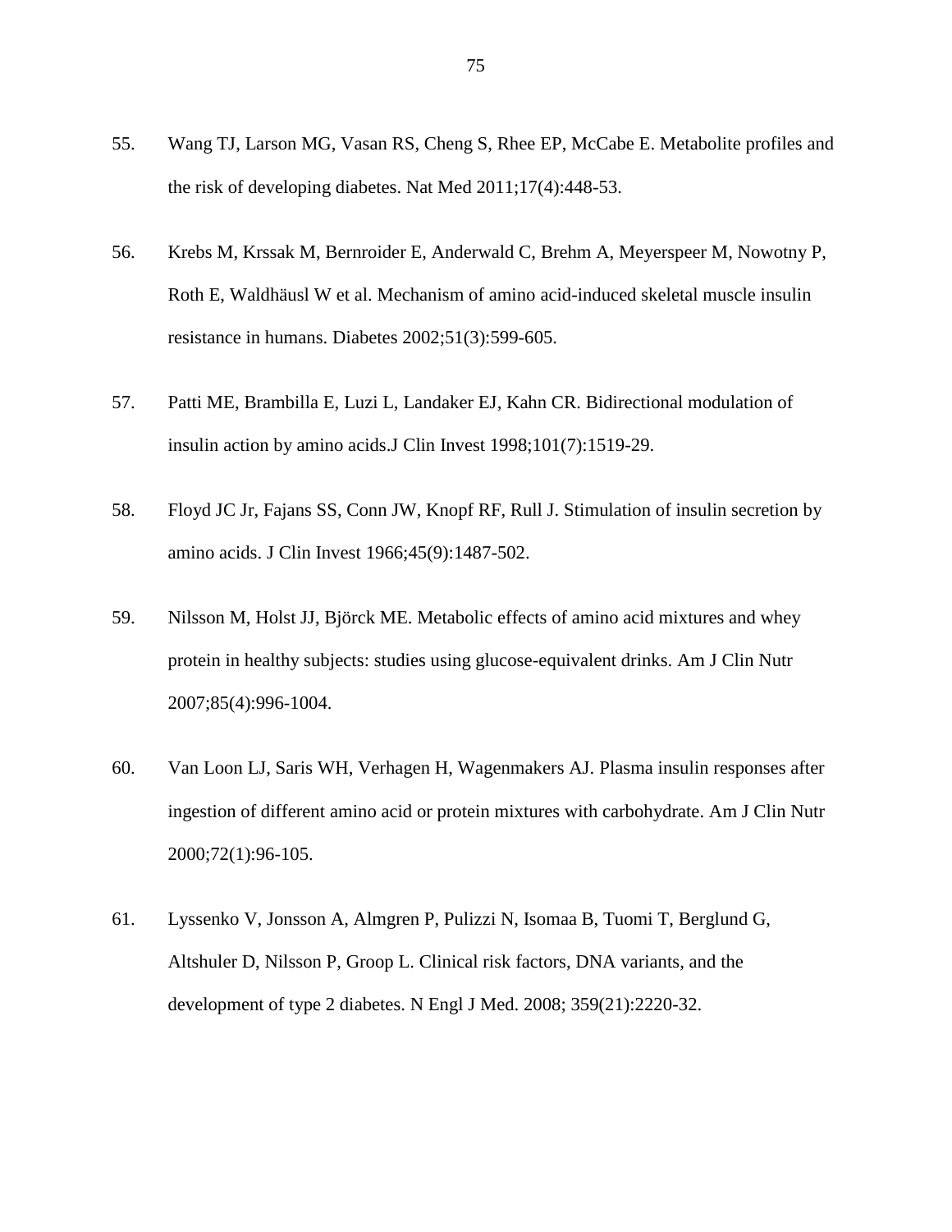55. Wang TJ, Larson MG, Vasan RS, Cheng S, Rhee EP, McCabe E. Metabolite profiles and the risk of developing diabetes. Nat Med 2011;17(4):448-53.

56. Krebs M, Krssak M, Bernroider E, Anderwald C, Brehm A, Meyerspeer M, Nowotny P, Roth E, Waldhäusl W et al. Mechanism of amino acid-induced skeletal muscle insulin resistance in humans. Diabetes 2002;51(3):599-605.

57. Patti ME, Brambilla E, Luzi L, Landaker EJ, Kahn CR. Bidirectional modulation of insulin action by amino acids.J Clin Invest 1998;101(7):1519-29.

58. Floyd JC Jr, Fajans SS, Conn JW, Knopf RF, Rull J. Stimulation of insulin secretion by amino acids. J Clin Invest 1966;45(9):1487-502.

59. Nilsson M, Holst JJ, Björck ME. Metabolic effects of amino acid mixtures and whey protein in healthy subjects: studies using glucose-equivalent drinks. Am J Clin Nutr 2007;85(4):996-1004.

60. Van Loon LJ, Saris WH, Verhagen H, Wagenmakers AJ. Plasma insulin responses after ingestion of different amino acid or protein mixtures with carbohydrate. Am J Clin Nutr 2000;72(1):96-105.

61. Lyssenko V, Jonsson A, Almgren P, Pulizzi N, Isomaa B, Tuomi T, Berglund G, Altshuler D, Nilsson P, Groop L. Clinical risk factors, DNA variants, and the development of type 2 diabetes. N Engl J Med. 2008; 359(21):2220-32.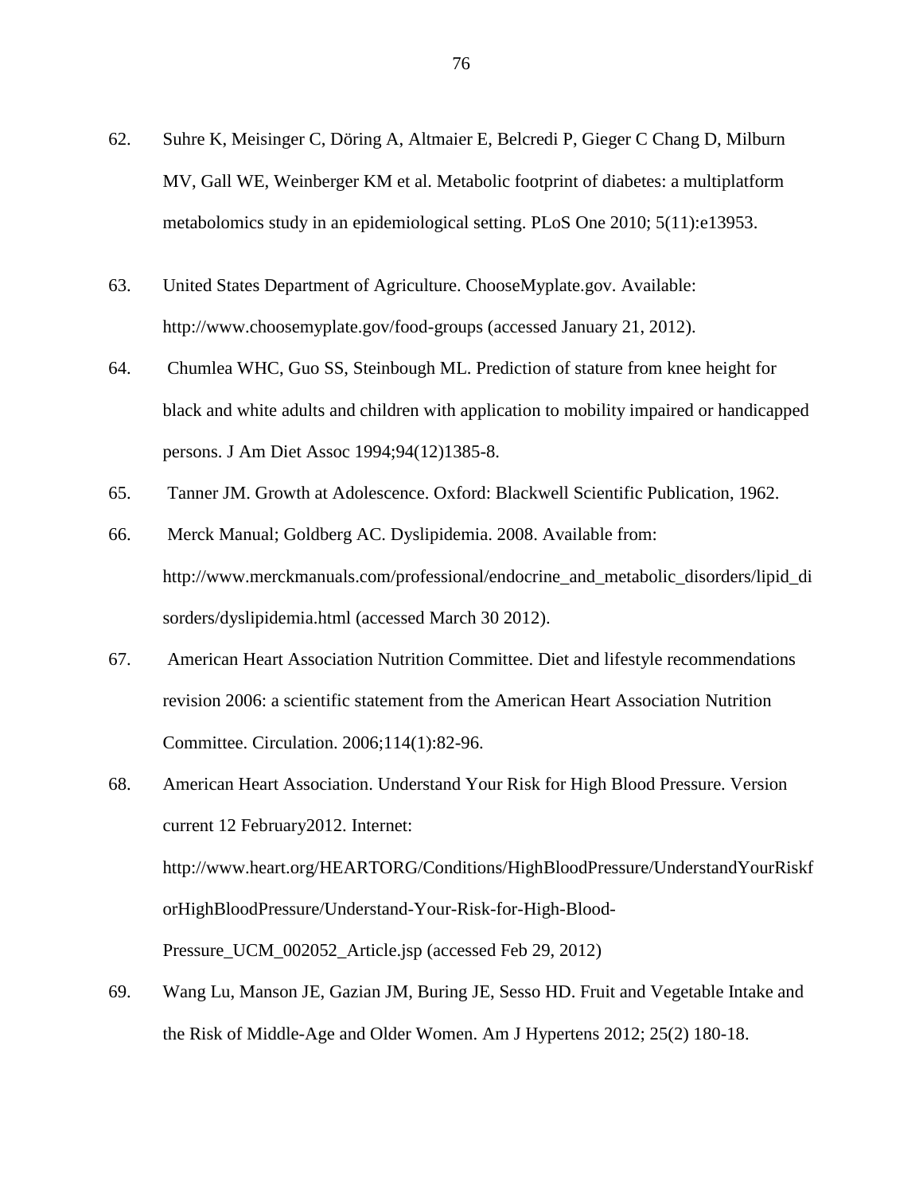62. Suhre K, Meisinger C, Döring A, Altmaier E, Belcredi P, Gieger C Chang D, Milburn MV, Gall WE, Weinberger KM et al. Metabolic footprint of diabetes: a multiplatform metabolomics study in an epidemiological setting. PLoS One 2010; 5(11):e13953.

63. United States Department of Agriculture. ChooseMyplate.gov. Available: http://www.choosemyplate.gov/food-groups (accessed January 21, 2012).

64. Chumlea WHC, Guo SS, Steinbough ML. Prediction of stature from knee height for black and white adults and children with application to mobility impaired or handicapped persons. J Am Diet Assoc 1994;94(12)1385-8.

65. Tanner JM. Growth at Adolescence. Oxford: Blackwell Scientific Publication, 1962.

66. Merck Manual; Goldberg AC. Dyslipidemia. 2008. Available from: http://www.merckmanuals.com/professional/endocrine_and_metabolic_disorders/lipid_disorders/dyslipidemia.html (accessed March 30 2012).

67. American Heart Association Nutrition Committee. Diet and lifestyle recommendations revision 2006: a scientific statement from the American Heart Association Nutrition Committee. Circulation. 2006;114(1):82-96.

68. American Heart Association. Understand Your Risk for High Blood Pressure. Version current 12 February2012. Internet: http://www.heart.org/HEARTORG/Conditions/HighBloodPressure/UnderstandYourRiskforHighBloodPressure/Understand-Your-Risk-for-High-Blood-Pressure_UCM_002052_Article.jsp (accessed Feb 29, 2012)

69. Wang Lu, Manson JE, Gazian JM, Buring JE, Sesso HD. Fruit and Vegetable Intake and the Risk of Middle-Age and Older Women. Am J Hypertens 2012; 25(2) 180-18.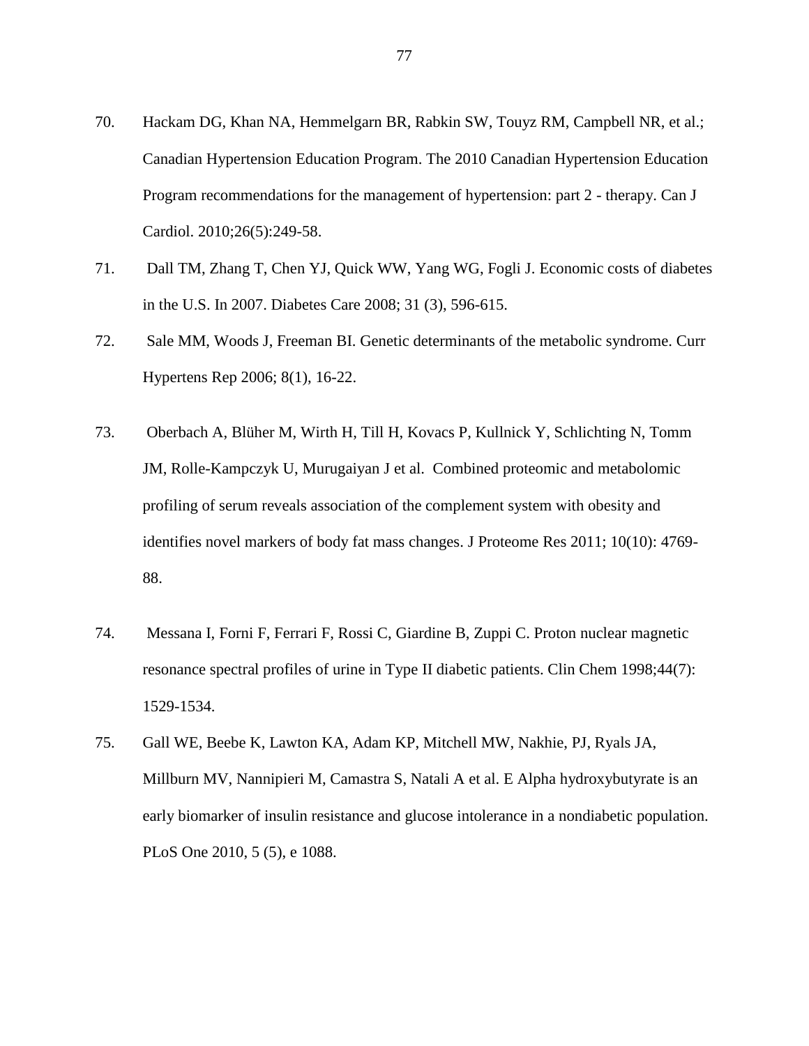70. Hackam DG, Khan NA, Hemmelgarn BR, Rabkin SW, Touyz RM, Campbell NR, et al.; Canadian Hypertension Education Program. The 2010 Canadian Hypertension Education Program recommendations for the management of hypertension: part 2 - therapy. Can J Cardiol. 2010;26(5):249-58.

71. Dall TM, Zhang T, Chen YJ, Quick WW, Yang WG, Fogli J. Economic costs of diabetes in the U.S. In 2007. Diabetes Care 2008; 31 (3), 596-615.

72. Sale MM, Woods J, Freeman BI. Genetic determinants of the metabolic syndrome. Curr Hypertens Rep 2006; 8(1), 16-22.

73. Oberbach A, Blüher M, Wirth H, Till H, Kovacs P, Kullnick Y, Schlichting N, Tomm JM, Rolle-Kampczyk U, Murugaiyan J et al. Combined proteomic and metabolomic profiling of serum reveals association of the complement system with obesity and identifies novel markers of body fat mass changes. J Proteome Res 2011; 10(10): 4769-88.

74. Messana I, Forni F, Ferrari F, Rossi C, Giardine B, Zuppi C. Proton nuclear magnetic resonance spectral profiles of urine in Type II diabetic patients. Clin Chem 1998;44(7): 1529-1534.

75. Gall WE, Beebe K, Lawton KA, Adam KP, Mitchell MW, Nakhie, PJ, Ryals JA, Millburn MV, Nannipieri M, Camastra S, Natali A et al. E Alpha hydroxybutyrate is an early biomarker of insulin resistance and glucose intolerance in a nondiabetic population. PLoS One 2010, 5 (5), e 1088.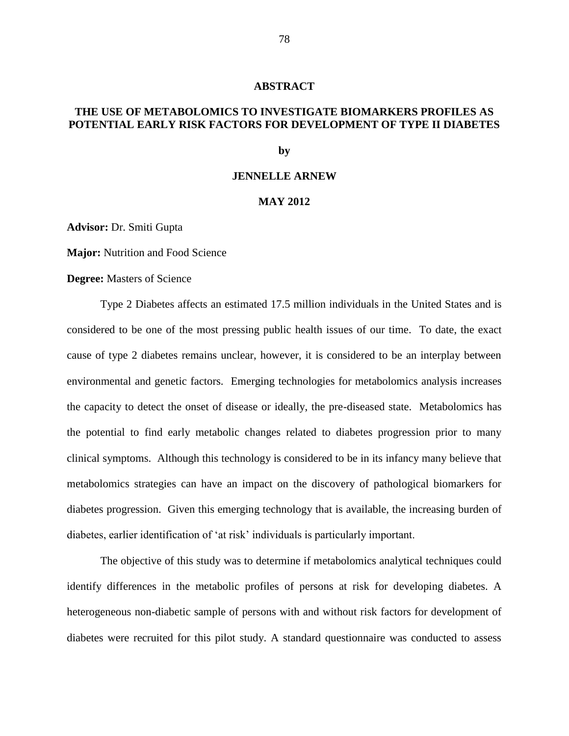# ABSTRACT

## THE USE OF METABOLOMICS TO INVESTIGATE BIOMARKERS PROFILES AS POTENTIAL EARLY RISK FACTORS FOR DEVELOPMENT OF TYPE II DIABETES

**by**

**JENNELLE ARNEW**

**MAY 2012**

**Advisor:** Dr. Smiti Gupta

**Major:** Nutrition and Food Science

**Degree:** Masters of Science

Type 2 Diabetes affects an estimated 17.5 million individuals in the United States and is considered to be one of the most pressing public health issues of our time. To date, the exact cause of type 2 diabetes remains unclear, however, it is considered to be an interplay between environmental and genetic factors. Emerging technologies for metabolomics analysis increases the capacity to detect the onset of disease or ideally, the pre-diseased state. Metabolomics has the potential to find early metabolic changes related to diabetes progression prior to many clinical symptoms. Although this technology is considered to be in its infancy many believe that metabolomics strategies can have an impact on the discovery of pathological biomarkers for diabetes progression. Given this emerging technology that is available, the increasing burden of diabetes, earlier identification of 'at risk' individuals is particularly important.

The objective of this study was to determine if metabolomics analytical techniques could identify differences in the metabolic profiles of persons at risk for developing diabetes. A heterogeneous non-diabetic sample of persons with and without risk factors for development of diabetes were recruited for this pilot study. A standard questionnaire was conducted to assess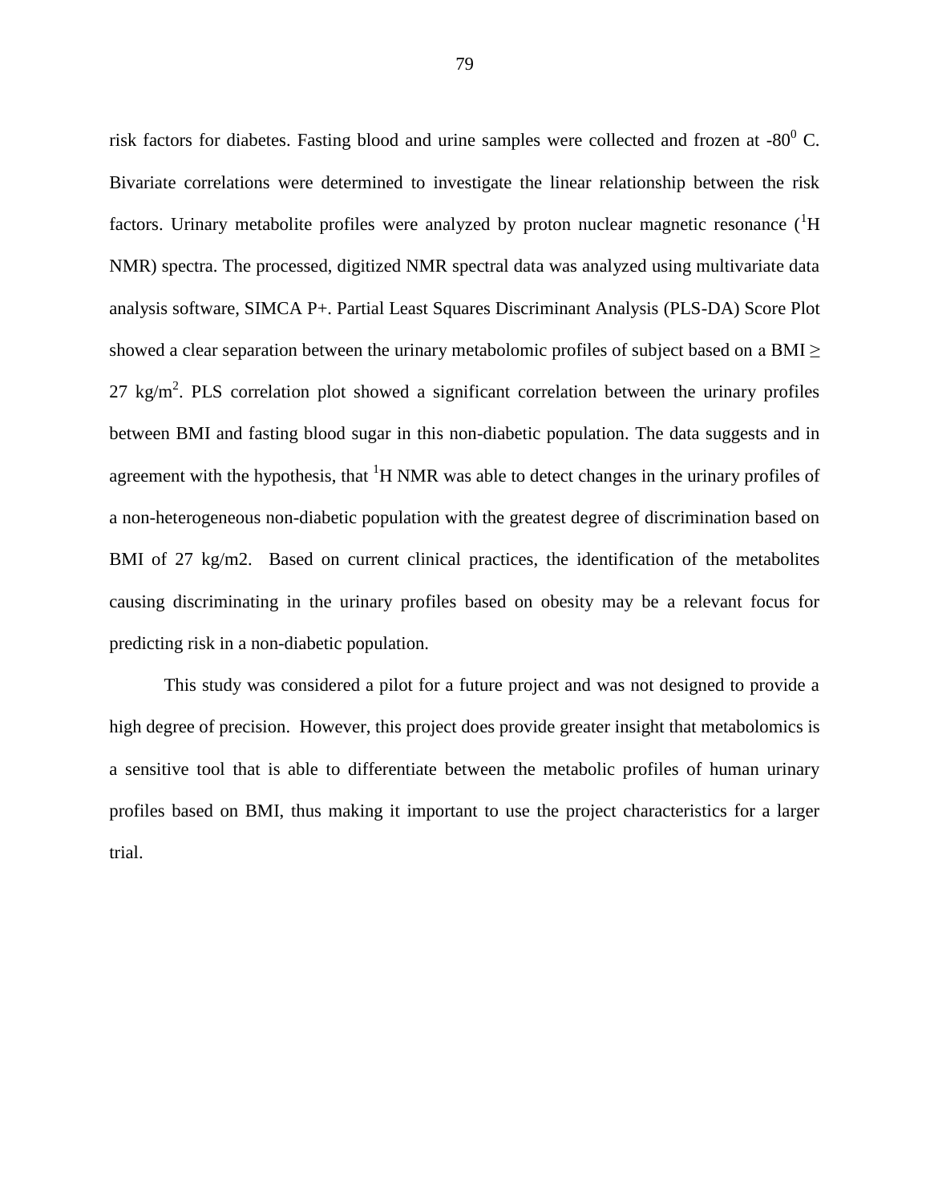risk factors for diabetes. Fasting blood and urine samples were collected and frozen at -80$^0$ C. Bivariate correlations were determined to investigate the linear relationship between the risk factors. Urinary metabolite profiles were analyzed by proton nuclear magnetic resonance ($^1$H NMR) spectra. The processed, digitized NMR spectral data was analyzed using multivariate data analysis software, SIMCA P+. Partial Least Squares Discriminant Analysis (PLS-DA) Score Plot showed a clear separation between the urinary metabolomic profiles of subject based on a BMI ≥ 27 kg/m$^2$. PLS correlation plot showed a significant correlation between the urinary profiles between BMI and fasting blood sugar in this non-diabetic population. The data suggests and in agreement with the hypothesis, that $^1$H NMR was able to detect changes in the urinary profiles of a non-heterogeneous non-diabetic population with the greatest degree of discrimination based on BMI of 27 kg/m2. Based on current clinical practices, the identification of the metabolites causing discriminating in the urinary profiles based on obesity may be a relevant focus for predicting risk in a non-diabetic population.

This study was considered a pilot for a future project and was not designed to provide a high degree of precision. However, this project does provide greater insight that metabolomics is a sensitive tool that is able to differentiate between the metabolic profiles of human urinary profiles based on BMI, thus making it important to use the project characteristics for a larger trial.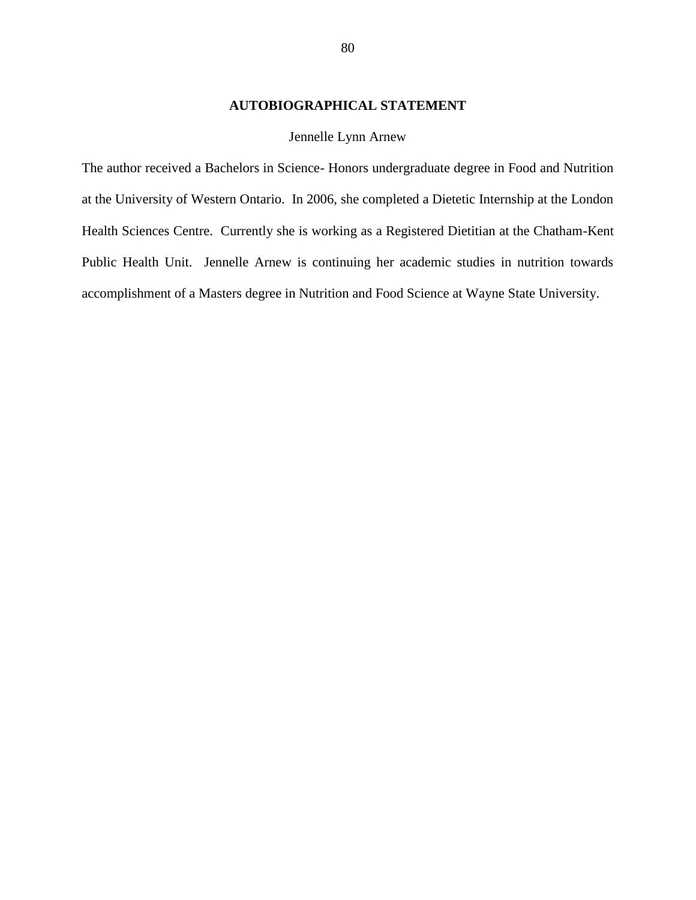## AUTOBIOGRAPHICAL STATEMENT

Jennelle Lynn Arnew

The author received a Bachelors in Science- Honors undergraduate degree in Food and Nutrition at the University of Western Ontario. In 2006, she completed a Dietetic Internship at the London Health Sciences Centre. Currently she is working as a Registered Dietitian at the Chatham-Kent Public Health Unit. Jennelle Arnew is continuing her academic studies in nutrition towards accomplishment of a Masters degree in Nutrition and Food Science at Wayne State University.